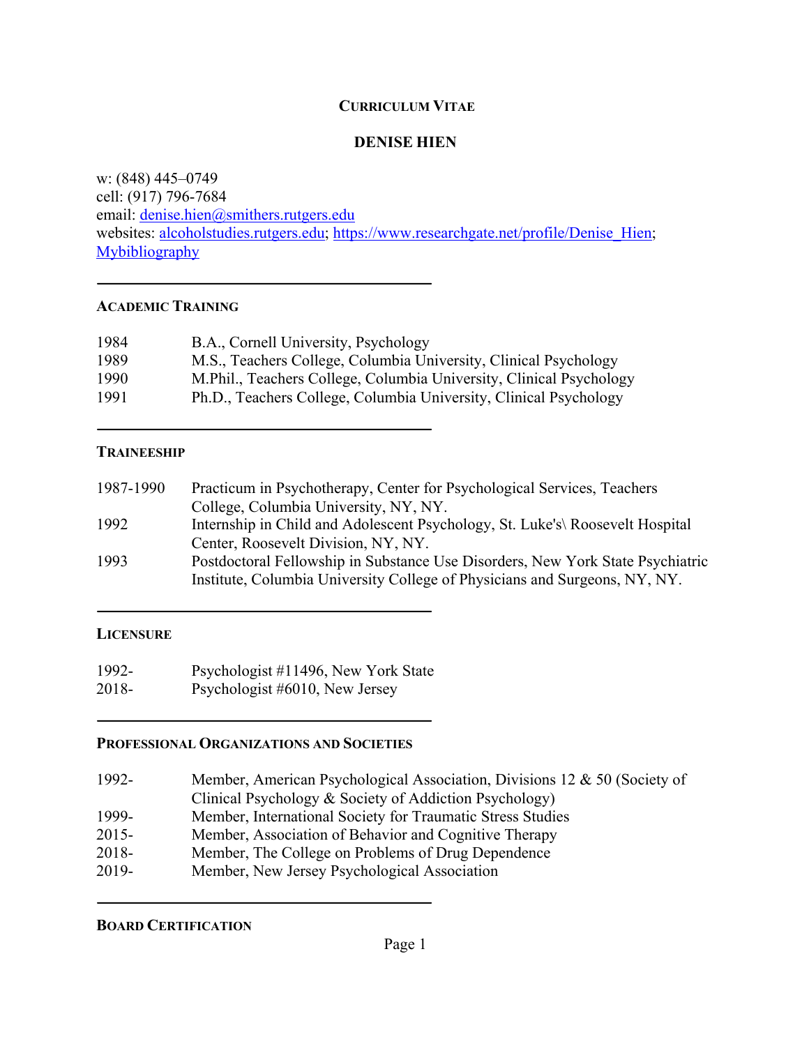# CURRICULUM VITAE

## DENISE HIEN

w: (848) 445–0749
cell: (917) 796-7684
email: denise.hien@smithers.rutgers.edu
websites: alcoholstudies.rutgers.edu; https://www.researchgate.net/profile/Denise_Hien; Mybibliography

---

### ACADEMIC TRAINING

| | |
|---|---|
| 1984 | B.A., Cornell University, Psychology |
| 1989 | M.S., Teachers College, Columbia University, Clinical Psychology |
| 1990 | M.Phil., Teachers College, Columbia University, Clinical Psychology |
| 1991 | Ph.D., Teachers College, Columbia University, Clinical Psychology |

---

### TRAINEESHIP

| | |
|---|---|
| 1987-1990 | Practicum in Psychotherapy, Center for Psychological Services, Teachers College, Columbia University, NY, NY. |
| 1992 | Internship in Child and Adolescent Psychology, St. Luke's\ Roosevelt Hospital Center, Roosevelt Division, NY, NY. |
| 1993 | Postdoctoral Fellowship in Substance Use Disorders, New York State Psychiatric Institute, Columbia University College of Physicians and Surgeons, NY, NY. |

---

### LICENSURE

| | |
|---|---|
| 1992- | Psychologist #11496, New York State |
| 2018- | Psychologist #6010, New Jersey |

---

### PROFESSIONAL ORGANIZATIONS AND SOCIETIES

| | |
|---|---|
| 1992- | Member, American Psychological Association, Divisions 12 & 50 (Society of Clinical Psychology & Society of Addiction Psychology) |
| 1999- | Member, International Society for Traumatic Stress Studies |
| 2015- | Member, Association of Behavior and Cognitive Therapy |
| 2018- | Member, The College on Problems of Drug Dependence |
| 2019- | Member, New Jersey Psychological Association |

---

### BOARD CERTIFICATION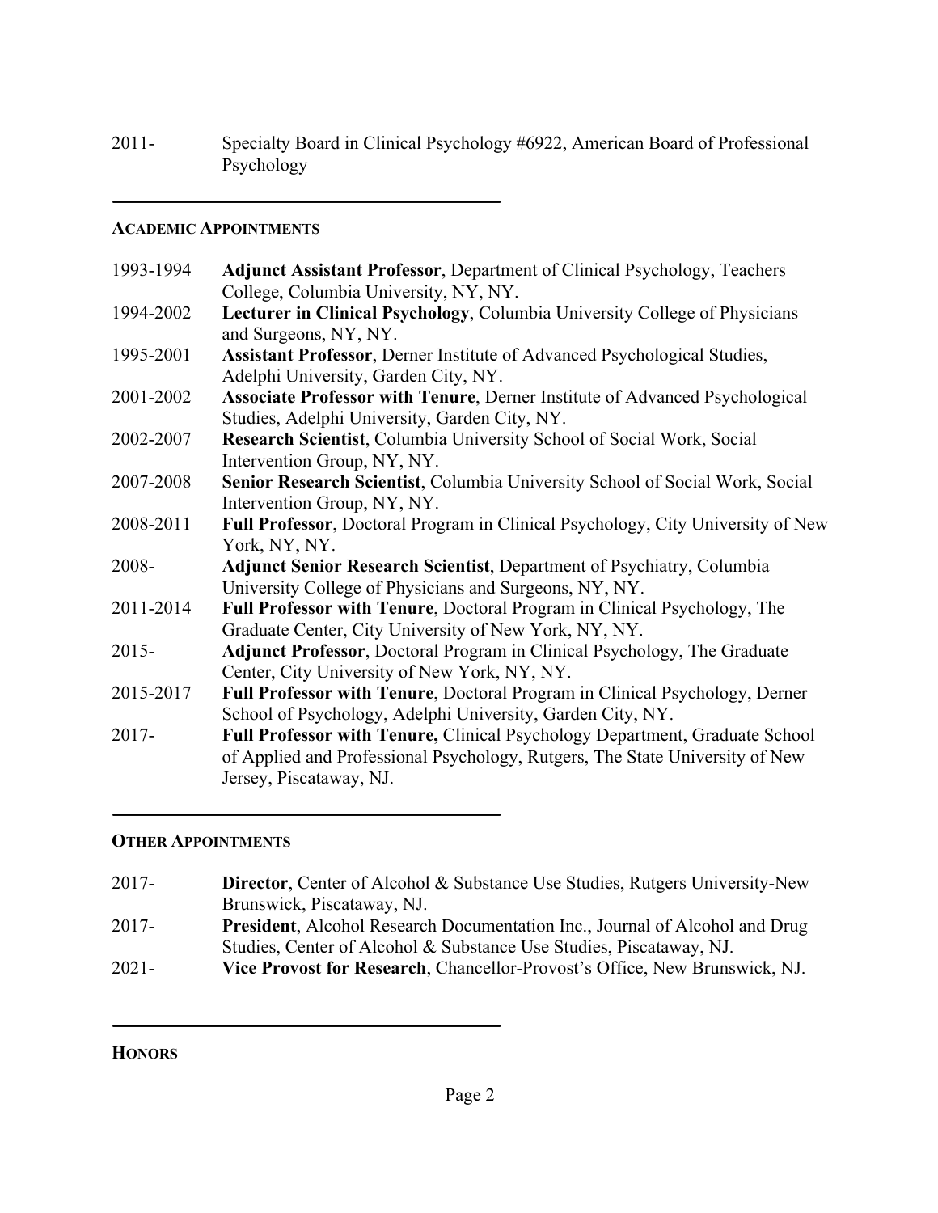2011- Specialty Board in Clinical Psychology #6922, American Board of Professional Psychology

## ACADEMIC APPOINTMENTS

1993-1994 **Adjunct Assistant Professor**, Department of Clinical Psychology, Teachers College, Columbia University, NY, NY.

1994-2002 **Lecturer in Clinical Psychology**, Columbia University College of Physicians and Surgeons, NY, NY.

1995-2001 **Assistant Professor**, Derner Institute of Advanced Psychological Studies, Adelphi University, Garden City, NY.

2001-2002 **Associate Professor with Tenure**, Derner Institute of Advanced Psychological Studies, Adelphi University, Garden City, NY.

2002-2007 **Research Scientist**, Columbia University School of Social Work, Social Intervention Group, NY, NY.

2007-2008 **Senior Research Scientist**, Columbia University School of Social Work, Social Intervention Group, NY, NY.

2008-2011 **Full Professor**, Doctoral Program in Clinical Psychology, City University of New York, NY, NY.

2008- **Adjunct Senior Research Scientist**, Department of Psychiatry, Columbia University College of Physicians and Surgeons, NY, NY.

2011-2014 **Full Professor with Tenure**, Doctoral Program in Clinical Psychology, The Graduate Center, City University of New York, NY, NY.

2015- **Adjunct Professor**, Doctoral Program in Clinical Psychology, The Graduate Center, City University of New York, NY, NY.

2015-2017 **Full Professor with Tenure**, Doctoral Program in Clinical Psychology, Derner School of Psychology, Adelphi University, Garden City, NY.

2017- **Full Professor with Tenure,** Clinical Psychology Department, Graduate School of Applied and Professional Psychology, Rutgers, The State University of New Jersey, Piscataway, NJ.

## OTHER APPOINTMENTS

2017- **Director**, Center of Alcohol & Substance Use Studies, Rutgers University-New Brunswick, Piscataway, NJ.

2017- **President**, Alcohol Research Documentation Inc., Journal of Alcohol and Drug Studies, Center of Alcohol & Substance Use Studies, Piscataway, NJ.

2021- **Vice Provost for Research**, Chancellor-Provost's Office, New Brunswick, NJ.

## HONORS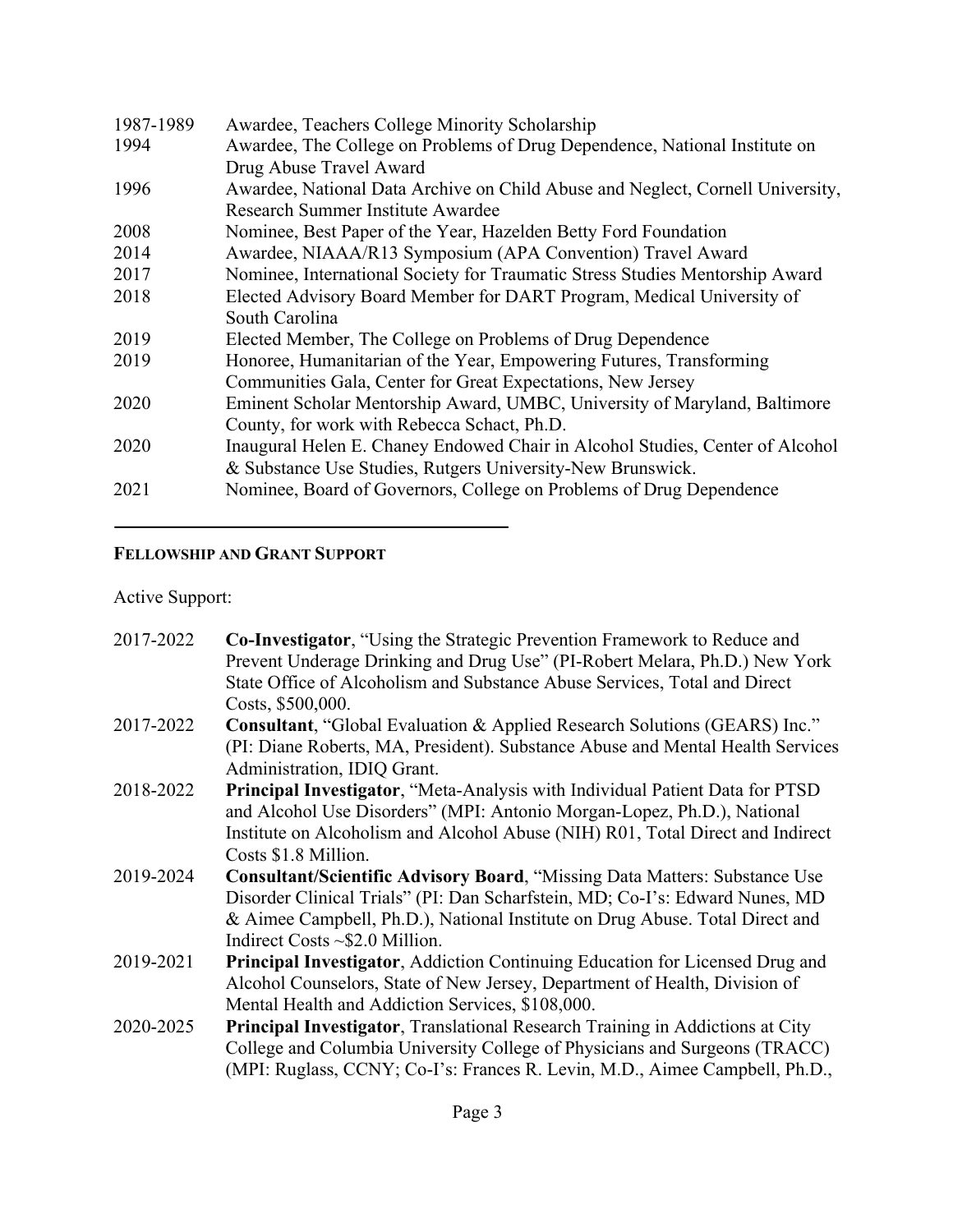| | |
|---|---|
| 1987-1989 | Awardee, Teachers College Minority Scholarship |
| 1994 | Awardee, The College on Problems of Drug Dependence, National Institute on Drug Abuse Travel Award |
| 1996 | Awardee, National Data Archive on Child Abuse and Neglect, Cornell University, Research Summer Institute Awardee |
| 2008 | Nominee, Best Paper of the Year, Hazelden Betty Ford Foundation |
| 2014 | Awardee, NIAAA/R13 Symposium (APA Convention) Travel Award |
| 2017 | Nominee, International Society for Traumatic Stress Studies Mentorship Award |
| 2018 | Elected Advisory Board Member for DART Program, Medical University of South Carolina |
| 2019 | Elected Member, The College on Problems of Drug Dependence |
| 2019 | Honoree, Humanitarian of the Year, Empowering Futures, Transforming Communities Gala, Center for Great Expectations, New Jersey |
| 2020 | Eminent Scholar Mentorship Award, UMBC, University of Maryland, Baltimore County, for work with Rebecca Schact, Ph.D. |
| 2020 | Inaugural Helen E. Chaney Endowed Chair in Alcohol Studies, Center of Alcohol & Substance Use Studies, Rutgers University-New Brunswick. |
| 2021 | Nominee, Board of Governors, College on Problems of Drug Dependence |

---

## FELLOWSHIP AND GRANT SUPPORT

Active Support:

| | |
|---|---|
| 2017-2022 | **Co-Investigator**, "Using the Strategic Prevention Framework to Reduce and Prevent Underage Drinking and Drug Use" (PI-Robert Melara, Ph.D.) New York State Office of Alcoholism and Substance Abuse Services, Total and Direct Costs, $500,000. |
| 2017-2022 | **Consultant**, "Global Evaluation & Applied Research Solutions (GEARS) Inc." (PI: Diane Roberts, MA, President). Substance Abuse and Mental Health Services Administration, IDIQ Grant. |
| 2018-2022 | **Principal Investigator**, "Meta-Analysis with Individual Patient Data for PTSD and Alcohol Use Disorders" (MPI: Antonio Morgan-Lopez, Ph.D.), National Institute on Alcoholism and Alcohol Abuse (NIH) R01, Total Direct and Indirect Costs $1.8 Million. |
| 2019-2024 | **Consultant/Scientific Advisory Board**, "Missing Data Matters: Substance Use Disorder Clinical Trials" (PI: Dan Scharfstein, MD; Co-I's: Edward Nunes, MD & Aimee Campbell, Ph.D.), National Institute on Drug Abuse. Total Direct and Indirect Costs ~$2.0 Million. |
| 2019-2021 | **Principal Investigator**, Addiction Continuing Education for Licensed Drug and Alcohol Counselors, State of New Jersey, Department of Health, Division of Mental Health and Addiction Services, $108,000. |
| 2020-2025 | **Principal Investigator**, Translational Research Training in Addictions at City College and Columbia University College of Physicians and Surgeons (TRACC) (MPI: Ruglass, CCNY; Co-I's: Frances R. Levin, M.D., Aimee Campbell, Ph.D., |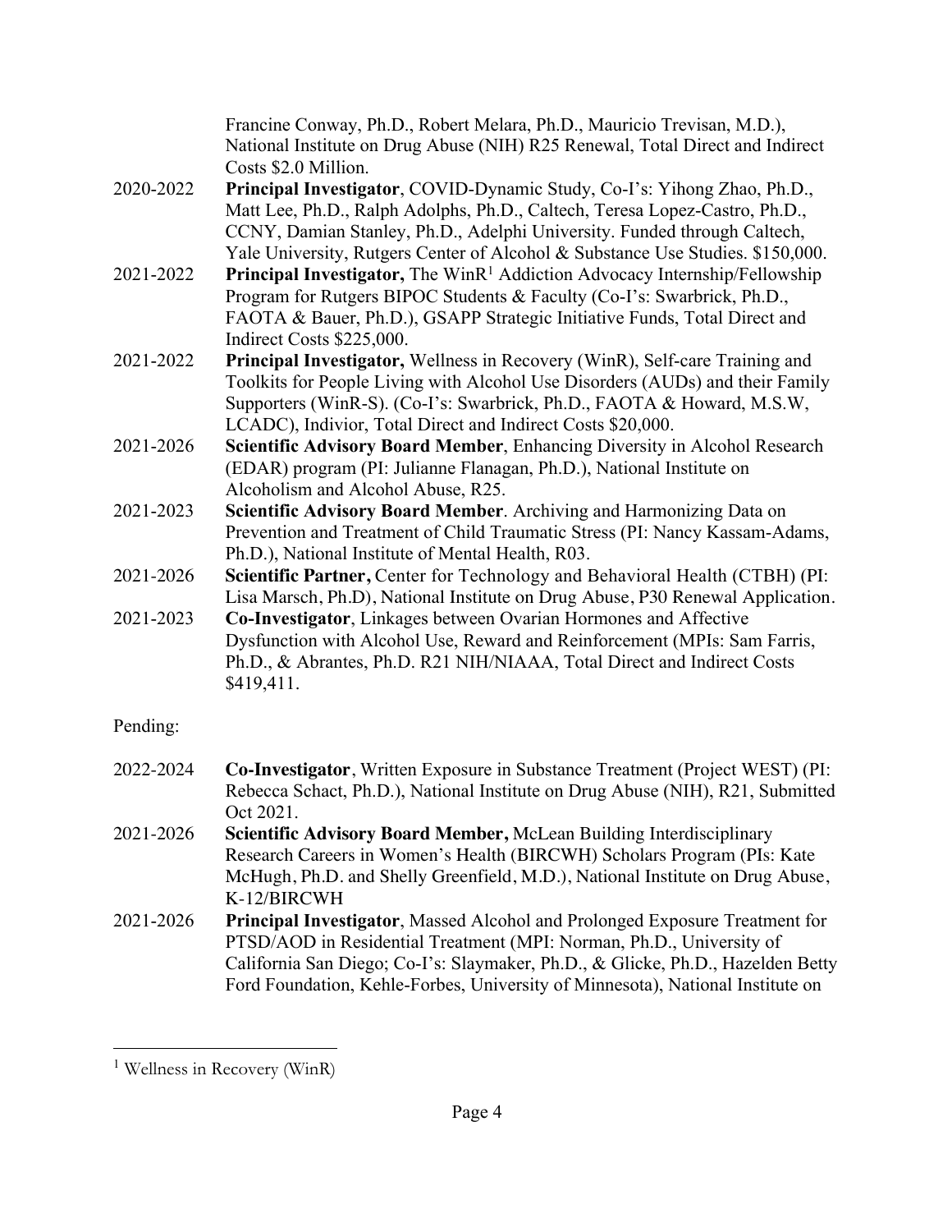Francine Conway, Ph.D., Robert Melara, Ph.D., Mauricio Trevisan, M.D.), National Institute on Drug Abuse (NIH) R25 Renewal, Total Direct and Indirect Costs $2.0 Million.

2020-2022 **Principal Investigator**, COVID-Dynamic Study, Co-I's: Yihong Zhao, Ph.D., Matt Lee, Ph.D., Ralph Adolphs, Ph.D., Caltech, Teresa Lopez-Castro, Ph.D., CCNY, Damian Stanley, Ph.D., Adelphi University. Funded through Caltech, Yale University, Rutgers Center of Alcohol & Substance Use Studies. $150,000.

2021-2022 **Principal Investigator,** The WinR[1] Addiction Advocacy Internship/Fellowship Program for Rutgers BIPOC Students & Faculty (Co-I's: Swarbrick, Ph.D., FAOTA & Bauer, Ph.D.), GSAPP Strategic Initiative Funds, Total Direct and Indirect Costs $225,000.

2021-2022 **Principal Investigator,** Wellness in Recovery (WinR), Self-care Training and Toolkits for People Living with Alcohol Use Disorders (AUDs) and their Family Supporters (WinR-S). (Co-I's: Swarbrick, Ph.D., FAOTA & Howard, M.S.W, LCADC), Indivior, Total Direct and Indirect Costs $20,000.

2021-2026 **Scientific Advisory Board Member**, Enhancing Diversity in Alcohol Research (EDAR) program (PI: Julianne Flanagan, Ph.D.), National Institute on Alcoholism and Alcohol Abuse, R25.

2021-2023 **Scientific Advisory Board Member**. Archiving and Harmonizing Data on Prevention and Treatment of Child Traumatic Stress (PI: Nancy Kassam-Adams, Ph.D.), National Institute of Mental Health, R03.

2021-2026 **Scientific Partner,** Center for Technology and Behavioral Health (CTBH) (PI: Lisa Marsch, Ph.D), National Institute on Drug Abuse, P30 Renewal Application.

2021-2023 **Co-Investigator**, Linkages between Ovarian Hormones and Affective Dysfunction with Alcohol Use, Reward and Reinforcement (MPIs: Sam Farris, Ph.D., & Abrantes, Ph.D. R21 NIH/NIAAA, Total Direct and Indirect Costs $419,411.

Pending:

2022-2024 **Co-Investigator**, Written Exposure in Substance Treatment (Project WEST) (PI: Rebecca Schact, Ph.D.), National Institute on Drug Abuse (NIH), R21, Submitted Oct 2021.

2021-2026 **Scientific Advisory Board Member,** McLean Building Interdisciplinary Research Careers in Women's Health (BIRCWH) Scholars Program (PIs: Kate McHugh, Ph.D. and Shelly Greenfield, M.D.), National Institute on Drug Abuse, K-12/BIRCWH

2021-2026 **Principal Investigator**, Massed Alcohol and Prolonged Exposure Treatment for PTSD/AOD in Residential Treatment (MPI: Norman, Ph.D., University of California San Diego; Co-I's: Slaymaker, Ph.D., & Glicke, Ph.D., Hazelden Betty Ford Foundation, Kehle-Forbes, University of Minnesota), National Institute on

---

[1] Wellness in Recovery (WinR)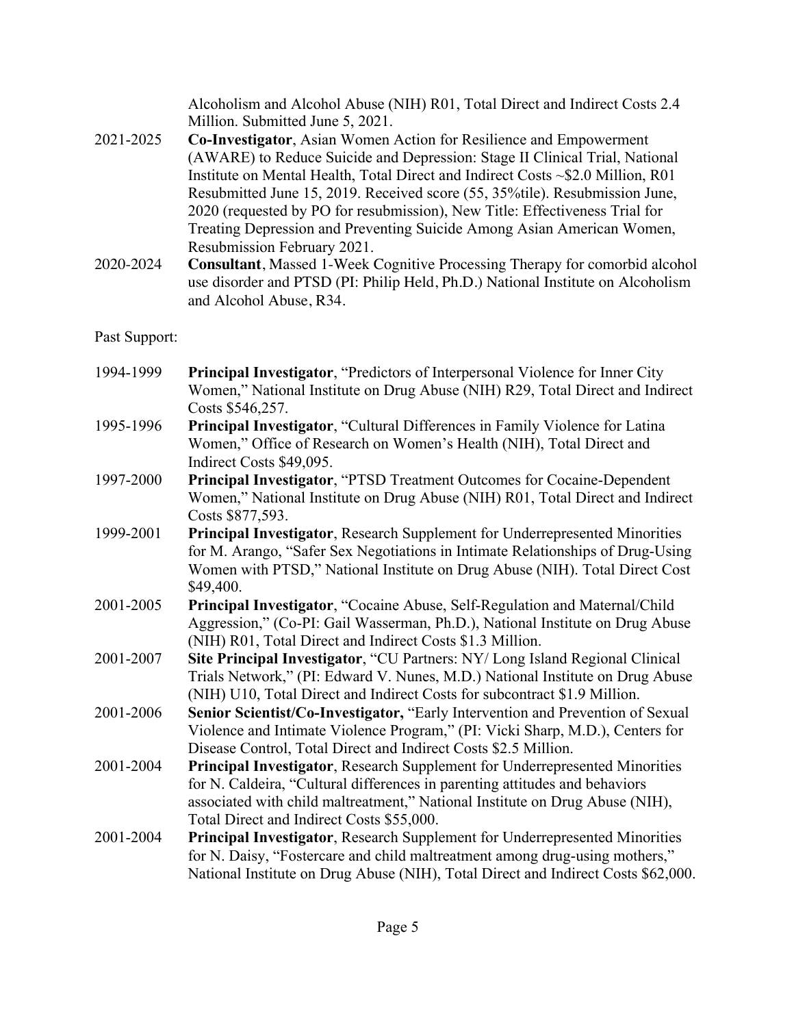Alcoholism and Alcohol Abuse (NIH) R01, Total Direct and Indirect Costs 2.4 Million. Submitted June 5, 2021.

2021-2025 **Co-Investigator**, Asian Women Action for Resilience and Empowerment (AWARE) to Reduce Suicide and Depression: Stage II Clinical Trial, National Institute on Mental Health, Total Direct and Indirect Costs ~$2.0 Million, R01 Resubmitted June 15, 2019. Received score (55, 35%tile). Resubmission June, 2020 (requested by PO for resubmission), New Title: Effectiveness Trial for Treating Depression and Preventing Suicide Among Asian American Women, Resubmission February 2021.

2020-2024 **Consultant**, Massed 1-Week Cognitive Processing Therapy for comorbid alcohol use disorder and PTSD (PI: Philip Held, Ph.D.) National Institute on Alcoholism and Alcohol Abuse, R34.

Past Support:

1994-1999 **Principal Investigator**, "Predictors of Interpersonal Violence for Inner City Women," National Institute on Drug Abuse (NIH) R29, Total Direct and Indirect Costs $546,257.

1995-1996 **Principal Investigator**, "Cultural Differences in Family Violence for Latina Women," Office of Research on Women's Health (NIH), Total Direct and Indirect Costs $49,095.

1997-2000 **Principal Investigator**, "PTSD Treatment Outcomes for Cocaine-Dependent Women," National Institute on Drug Abuse (NIH) R01, Total Direct and Indirect Costs $877,593.

1999-2001 **Principal Investigator**, Research Supplement for Underrepresented Minorities for M. Arango, "Safer Sex Negotiations in Intimate Relationships of Drug-Using Women with PTSD," National Institute on Drug Abuse (NIH). Total Direct Cost $49,400.

2001-2005 **Principal Investigator**, "Cocaine Abuse, Self-Regulation and Maternal/Child Aggression," (Co-PI: Gail Wasserman, Ph.D.), National Institute on Drug Abuse (NIH) R01, Total Direct and Indirect Costs $1.3 Million.

2001-2007 **Site Principal Investigator**, "CU Partners: NY/ Long Island Regional Clinical Trials Network," (PI: Edward V. Nunes, M.D.) National Institute on Drug Abuse (NIH) U10, Total Direct and Indirect Costs for subcontract $1.9 Million.

2001-2006 **Senior Scientist/Co-Investigator,** "Early Intervention and Prevention of Sexual Violence and Intimate Violence Program," (PI: Vicki Sharp, M.D.), Centers for Disease Control, Total Direct and Indirect Costs $2.5 Million.

2001-2004 **Principal Investigator**, Research Supplement for Underrepresented Minorities for N. Caldeira, "Cultural differences in parenting attitudes and behaviors associated with child maltreatment," National Institute on Drug Abuse (NIH), Total Direct and Indirect Costs $55,000.

2001-2004 **Principal Investigator**, Research Supplement for Underrepresented Minorities for N. Daisy, "Fostercare and child maltreatment among drug-using mothers," National Institute on Drug Abuse (NIH), Total Direct and Indirect Costs $62,000.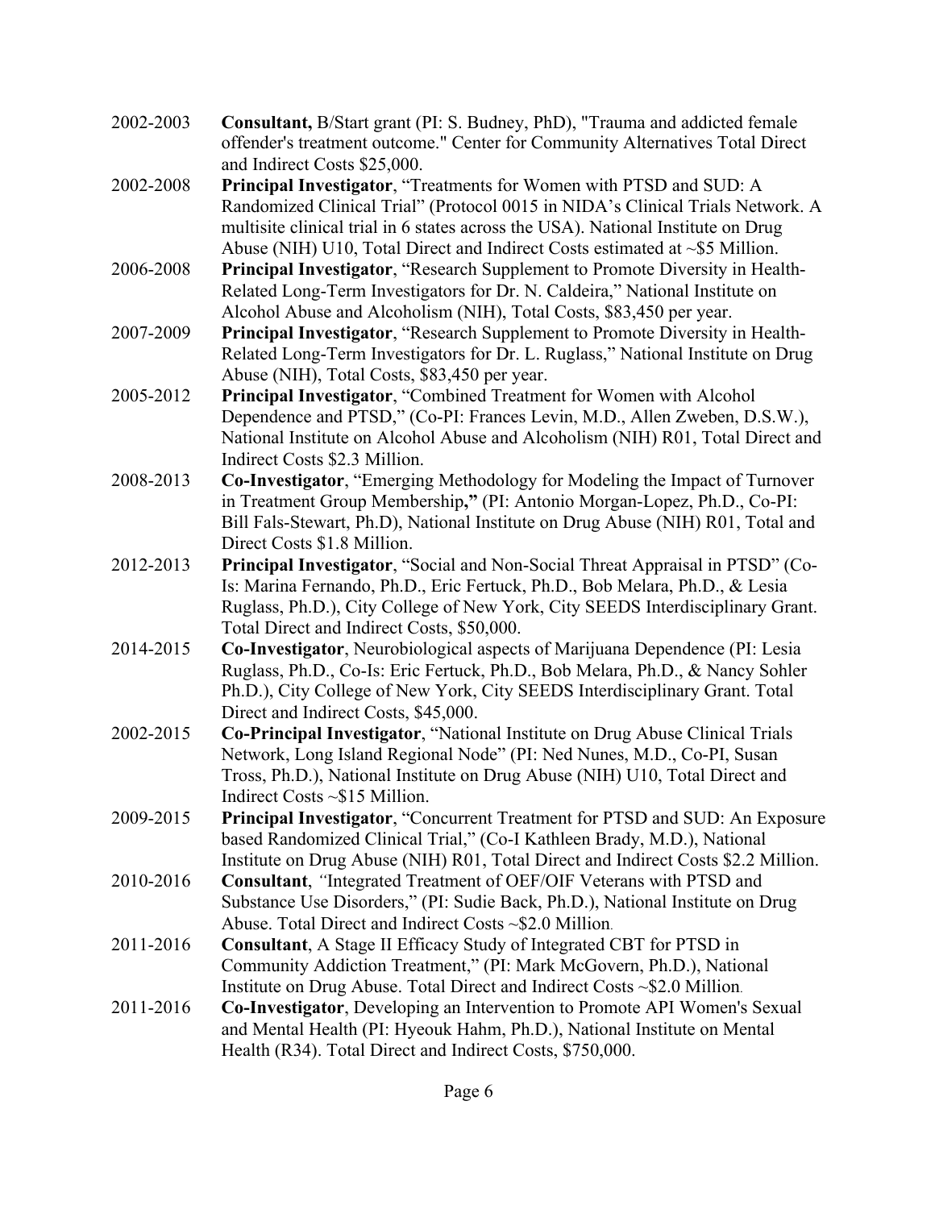2002-2003 **Consultant,** B/Start grant (PI: S. Budney, PhD), "Trauma and addicted female offender's treatment outcome." Center for Community Alternatives Total Direct and Indirect Costs $25,000.

2002-2008 **Principal Investigator**, "Treatments for Women with PTSD and SUD: A Randomized Clinical Trial" (Protocol 0015 in NIDA's Clinical Trials Network. A multisite clinical trial in 6 states across the USA). National Institute on Drug Abuse (NIH) U10, Total Direct and Indirect Costs estimated at ~$5 Million.

2006-2008 **Principal Investigator**, "Research Supplement to Promote Diversity in Health-Related Long-Term Investigators for Dr. N. Caldeira," National Institute on Alcohol Abuse and Alcoholism (NIH), Total Costs, $83,450 per year.

2007-2009 **Principal Investigator**, "Research Supplement to Promote Diversity in Health-Related Long-Term Investigators for Dr. L. Ruglass," National Institute on Drug Abuse (NIH), Total Costs, $83,450 per year.

2005-2012 **Principal Investigator**, "Combined Treatment for Women with Alcohol Dependence and PTSD," (Co-PI: Frances Levin, M.D., Allen Zweben, D.S.W.), National Institute on Alcohol Abuse and Alcoholism (NIH) R01, Total Direct and Indirect Costs $2.3 Million.

2008-2013 **Co-Investigator**, "Emerging Methodology for Modeling the Impact of Turnover in Treatment Group Membership**,"** (PI: Antonio Morgan-Lopez, Ph.D., Co-PI: Bill Fals-Stewart, Ph.D), National Institute on Drug Abuse (NIH) R01, Total and Direct Costs $1.8 Million.

2012-2013 **Principal Investigator**, "Social and Non-Social Threat Appraisal in PTSD" (Co-Is: Marina Fernando, Ph.D., Eric Fertuck, Ph.D., Bob Melara, Ph.D., & Lesia Ruglass, Ph.D.), City College of New York, City SEEDS Interdisciplinary Grant. Total Direct and Indirect Costs, $50,000.

2014-2015 **Co-Investigator**, Neurobiological aspects of Marijuana Dependence (PI: Lesia Ruglass, Ph.D., Co-Is: Eric Fertuck, Ph.D., Bob Melara, Ph.D., & Nancy Sohler Ph.D.), City College of New York, City SEEDS Interdisciplinary Grant. Total Direct and Indirect Costs, $45,000.

2002-2015 **Co-Principal Investigator**, "National Institute on Drug Abuse Clinical Trials Network, Long Island Regional Node" (PI: Ned Nunes, M.D., Co-PI, Susan Tross, Ph.D.), National Institute on Drug Abuse (NIH) U10, Total Direct and Indirect Costs ~$15 Million.

2009-2015 **Principal Investigator**, "Concurrent Treatment for PTSD and SUD: An Exposure based Randomized Clinical Trial," (Co-I Kathleen Brady, M.D.), National Institute on Drug Abuse (NIH) R01, Total Direct and Indirect Costs $2.2 Million.

2010-2016 **Consultant**, *"*Integrated Treatment of OEF/OIF Veterans with PTSD and Substance Use Disorders," (PI: Sudie Back, Ph.D.), National Institute on Drug Abuse. Total Direct and Indirect Costs ~$2.0 Million.

2011-2016 **Consultant**, A Stage II Efficacy Study of Integrated CBT for PTSD in Community Addiction Treatment," (PI: Mark McGovern, Ph.D.), National Institute on Drug Abuse. Total Direct and Indirect Costs ~$2.0 Million.

2011-2016 **Co-Investigator**, Developing an Intervention to Promote API Women's Sexual and Mental Health (PI: Hyeouk Hahm, Ph.D.), National Institute on Mental Health (R34). Total Direct and Indirect Costs, $750,000.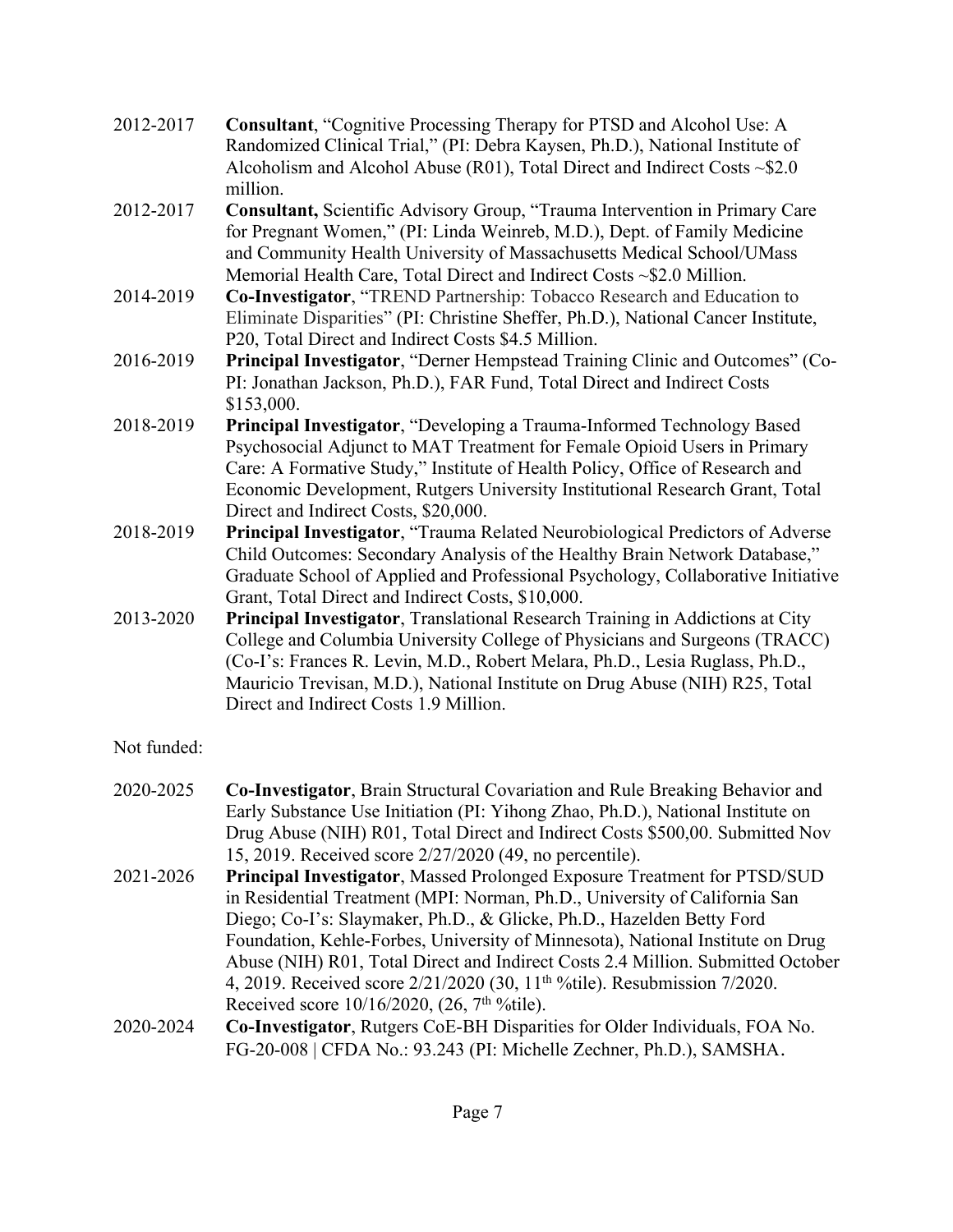2012-2017 **Consultant**, "Cognitive Processing Therapy for PTSD and Alcohol Use: A Randomized Clinical Trial," (PI: Debra Kaysen, Ph.D.), National Institute of Alcoholism and Alcohol Abuse (R01), Total Direct and Indirect Costs ~$2.0 million.

2012-2017 **Consultant,** Scientific Advisory Group, "Trauma Intervention in Primary Care for Pregnant Women," (PI: Linda Weinreb, M.D.), Dept. of Family Medicine and Community Health University of Massachusetts Medical School/UMass Memorial Health Care, Total Direct and Indirect Costs ~$2.0 Million.

2014-2019 **Co-Investigator**, "TREND Partnership: Tobacco Research and Education to Eliminate Disparities" (PI: Christine Sheffer, Ph.D.), National Cancer Institute, P20, Total Direct and Indirect Costs $4.5 Million.

2016-2019 **Principal Investigator**, "Derner Hempstead Training Clinic and Outcomes" (Co-PI: Jonathan Jackson, Ph.D.), FAR Fund, Total Direct and Indirect Costs $153,000.

2018-2019 **Principal Investigator**, "Developing a Trauma-Informed Technology Based Psychosocial Adjunct to MAT Treatment for Female Opioid Users in Primary Care: A Formative Study," Institute of Health Policy, Office of Research and Economic Development, Rutgers University Institutional Research Grant, Total Direct and Indirect Costs, $20,000.

2018-2019 **Principal Investigator**, "Trauma Related Neurobiological Predictors of Adverse Child Outcomes: Secondary Analysis of the Healthy Brain Network Database," Graduate School of Applied and Professional Psychology, Collaborative Initiative Grant, Total Direct and Indirect Costs, $10,000.

2013-2020 **Principal Investigator**, Translational Research Training in Addictions at City College and Columbia University College of Physicians and Surgeons (TRACC) (Co-I's: Frances R. Levin, M.D., Robert Melara, Ph.D., Lesia Ruglass, Ph.D., Mauricio Trevisan, M.D.), National Institute on Drug Abuse (NIH) R25, Total Direct and Indirect Costs 1.9 Million.

Not funded:

2020-2025 **Co-Investigator**, Brain Structural Covariation and Rule Breaking Behavior and Early Substance Use Initiation (PI: Yihong Zhao, Ph.D.), National Institute on Drug Abuse (NIH) R01, Total Direct and Indirect Costs $500,00. Submitted Nov 15, 2019. Received score 2/27/2020 (49, no percentile).

2021-2026 **Principal Investigator**, Massed Prolonged Exposure Treatment for PTSD/SUD in Residential Treatment (MPI: Norman, Ph.D., University of California San Diego; Co-I's: Slaymaker, Ph.D., & Glicke, Ph.D., Hazelden Betty Ford Foundation, Kehle-Forbes, University of Minnesota), National Institute on Drug Abuse (NIH) R01, Total Direct and Indirect Costs 2.4 Million. Submitted October 4, 2019. Received score 2/21/2020 (30, 11th %tile). Resubmission 7/2020. Received score 10/16/2020, (26, 7th %tile).

2020-2024 **Co-Investigator**, Rutgers CoE-BH Disparities for Older Individuals, FOA No. FG-20-008 | CFDA No.: 93.243 (PI: Michelle Zechner, Ph.D.), SAMSHA.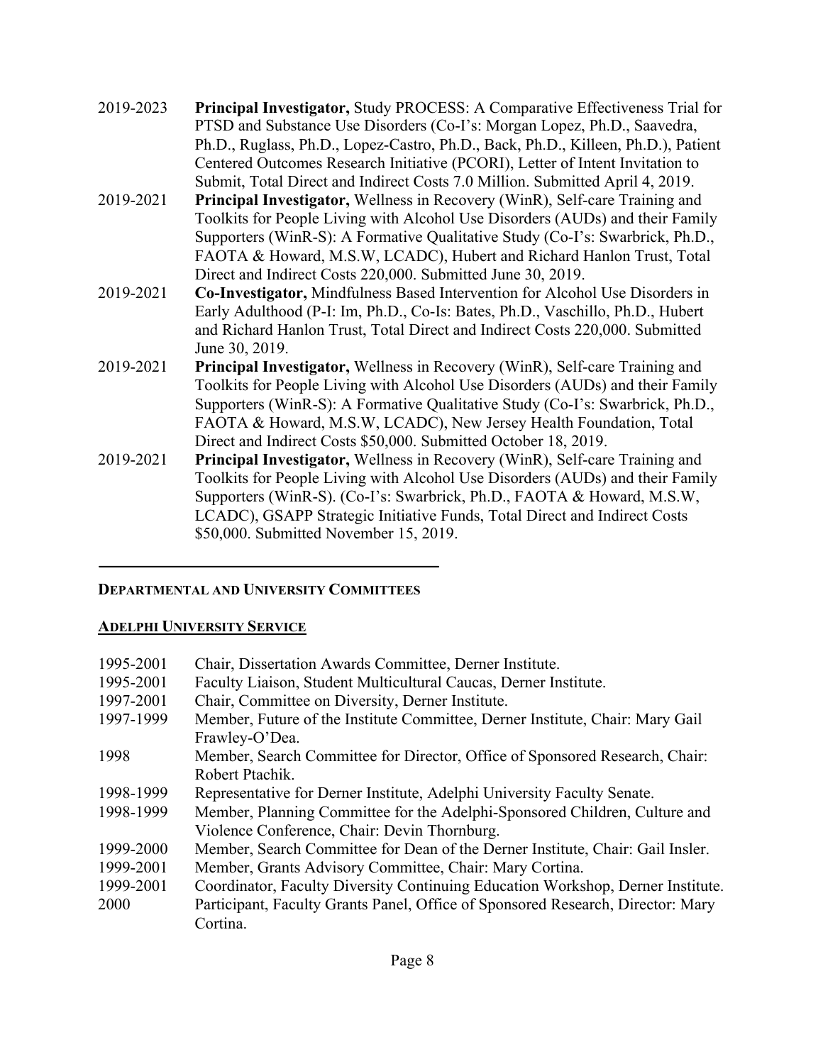2019-2023 **Principal Investigator,** Study PROCESS: A Comparative Effectiveness Trial for PTSD and Substance Use Disorders (Co-I's: Morgan Lopez, Ph.D., Saavedra, Ph.D., Ruglass, Ph.D., Lopez-Castro, Ph.D., Back, Ph.D., Killeen, Ph.D.), Patient Centered Outcomes Research Initiative (PCORI), Letter of Intent Invitation to Submit, Total Direct and Indirect Costs 7.0 Million. Submitted April 4, 2019.

2019-2021 **Principal Investigator,** Wellness in Recovery (WinR), Self-care Training and Toolkits for People Living with Alcohol Use Disorders (AUDs) and their Family Supporters (WinR-S): A Formative Qualitative Study (Co-I's: Swarbrick, Ph.D., FAOTA & Howard, M.S.W, LCADC), Hubert and Richard Hanlon Trust, Total Direct and Indirect Costs 220,000. Submitted June 30, 2019.

2019-2021 **Co-Investigator,** Mindfulness Based Intervention for Alcohol Use Disorders in Early Adulthood (P-I: Im, Ph.D., Co-Is: Bates, Ph.D., Vaschillo, Ph.D., Hubert and Richard Hanlon Trust, Total Direct and Indirect Costs 220,000. Submitted June 30, 2019.

2019-2021 **Principal Investigator,** Wellness in Recovery (WinR), Self-care Training and Toolkits for People Living with Alcohol Use Disorders (AUDs) and their Family Supporters (WinR-S): A Formative Qualitative Study (Co-I's: Swarbrick, Ph.D., FAOTA & Howard, M.S.W, LCADC), New Jersey Health Foundation, Total Direct and Indirect Costs $50,000. Submitted October 18, 2019.

2019-2021 **Principal Investigator,** Wellness in Recovery (WinR), Self-care Training and Toolkits for People Living with Alcohol Use Disorders (AUDs) and their Family Supporters (WinR-S). (Co-I's: Swarbrick, Ph.D., FAOTA & Howard, M.S.W, LCADC), GSAPP Strategic Initiative Funds, Total Direct and Indirect Costs $50,000. Submitted November 15, 2019.

---

## DEPARTMENTAL AND UNIVERSITY COMMITTEES

### ADELPHI UNIVERSITY SERVICE

1995-2001 Chair, Dissertation Awards Committee, Derner Institute.

1995-2001 Faculty Liaison, Student Multicultural Caucas, Derner Institute.

1997-2001 Chair, Committee on Diversity, Derner Institute.

1997-1999 Member, Future of the Institute Committee, Derner Institute, Chair: Mary Gail Frawley-O'Dea.

1998 Member, Search Committee for Director, Office of Sponsored Research, Chair: Robert Ptachik.

1998-1999 Representative for Derner Institute, Adelphi University Faculty Senate.

1998-1999 Member, Planning Committee for the Adelphi-Sponsored Children, Culture and Violence Conference, Chair: Devin Thornburg.

1999-2000 Member, Search Committee for Dean of the Derner Institute, Chair: Gail Insler.

1999-2001 Member, Grants Advisory Committee, Chair: Mary Cortina.

1999-2001 Coordinator, Faculty Diversity Continuing Education Workshop, Derner Institute.

2000 Participant, Faculty Grants Panel, Office of Sponsored Research, Director: Mary Cortina.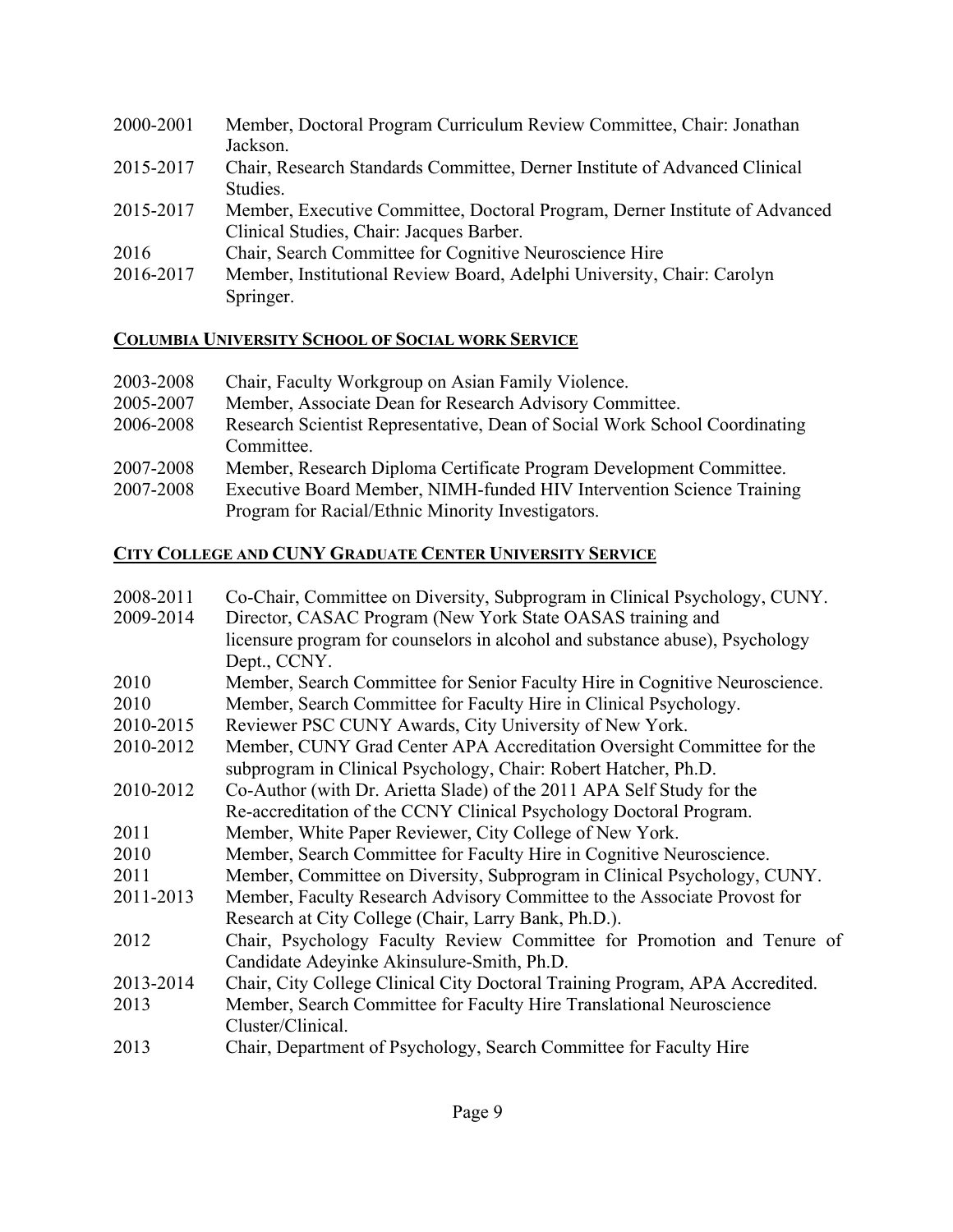2000-2001 Member, Doctoral Program Curriculum Review Committee, Chair: Jonathan Jackson.
2015-2017 Chair, Research Standards Committee, Derner Institute of Advanced Clinical Studies.
2015-2017 Member, Executive Committee, Doctoral Program, Derner Institute of Advanced Clinical Studies, Chair: Jacques Barber.
2016 Chair, Search Committee for Cognitive Neuroscience Hire
2016-2017 Member, Institutional Review Board, Adelphi University, Chair: Carolyn Springer.

**COLUMBIA UNIVERSITY SCHOOL OF SOCIAL WORK SERVICE**

2003-2008 Chair, Faculty Workgroup on Asian Family Violence.
2005-2007 Member, Associate Dean for Research Advisory Committee.
2006-2008 Research Scientist Representative, Dean of Social Work School Coordinating Committee.
2007-2008 Member, Research Diploma Certificate Program Development Committee.
2007-2008 Executive Board Member, NIMH-funded HIV Intervention Science Training Program for Racial/Ethnic Minority Investigators.

**CITY COLLEGE AND CUNY GRADUATE CENTER UNIVERSITY SERVICE**

2008-2011 Co-Chair, Committee on Diversity, Subprogram in Clinical Psychology, CUNY.
2009-2014 Director, CASAC Program (New York State OASAS training and licensure program for counselors in alcohol and substance abuse), Psychology Dept., CCNY.
2010 Member, Search Committee for Senior Faculty Hire in Cognitive Neuroscience.
2010 Member, Search Committee for Faculty Hire in Clinical Psychology.
2010-2015 Reviewer PSC CUNY Awards, City University of New York.
2010-2012 Member, CUNY Grad Center APA Accreditation Oversight Committee for the subprogram in Clinical Psychology, Chair: Robert Hatcher, Ph.D.
2010-2012 Co-Author (with Dr. Arietta Slade) of the 2011 APA Self Study for the Re-accreditation of the CCNY Clinical Psychology Doctoral Program.
2011 Member, White Paper Reviewer, City College of New York.
2010 Member, Search Committee for Faculty Hire in Cognitive Neuroscience.
2011 Member, Committee on Diversity, Subprogram in Clinical Psychology, CUNY.
2011-2013 Member, Faculty Research Advisory Committee to the Associate Provost for Research at City College (Chair, Larry Bank, Ph.D.).
2012 Chair, Psychology Faculty Review Committee for Promotion and Tenure of Candidate Adeyinke Akinsulure-Smith, Ph.D.
2013-2014 Chair, City College Clinical City Doctoral Training Program, APA Accredited.
2013 Member, Search Committee for Faculty Hire Translational Neuroscience Cluster/Clinical.
2013 Chair, Department of Psychology, Search Committee for Faculty Hire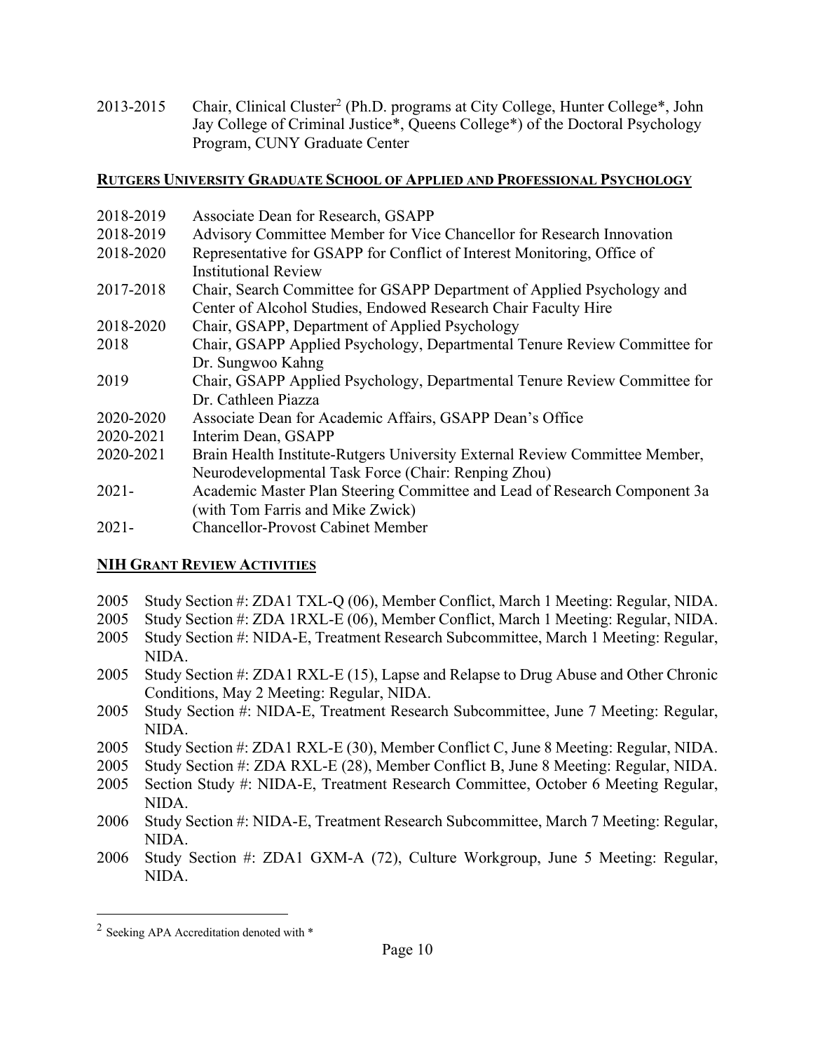2013-2015 Chair, Clinical Cluster[2] (Ph.D. programs at City College, Hunter College*, John Jay College of Criminal Justice*, Queens College*) of the Doctoral Psychology Program, CUNY Graduate Center

## RUTGERS UNIVERSITY GRADUATE SCHOOL OF APPLIED AND PROFESSIONAL PSYCHOLOGY

2018-2019 Associate Dean for Research, GSAPP
2018-2019 Advisory Committee Member for Vice Chancellor for Research Innovation
2018-2020 Representative for GSAPP for Conflict of Interest Monitoring, Office of Institutional Review
2017-2018 Chair, Search Committee for GSAPP Department of Applied Psychology and Center of Alcohol Studies, Endowed Research Chair Faculty Hire
2018-2020 Chair, GSAPP, Department of Applied Psychology
2018 Chair, GSAPP Applied Psychology, Departmental Tenure Review Committee for Dr. Sungwoo Kahng
2019 Chair, GSAPP Applied Psychology, Departmental Tenure Review Committee for Dr. Cathleen Piazza
2020-2020 Associate Dean for Academic Affairs, GSAPP Dean's Office
2020-2021 Interim Dean, GSAPP
2020-2021 Brain Health Institute-Rutgers University External Review Committee Member, Neurodevelopmental Task Force (Chair: Renping Zhou)
2021- Academic Master Plan Steering Committee and Lead of Research Component 3a (with Tom Farris and Mike Zwick)
2021- Chancellor-Provost Cabinet Member

## NIH GRANT REVIEW ACTIVITIES

2005 Study Section #: ZDA1 TXL-Q (06), Member Conflict, March 1 Meeting: Regular, NIDA.
2005 Study Section #: ZDA 1RXL-E (06), Member Conflict, March 1 Meeting: Regular, NIDA.
2005 Study Section #: NIDA-E, Treatment Research Subcommittee, March 1 Meeting: Regular, NIDA.
2005 Study Section #: ZDA1 RXL-E (15), Lapse and Relapse to Drug Abuse and Other Chronic Conditions, May 2 Meeting: Regular, NIDA.
2005 Study Section #: NIDA-E, Treatment Research Subcommittee, June 7 Meeting: Regular, NIDA.
2005 Study Section #: ZDA1 RXL-E (30), Member Conflict C, June 8 Meeting: Regular, NIDA.
2005 Study Section #: ZDA RXL-E (28), Member Conflict B, June 8 Meeting: Regular, NIDA.
2005 Section Study #: NIDA-E, Treatment Research Committee, October 6 Meeting Regular, NIDA.
2006 Study Section #: NIDA-E, Treatment Research Subcommittee, March 7 Meeting: Regular, NIDA.
2006 Study Section #: ZDA1 GXM-A (72), Culture Workgroup, June 5 Meeting: Regular, NIDA.

---

[2] Seeking APA Accreditation denoted with *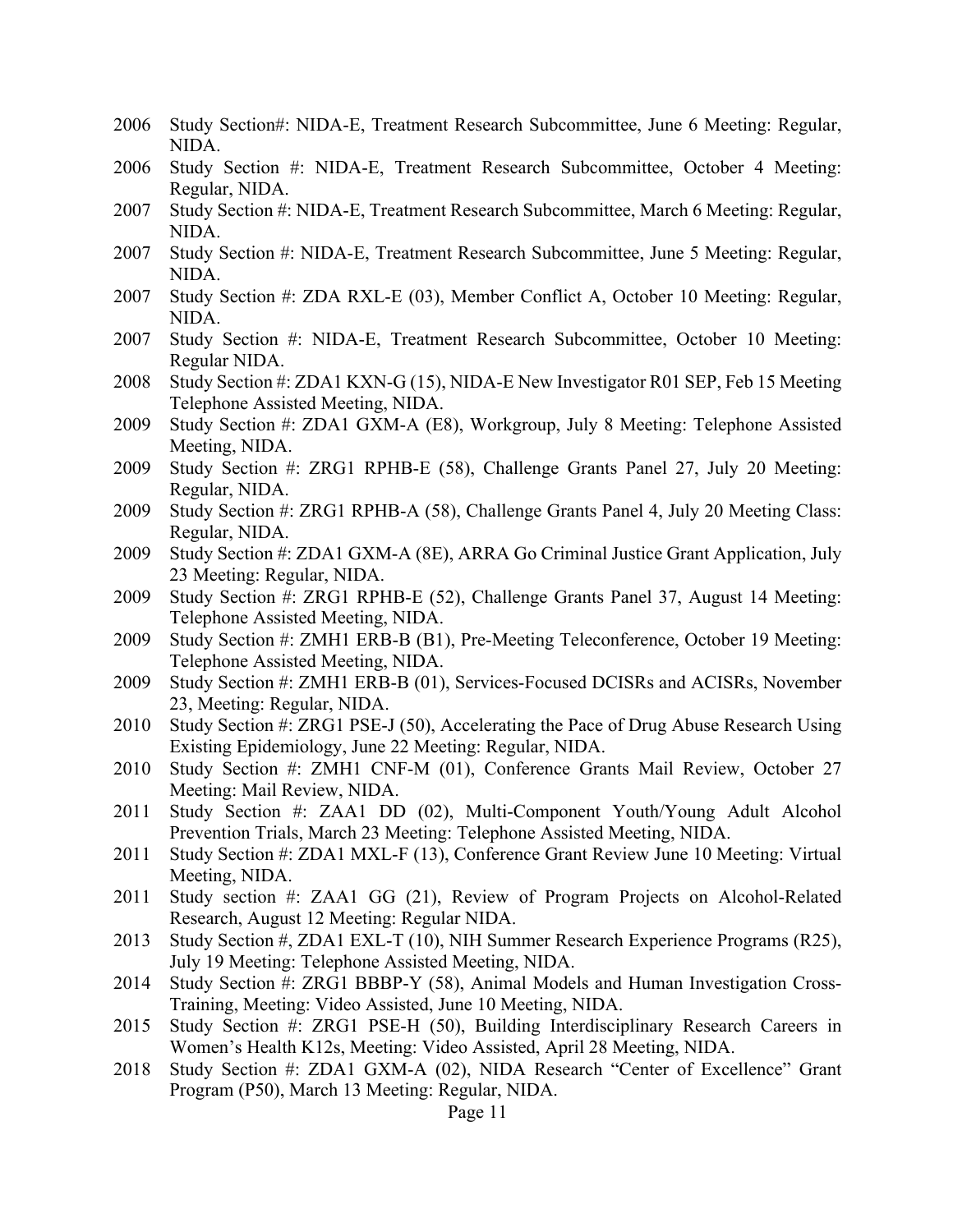2006 Study Section#: NIDA-E, Treatment Research Subcommittee, June 6 Meeting: Regular, NIDA.

2006 Study Section #: NIDA-E, Treatment Research Subcommittee, October 4 Meeting: Regular, NIDA.

2007 Study Section #: NIDA-E, Treatment Research Subcommittee, March 6 Meeting: Regular, NIDA.

2007 Study Section #: NIDA-E, Treatment Research Subcommittee, June 5 Meeting: Regular, NIDA.

2007 Study Section #: ZDA RXL-E (03), Member Conflict A, October 10 Meeting: Regular, NIDA.

2007 Study Section #: NIDA-E, Treatment Research Subcommittee, October 10 Meeting: Regular NIDA.

2008 Study Section #: ZDA1 KXN-G (15), NIDA-E New Investigator R01 SEP, Feb 15 Meeting Telephone Assisted Meeting, NIDA.

2009 Study Section #: ZDA1 GXM-A (E8), Workgroup, July 8 Meeting: Telephone Assisted Meeting, NIDA.

2009 Study Section #: ZRG1 RPHB-E (58), Challenge Grants Panel 27, July 20 Meeting: Regular, NIDA.

2009 Study Section #: ZRG1 RPHB-A (58), Challenge Grants Panel 4, July 20 Meeting Class: Regular, NIDA.

2009 Study Section #: ZDA1 GXM-A (8E), ARRA Go Criminal Justice Grant Application, July 23 Meeting: Regular, NIDA.

2009 Study Section #: ZRG1 RPHB-E (52), Challenge Grants Panel 37, August 14 Meeting: Telephone Assisted Meeting, NIDA.

2009 Study Section #: ZMH1 ERB-B (B1), Pre-Meeting Teleconference, October 19 Meeting: Telephone Assisted Meeting, NIDA.

2009 Study Section #: ZMH1 ERB-B (01), Services-Focused DCISRs and ACISRs, November 23, Meeting: Regular, NIDA.

2010 Study Section #: ZRG1 PSE-J (50), Accelerating the Pace of Drug Abuse Research Using Existing Epidemiology, June 22 Meeting: Regular, NIDA.

2010 Study Section #: ZMH1 CNF-M (01), Conference Grants Mail Review, October 27 Meeting: Mail Review, NIDA.

2011 Study Section #: ZAA1 DD (02), Multi-Component Youth/Young Adult Alcohol Prevention Trials, March 23 Meeting: Telephone Assisted Meeting, NIDA.

2011 Study Section #: ZDA1 MXL-F (13), Conference Grant Review June 10 Meeting: Virtual Meeting, NIDA.

2011 Study section #: ZAA1 GG (21), Review of Program Projects on Alcohol-Related Research, August 12 Meeting: Regular NIDA.

2013 Study Section #, ZDA1 EXL-T (10), NIH Summer Research Experience Programs (R25), July 19 Meeting: Telephone Assisted Meeting, NIDA.

2014 Study Section #: ZRG1 BBBP-Y (58), Animal Models and Human Investigation Cross-Training, Meeting: Video Assisted, June 10 Meeting, NIDA.

2015 Study Section #: ZRG1 PSE-H (50), Building Interdisciplinary Research Careers in Women's Health K12s, Meeting: Video Assisted, April 28 Meeting, NIDA.

2018 Study Section #: ZDA1 GXM-A (02), NIDA Research "Center of Excellence" Grant Program (P50), March 13 Meeting: Regular, NIDA.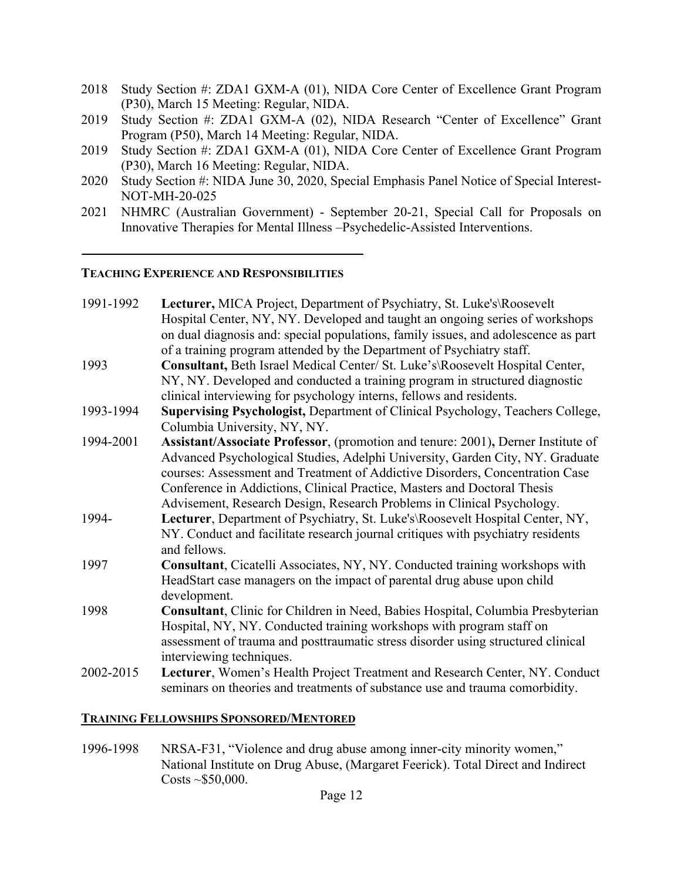2018 Study Section #: ZDA1 GXM-A (01), NIDA Core Center of Excellence Grant Program (P30), March 15 Meeting: Regular, NIDA.

2019 Study Section #: ZDA1 GXM-A (02), NIDA Research "Center of Excellence" Grant Program (P50), March 14 Meeting: Regular, NIDA.

2019 Study Section #: ZDA1 GXM-A (01), NIDA Core Center of Excellence Grant Program (P30), March 16 Meeting: Regular, NIDA.

2020 Study Section #: NIDA June 30, 2020, Special Emphasis Panel Notice of Special Interest-NOT-MH-20-025

2021 NHMRC (Australian Government) - September 20-21, Special Call for Proposals on Innovative Therapies for Mental Illness –Psychedelic-Assisted Interventions.

---

## TEACHING EXPERIENCE AND RESPONSIBILITIES

1991-1992 **Lecturer,** MICA Project, Department of Psychiatry, St. Luke's\Roosevelt Hospital Center, NY, NY. Developed and taught an ongoing series of workshops on dual diagnosis and: special populations, family issues, and adolescence as part of a training program attended by the Department of Psychiatry staff.

1993 **Consultant,** Beth Israel Medical Center/ St. Luke's\Roosevelt Hospital Center, NY, NY. Developed and conducted a training program in structured diagnostic clinical interviewing for psychology interns, fellows and residents.

1993-1994 **Supervising Psychologist,** Department of Clinical Psychology, Teachers College, Columbia University, NY, NY.

1994-2001 **Assistant/Associate Professor**, (promotion and tenure: 2001)**,** Derner Institute of Advanced Psychological Studies, Adelphi University, Garden City, NY. Graduate courses: Assessment and Treatment of Addictive Disorders, Concentration Case Conference in Addictions, Clinical Practice, Masters and Doctoral Thesis Advisement, Research Design, Research Problems in Clinical Psychology.

1994- **Lecturer**, Department of Psychiatry, St. Luke's\Roosevelt Hospital Center, NY, NY. Conduct and facilitate research journal critiques with psychiatry residents and fellows.

1997 **Consultant**, Cicatelli Associates, NY, NY. Conducted training workshops with HeadStart case managers on the impact of parental drug abuse upon child development.

1998 **Consultant**, Clinic for Children in Need, Babies Hospital, Columbia Presbyterian Hospital, NY, NY. Conducted training workshops with program staff on assessment of trauma and posttraumatic stress disorder using structured clinical interviewing techniques.

2002-2015 **Lecturer**, Women's Health Project Treatment and Research Center, NY. Conduct seminars on theories and treatments of substance use and trauma comorbidity.

## TRAINING FELLOWSHIPS SPONSORED/MENTORED

1996-1998 NRSA-F31, "Violence and drug abuse among inner-city minority women," National Institute on Drug Abuse, (Margaret Feerick). Total Direct and Indirect Costs ~$50,000.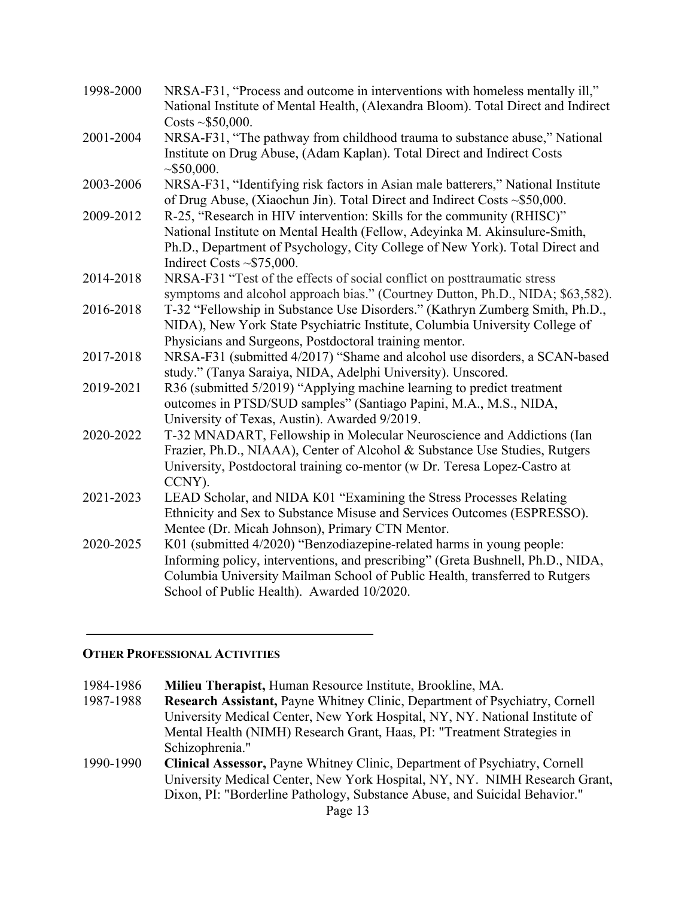1998-2000 NRSA-F31, "Process and outcome in interventions with homeless mentally ill," National Institute of Mental Health, (Alexandra Bloom). Total Direct and Indirect Costs ~$50,000.

2001-2004 NRSA-F31, "The pathway from childhood trauma to substance abuse," National Institute on Drug Abuse, (Adam Kaplan). Total Direct and Indirect Costs ~$50,000.

2003-2006 NRSA-F31, "Identifying risk factors in Asian male batterers," National Institute of Drug Abuse, (Xiaochun Jin). Total Direct and Indirect Costs ~$50,000.

2009-2012 R-25, "Research in HIV intervention: Skills for the community (RHISC)" National Institute on Mental Health (Fellow, Adeyinka M. Akinsulure-Smith, Ph.D., Department of Psychology, City College of New York). Total Direct and Indirect Costs ~$75,000.

2014-2018 NRSA-F31 "Test of the effects of social conflict on posttraumatic stress symptoms and alcohol approach bias." (Courtney Dutton, Ph.D., NIDA; $63,582).

2016-2018 T-32 "Fellowship in Substance Use Disorders." (Kathryn Zumberg Smith, Ph.D., NIDA), New York State Psychiatric Institute, Columbia University College of Physicians and Surgeons, Postdoctoral training mentor.

2017-2018 NRSA-F31 (submitted 4/2017) "Shame and alcohol use disorders, a SCAN-based study." (Tanya Saraiya, NIDA, Adelphi University). Unscored.

2019-2021 R36 (submitted 5/2019) "Applying machine learning to predict treatment outcomes in PTSD/SUD samples" (Santiago Papini, M.A., M.S., NIDA, University of Texas, Austin). Awarded 9/2019.

2020-2022 T-32 MNADART, Fellowship in Molecular Neuroscience and Addictions (Ian Frazier, Ph.D., NIAAA), Center of Alcohol & Substance Use Studies, Rutgers University, Postdoctoral training co-mentor (w Dr. Teresa Lopez-Castro at CCNY).

2021-2023 LEAD Scholar, and NIDA K01 "Examining the Stress Processes Relating Ethnicity and Sex to Substance Misuse and Services Outcomes (ESPRESSO). Mentee (Dr. Micah Johnson), Primary CTN Mentor.

2020-2025 K01 (submitted 4/2020) "Benzodiazepine-related harms in young people: Informing policy, interventions, and prescribing" (Greta Bushnell, Ph.D., NIDA, Columbia University Mailman School of Public Health, transferred to Rutgers School of Public Health). Awarded 10/2020.

---

## OTHER PROFESSIONAL ACTIVITIES

1984-1986 **Milieu Therapist,** Human Resource Institute, Brookline, MA.

1987-1988 **Research Assistant,** Payne Whitney Clinic, Department of Psychiatry, Cornell University Medical Center, New York Hospital, NY, NY. National Institute of Mental Health (NIMH) Research Grant, Haas, PI: "Treatment Strategies in Schizophrenia."

1990-1990 **Clinical Assessor,** Payne Whitney Clinic, Department of Psychiatry, Cornell University Medical Center, New York Hospital, NY, NY. NIMH Research Grant, Dixon, PI: "Borderline Pathology, Substance Abuse, and Suicidal Behavior."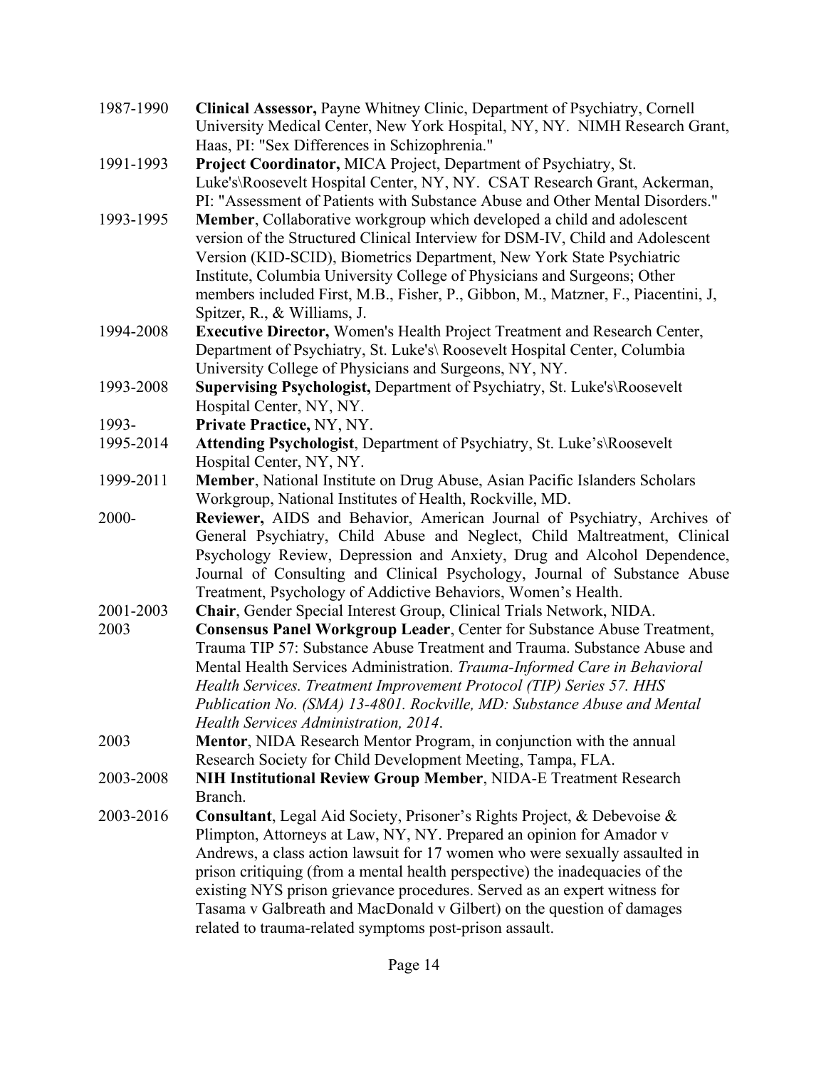1987-1990 **Clinical Assessor,** Payne Whitney Clinic, Department of Psychiatry, Cornell University Medical Center, New York Hospital, NY, NY. NIMH Research Grant, Haas, PI: "Sex Differences in Schizophrenia."

1991-1993 **Project Coordinator,** MICA Project, Department of Psychiatry, St. Luke's\Roosevelt Hospital Center, NY, NY. CSAT Research Grant, Ackerman, PI: "Assessment of Patients with Substance Abuse and Other Mental Disorders."

1993-1995 **Member**, Collaborative workgroup which developed a child and adolescent version of the Structured Clinical Interview for DSM-IV, Child and Adolescent Version (KID-SCID), Biometrics Department, New York State Psychiatric Institute, Columbia University College of Physicians and Surgeons; Other members included First, M.B., Fisher, P., Gibbon, M., Matzner, F., Piacentini, J, Spitzer, R., & Williams, J.

1994-2008 **Executive Director,** Women's Health Project Treatment and Research Center, Department of Psychiatry, St. Luke's\ Roosevelt Hospital Center, Columbia University College of Physicians and Surgeons, NY, NY.

1993-2008 **Supervising Psychologist,** Department of Psychiatry, St. Luke's\Roosevelt Hospital Center, NY, NY.

1993- **Private Practice,** NY, NY.

1995-2014 **Attending Psychologist**, Department of Psychiatry, St. Luke's\Roosevelt Hospital Center, NY, NY.

1999-2011 **Member**, National Institute on Drug Abuse, Asian Pacific Islanders Scholars Workgroup, National Institutes of Health, Rockville, MD.

2000- **Reviewer,** AIDS and Behavior, American Journal of Psychiatry, Archives of General Psychiatry, Child Abuse and Neglect, Child Maltreatment, Clinical Psychology Review, Depression and Anxiety, Drug and Alcohol Dependence, Journal of Consulting and Clinical Psychology, Journal of Substance Abuse Treatment, Psychology of Addictive Behaviors, Women's Health.

2001-2003 **Chair**, Gender Special Interest Group, Clinical Trials Network, NIDA.

2003 **Consensus Panel Workgroup Leader**, Center for Substance Abuse Treatment, Trauma TIP 57: Substance Abuse Treatment and Trauma. Substance Abuse and Mental Health Services Administration. *Trauma-Informed Care in Behavioral Health Services. Treatment Improvement Protocol (TIP) Series 57. HHS Publication No. (SMA) 13-4801. Rockville, MD: Substance Abuse and Mental Health Services Administration, 2014*.

2003 **Mentor**, NIDA Research Mentor Program, in conjunction with the annual Research Society for Child Development Meeting, Tampa, FLA.

2003-2008 **NIH Institutional Review Group Member**, NIDA-E Treatment Research Branch.

2003-2016 **Consultant**, Legal Aid Society, Prisoner's Rights Project, & Debevoise & Plimpton, Attorneys at Law, NY, NY. Prepared an opinion for Amador v Andrews, a class action lawsuit for 17 women who were sexually assaulted in prison critiquing (from a mental health perspective) the inadequacies of the existing NYS prison grievance procedures. Served as an expert witness for Tasama v Galbreath and MacDonald v Gilbert) on the question of damages related to trauma-related symptoms post-prison assault.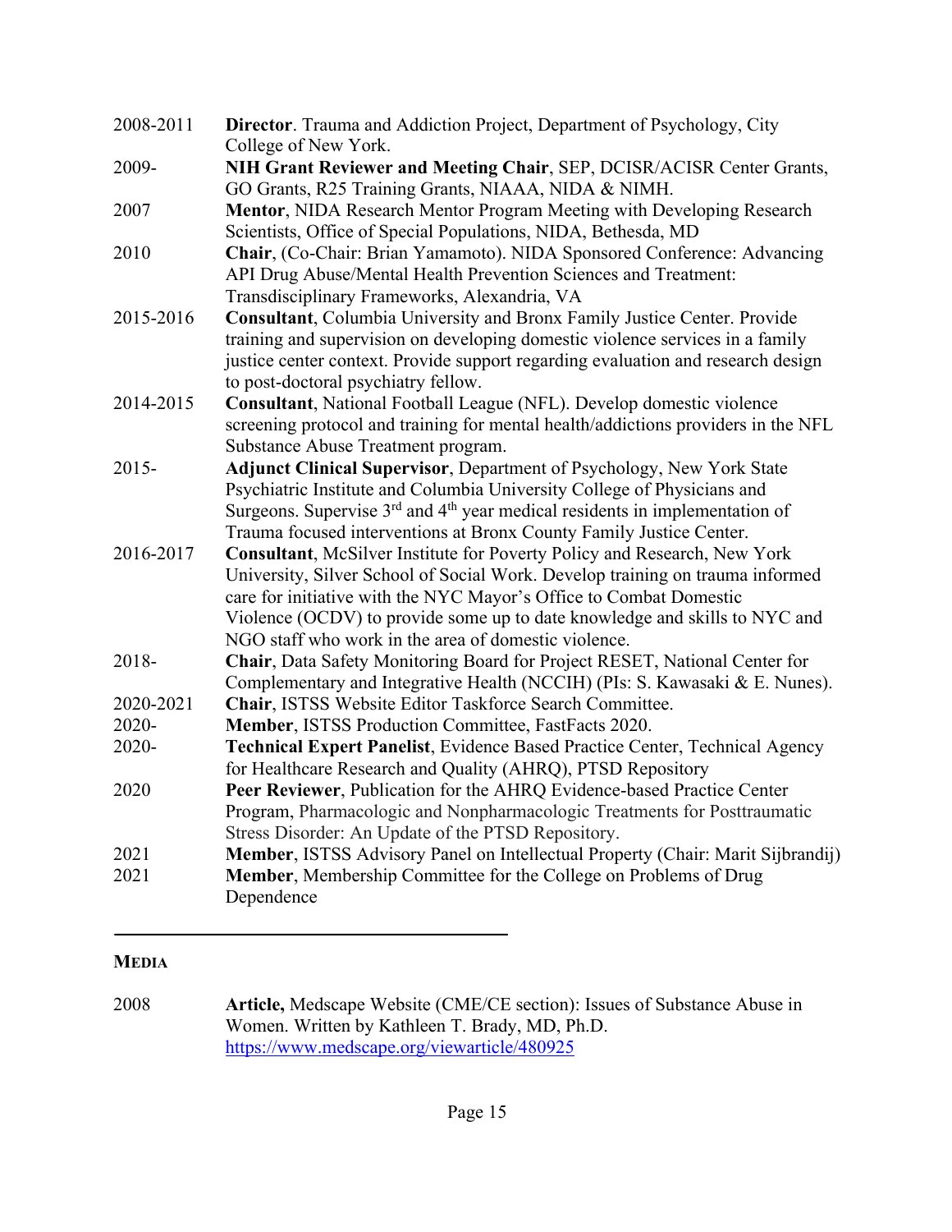2008-2011 **Director**. Trauma and Addiction Project, Department of Psychology, City College of New York.

2009- **NIH Grant Reviewer and Meeting Chair**, SEP, DCISR/ACISR Center Grants, GO Grants, R25 Training Grants, NIAAA, NIDA & NIMH.

2007 **Mentor**, NIDA Research Mentor Program Meeting with Developing Research Scientists, Office of Special Populations, NIDA, Bethesda, MD

2010 **Chair**, (Co-Chair: Brian Yamamoto). NIDA Sponsored Conference: Advancing API Drug Abuse/Mental Health Prevention Sciences and Treatment: Transdisciplinary Frameworks, Alexandria, VA

2015-2016 **Consultant**, Columbia University and Bronx Family Justice Center. Provide training and supervision on developing domestic violence services in a family justice center context. Provide support regarding evaluation and research design to post-doctoral psychiatry fellow.

2014-2015 **Consultant**, National Football League (NFL). Develop domestic violence screening protocol and training for mental health/addictions providers in the NFL Substance Abuse Treatment program.

2015- **Adjunct Clinical Supervisor**, Department of Psychology, New York State Psychiatric Institute and Columbia University College of Physicians and Surgeons. Supervise 3rd and 4th year medical residents in implementation of Trauma focused interventions at Bronx County Family Justice Center.

2016-2017 **Consultant**, McSilver Institute for Poverty Policy and Research, New York University, Silver School of Social Work. Develop training on trauma informed care for initiative with the NYC Mayor's Office to Combat Domestic Violence (OCDV) to provide some up to date knowledge and skills to NYC and NGO staff who work in the area of domestic violence.

2018- **Chair**, Data Safety Monitoring Board for Project RESET, National Center for Complementary and Integrative Health (NCCIH) (PIs: S. Kawasaki & E. Nunes).

2020-2021 **Chair**, ISTSS Website Editor Taskforce Search Committee.

2020- **Member**, ISTSS Production Committee, FastFacts 2020.

2020- **Technical Expert Panelist**, Evidence Based Practice Center, Technical Agency for Healthcare Research and Quality (AHRQ), PTSD Repository

2020 **Peer Reviewer**, Publication for the AHRQ Evidence-based Practice Center Program, Pharmacologic and Nonpharmacologic Treatments for Posttraumatic Stress Disorder: An Update of the PTSD Repository.

2021 **Member**, ISTSS Advisory Panel on Intellectual Property (Chair: Marit Sijbrandij)

2021 **Member**, Membership Committee for the College on Problems of Drug Dependence

---

## MEDIA

2008 **Article,** Medscape Website (CME/CE section): Issues of Substance Abuse in Women. Written by Kathleen T. Brady, MD, Ph.D. https://www.medscape.org/viewarticle/480925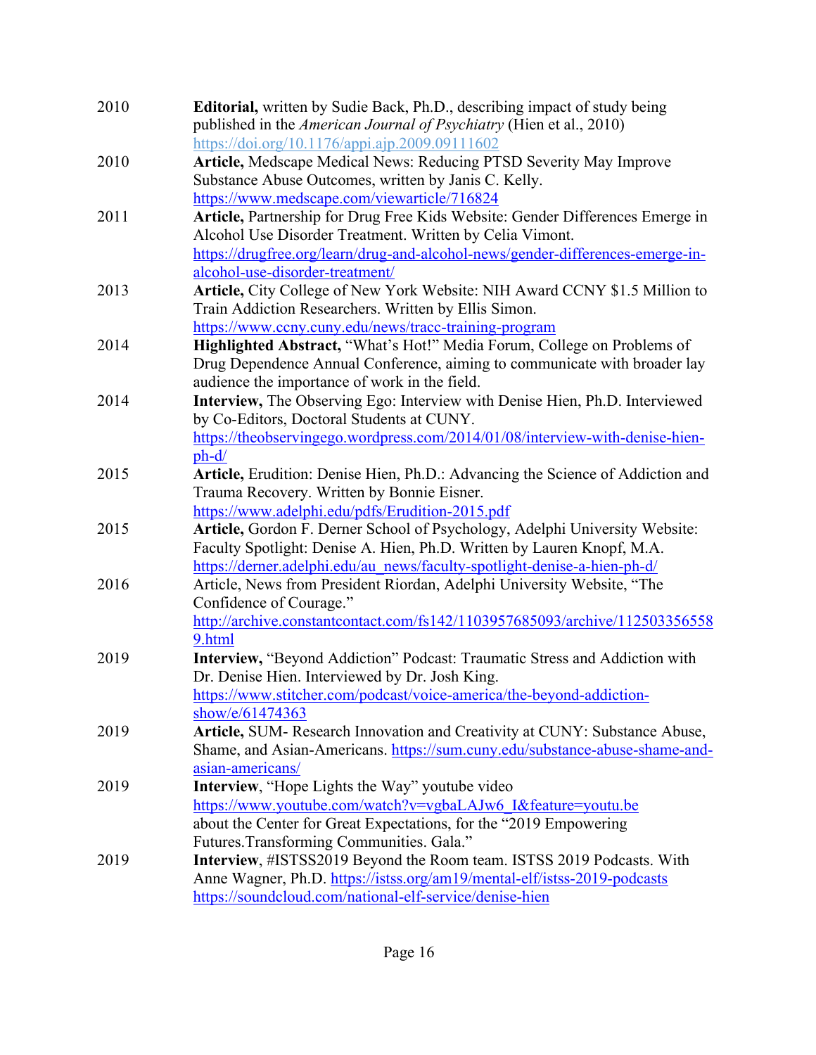2010 **Editorial,** written by Sudie Back, Ph.D., describing impact of study being published in the *American Journal of Psychiatry* (Hien et al., 2010) https://doi.org/10.1176/appi.ajp.2009.09111602

2010 **Article,** Medscape Medical News: Reducing PTSD Severity May Improve Substance Abuse Outcomes, written by Janis C. Kelly. https://www.medscape.com/viewarticle/716824

2011 **Article,** Partnership for Drug Free Kids Website: Gender Differences Emerge in Alcohol Use Disorder Treatment. Written by Celia Vimont. https://drugfree.org/learn/drug-and-alcohol-news/gender-differences-emerge-in-alcohol-use-disorder-treatment/

2013 **Article,** City College of New York Website: NIH Award CCNY $1.5 Million to Train Addiction Researchers. Written by Ellis Simon. https://www.ccny.cuny.edu/news/tracc-training-program

2014 **Highlighted Abstract,** "What's Hot!" Media Forum, College on Problems of Drug Dependence Annual Conference, aiming to communicate with broader lay audience the importance of work in the field.

2014 **Interview,** The Observing Ego: Interview with Denise Hien, Ph.D. Interviewed by Co-Editors, Doctoral Students at CUNY. https://theobservingego.wordpress.com/2014/01/08/interview-with-denise-hien-ph-d/

2015 **Article,** Erudition: Denise Hien, Ph.D.: Advancing the Science of Addiction and Trauma Recovery. Written by Bonnie Eisner. https://www.adelphi.edu/pdfs/Erudition-2015.pdf

2015 **Article,** Gordon F. Derner School of Psychology, Adelphi University Website: Faculty Spotlight: Denise A. Hien, Ph.D. Written by Lauren Knopf, M.A. https://derner.adelphi.edu/au_news/faculty-spotlight-denise-a-hien-ph-d/

2016 Article, News from President Riordan, Adelphi University Website, "The Confidence of Courage." http://archive.constantcontact.com/fs142/1103957685093/archive/1125033565589.html

2019 **Interview,** "Beyond Addiction" Podcast: Traumatic Stress and Addiction with Dr. Denise Hien. Interviewed by Dr. Josh King. https://www.stitcher.com/podcast/voice-america/the-beyond-addiction-show/e/61474363

2019 **Article,** SUM- Research Innovation and Creativity at CUNY: Substance Abuse, Shame, and Asian-Americans. https://sum.cuny.edu/substance-abuse-shame-and-asian-americans/

2019 **Interview**, "Hope Lights the Way" youtube video https://www.youtube.com/watch?v=vgbaLAJw6_I&feature=youtu.be about the Center for Great Expectations, for the "2019 Empowering Futures.Transforming Communities. Gala."

2019 **Interview**, #ISTSS2019 Beyond the Room team. ISTSS 2019 Podcasts. With Anne Wagner, Ph.D. https://istss.org/am19/mental-elf/istss-2019-podcasts https://soundcloud.com/national-elf-service/denise-hien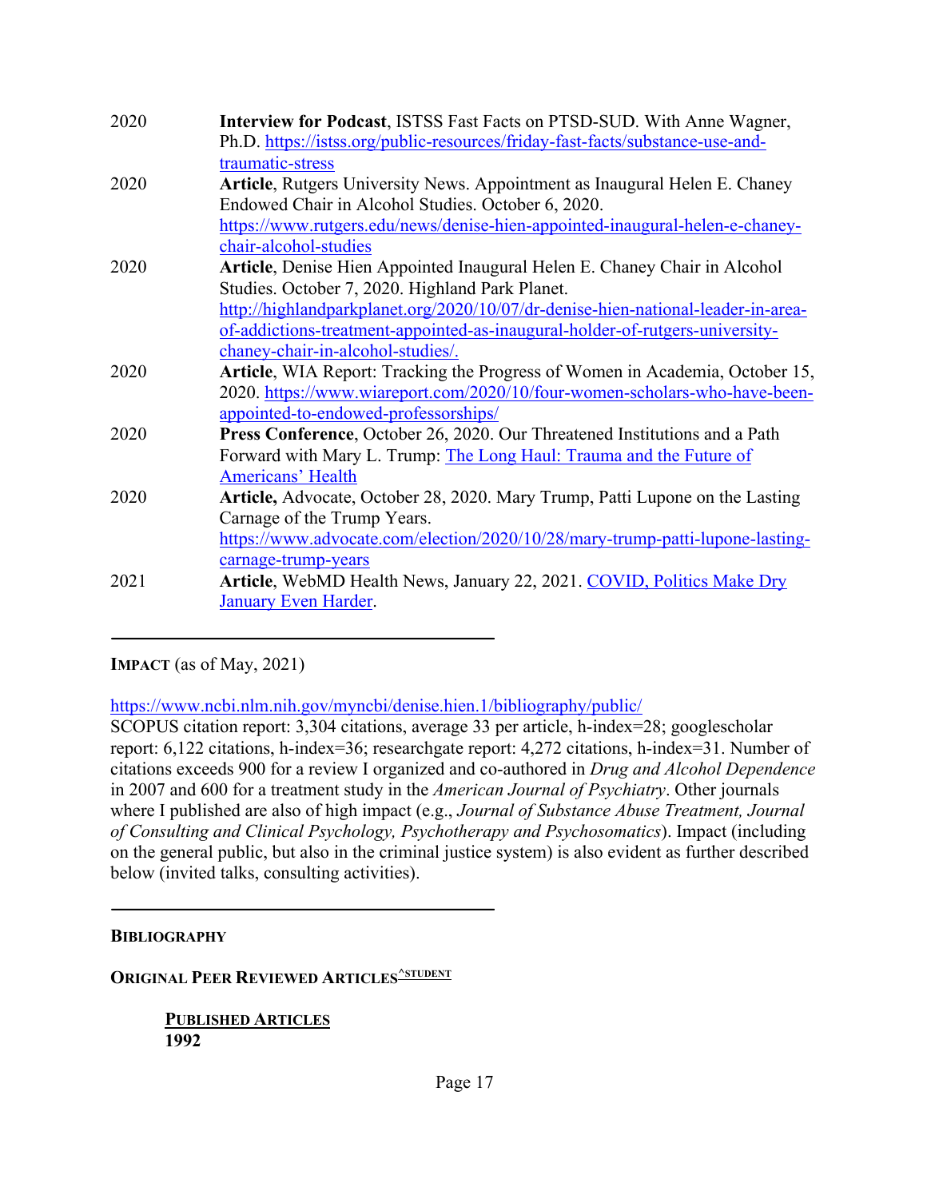| | |
|---|---|
| 2020 | **Interview for Podcast**, ISTSS Fast Facts on PTSD-SUD. With Anne Wagner, Ph.D. https://istss.org/public-resources/friday-fast-facts/substance-use-and-traumatic-stress |
| 2020 | **Article**, Rutgers University News. Appointment as Inaugural Helen E. Chaney Endowed Chair in Alcohol Studies. October 6, 2020. https://www.rutgers.edu/news/denise-hien-appointed-inaugural-helen-e-chaney-chair-alcohol-studies |
| 2020 | **Article**, Denise Hien Appointed Inaugural Helen E. Chaney Chair in Alcohol Studies. October 7, 2020. Highland Park Planet. http://highlandparkplanet.org/2020/10/07/dr-denise-hien-national-leader-in-area-of-addictions-treatment-appointed-as-inaugural-holder-of-rutgers-university-chaney-chair-in-alcohol-studies/. |
| 2020 | **Article**, WIA Report: Tracking the Progress of Women in Academia, October 15, 2020. https://www.wiareport.com/2020/10/four-women-scholars-who-have-been-appointed-to-endowed-professorships/ |
| 2020 | **Press Conference**, October 26, 2020. Our Threatened Institutions and a Path Forward with Mary L. Trump: The Long Haul: Trauma and the Future of Americans' Health |
| 2020 | **Article,** Advocate, October 28, 2020. Mary Trump, Patti Lupone on the Lasting Carnage of the Trump Years. https://www.advocate.com/election/2020/10/28/mary-trump-patti-lupone-lasting-carnage-trump-years |
| 2021 | **Article**, WebMD Health News, January 22, 2021. COVID, Politics Make Dry January Even Harder. |

---

**IMPACT** (as of May, 2021)

https://www.ncbi.nlm.nih.gov/myncbi/denise.hien.1/bibliography/public/
SCOPUS citation report: 3,304 citations, average 33 per article, h-index=28; googlescholar report: 6,122 citations, h-index=36; researchgate report: 4,272 citations, h-index=31. Number of citations exceeds 900 for a review I organized and co-authored in *Drug and Alcohol Dependence* in 2007 and 600 for a treatment study in the *American Journal of Psychiatry*. Other journals where I published are also of high impact (e.g., *Journal of Substance Abuse Treatment, Journal of Consulting and Clinical Psychology, Psychotherapy and Psychosomatics*). Impact (including on the general public, but also in the criminal justice system) is also evident as further described below (invited talks, consulting activities).

---

**BIBLIOGRAPHY**

**ORIGINAL PEER REVIEWED ARTICLES**[^STUDENT]

**PUBLISHED ARTICLES**

**1992**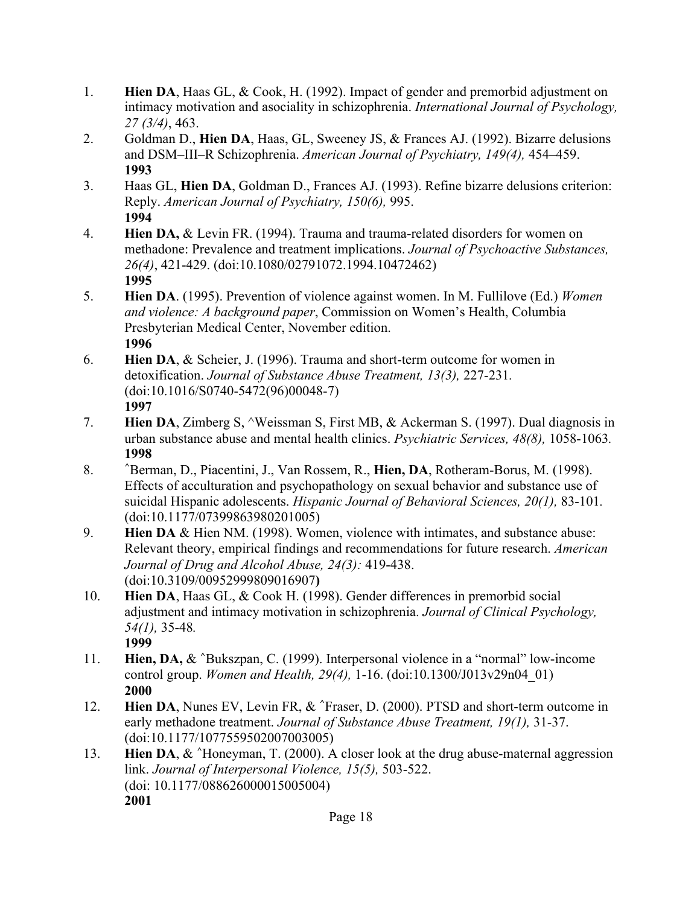1. **Hien DA**, Haas GL, & Cook, H. (1992). Impact of gender and premorbid adjustment on intimacy motivation and asociality in schizophrenia. *International Journal of Psychology, 27 (3/4)*, 463.
2. Goldman D., **Hien DA**, Haas, GL, Sweeney JS, & Frances AJ. (1992). Bizarre delusions and DSM–III–R Schizophrenia. *American Journal of Psychiatry, 149(4),* 454–459.

**1993**

3. Haas GL, **Hien DA**, Goldman D., Frances AJ. (1993). Refine bizarre delusions criterion: Reply. *American Journal of Psychiatry, 150(6),* 995.

**1994**

4. **Hien DA,** & Levin FR. (1994). Trauma and trauma-related disorders for women on methadone: Prevalence and treatment implications. *Journal of Psychoactive Substances, 26(4)*, 421-429. (doi:10.1080/02791072.1994.10472462)

**1995**

5. **Hien DA**. (1995). Prevention of violence against women. In M. Fullilove (Ed.) *Women and violence: A background paper*, Commission on Women's Health, Columbia Presbyterian Medical Center, November edition.

**1996**

6. **Hien DA**, & Scheier, J. (1996). Trauma and short-term outcome for women in detoxification. *Journal of Substance Abuse Treatment, 13(3),* 227-231. (doi:10.1016/S0740-5472(96)00048-7)

**1997**

7. **Hien DA**, Zimberg S, ^Weissman S, First MB, & Ackerman S. (1997). Dual diagnosis in urban substance abuse and mental health clinics. *Psychiatric Services, 48(8),* 1058-1063.

**1998**

8. ^Berman, D., Piacentini, J., Van Rossem, R., **Hien, DA**, Rotheram-Borus, M. (1998). Effects of acculturation and psychopathology on sexual behavior and substance use of suicidal Hispanic adolescents. *Hispanic Journal of Behavioral Sciences, 20(1),* 83-101. (doi:10.1177/07399863980201005)
9. **Hien DA** & Hien NM. (1998). Women, violence with intimates, and substance abuse: Relevant theory, empirical findings and recommendations for future research. *American Journal of Drug and Alcohol Abuse, 24(3):* 419-438. (doi:10.3109/00952999809016907)
10. **Hien DA**, Haas GL, & Cook H. (1998). Gender differences in premorbid social adjustment and intimacy motivation in schizophrenia. *Journal of Clinical Psychology, 54(1),* 35-48.

**1999**

11. **Hien, DA,** & ^Bukszpan, C. (1999). Interpersonal violence in a "normal" low-income control group. *Women and Health, 29(4),* 1-16. (doi:10.1300/J013v29n04_01)

**2000**

12. **Hien DA**, Nunes EV, Levin FR, & ^Fraser, D. (2000). PTSD and short-term outcome in early methadone treatment. *Journal of Substance Abuse Treatment, 19(1),* 31-37. (doi:10.1177/1077559502007003005)
13. **Hien DA**, & ^Honeyman, T. (2000). A closer look at the drug abuse-maternal aggression link. *Journal of Interpersonal Violence, 15(5),* 503-522. (doi: 10.1177/088626000015005004)

**2001**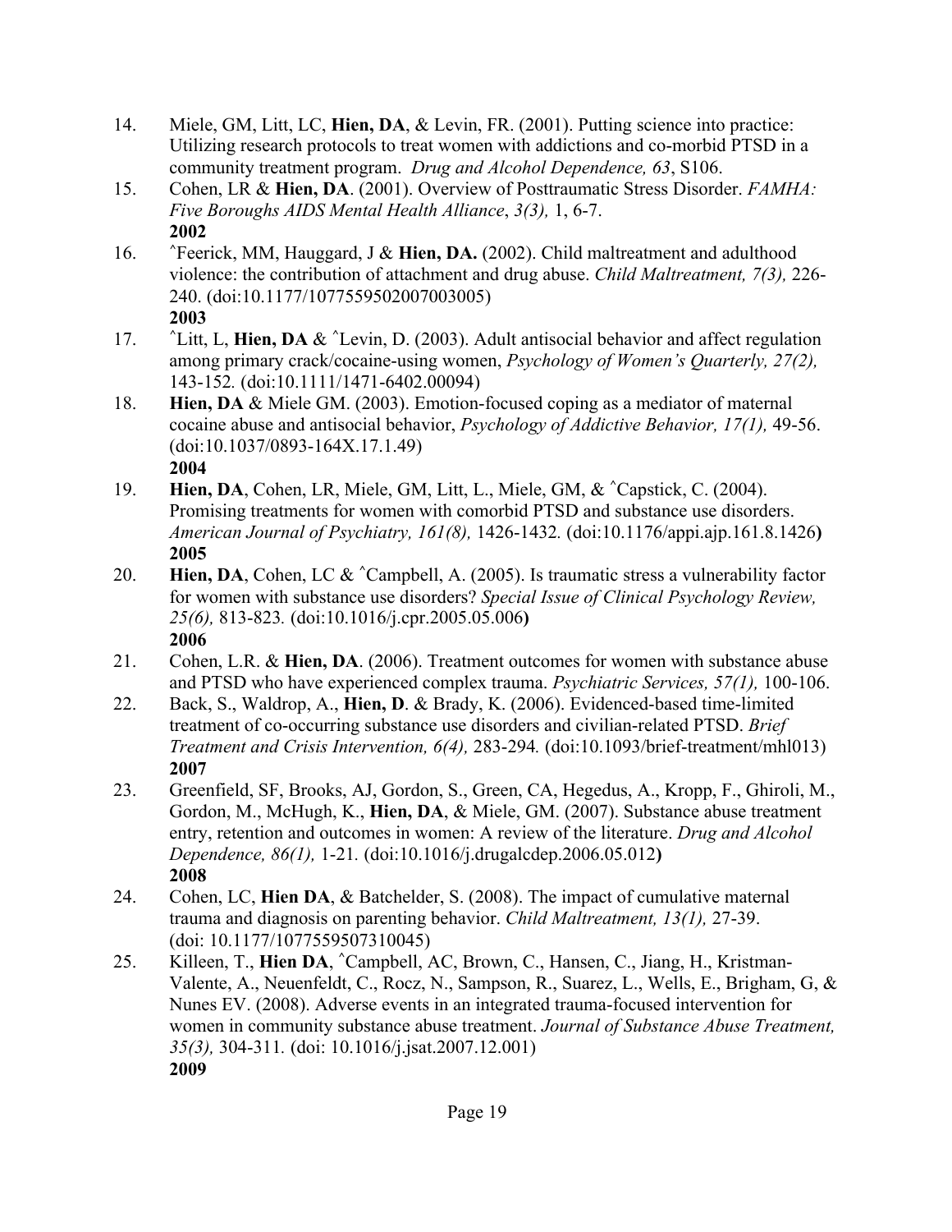14. Miele, GM, Litt, LC, **Hien, DA**, & Levin, FR. (2001). Putting science into practice: Utilizing research protocols to treat women with addictions and co-morbid PTSD in a community treatment program. *Drug and Alcohol Dependence, 63*, S106.
15. Cohen, LR & **Hien, DA**. (2001). Overview of Posttraumatic Stress Disorder. *FAMHA: Five Boroughs AIDS Mental Health Alliance*, *3(3),* 1, 6-7.

**2002**

16. ^Feerick, MM, Hauggard, J & **Hien, DA.** (2002). Child maltreatment and adulthood violence: the contribution of attachment and drug abuse. *Child Maltreatment, 7(3),* 226-240. (doi:10.1177/1077559502007003005)

**2003**

17. ^Litt, L, **Hien, DA** & ^Levin, D. (2003). Adult antisocial behavior and affect regulation among primary crack/cocaine-using women, *Psychology of Women's Quarterly, 27(2),* 143-152. (doi:10.1111/1471-6402.00094)
18. **Hien, DA** & Miele GM. (2003). Emotion-focused coping as a mediator of maternal cocaine abuse and antisocial behavior, *Psychology of Addictive Behavior, 17(1),* 49-56. (doi:10.1037/0893-164X.17.1.49)

**2004**

19. **Hien, DA**, Cohen, LR, Miele, GM, Litt, L., Miele, GM, & ^Capstick, C. (2004). Promising treatments for women with comorbid PTSD and substance use disorders. *American Journal of Psychiatry, 161(8),* 1426-1432. (doi:10.1176/appi.ajp.161.8.1426)

**2005**

20. **Hien, DA**, Cohen, LC & ^Campbell, A. (2005). Is traumatic stress a vulnerability factor for women with substance use disorders? *Special Issue of Clinical Psychology Review, 25(6),* 813-823. (doi:10.1016/j.cpr.2005.05.006)

**2006**

21. Cohen, L.R. & **Hien, DA**. (2006). Treatment outcomes for women with substance abuse and PTSD who have experienced complex trauma. *Psychiatric Services, 57(1),* 100-106.
22. Back, S., Waldrop, A., **Hien, D**. & Brady, K. (2006). Evidenced-based time-limited treatment of co-occurring substance use disorders and civilian-related PTSD. *Brief Treatment and Crisis Intervention, 6(4),* 283-294. (doi:10.1093/brief-treatment/mhl013)

**2007**

23. Greenfield, SF, Brooks, AJ, Gordon, S., Green, CA, Hegedus, A., Kropp, F., Ghiroli, M., Gordon, M., McHugh, K., **Hien, DA**, & Miele, GM. (2007). Substance abuse treatment entry, retention and outcomes in women: A review of the literature. *Drug and Alcohol Dependence, 86(1),* 1-21. (doi:10.1016/j.drugalcdep.2006.05.012)

**2008**

24. Cohen, LC, **Hien DA**, & Batchelder, S. (2008). The impact of cumulative maternal trauma and diagnosis on parenting behavior. *Child Maltreatment, 13(1),* 27-39. (doi: 10.1177/1077559507310045)
25. Killeen, T., **Hien DA**, ^Campbell, AC, Brown, C., Hansen, C., Jiang, H., Kristman-Valente, A., Neuenfeldt, C., Rocz, N., Sampson, R., Suarez, L., Wells, E., Brigham, G, & Nunes EV. (2008). Adverse events in an integrated trauma-focused intervention for women in community substance abuse treatment. *Journal of Substance Abuse Treatment, 35(3),* 304-311. (doi: 10.1016/j.jsat.2007.12.001)

**2009**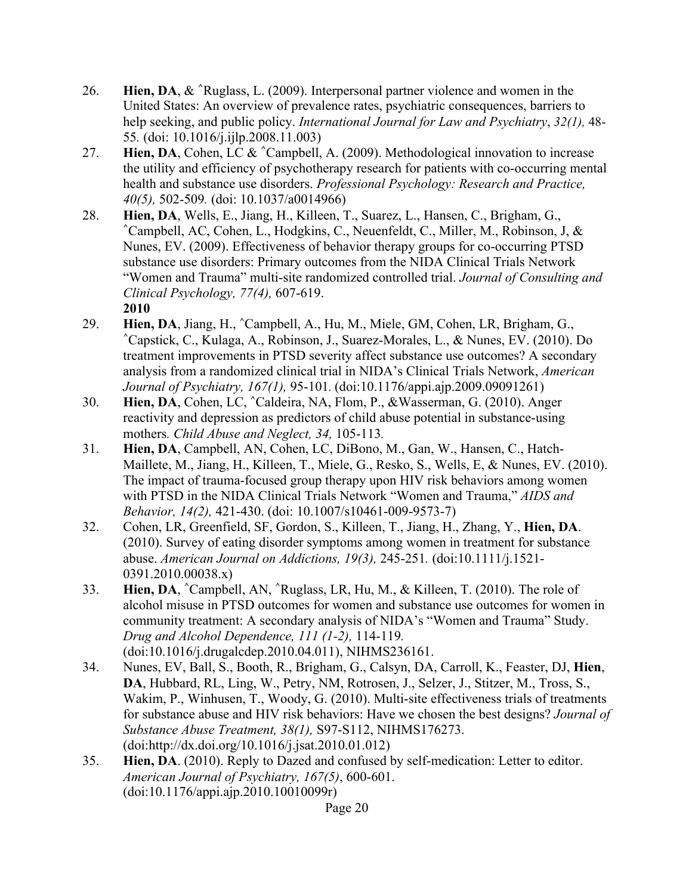26. **Hien, DA**, & ˆRuglass, L. (2009). Interpersonal partner violence and women in the United States: An overview of prevalence rates, psychiatric consequences, barriers to help seeking, and public policy. *International Journal for Law and Psychiatry*, *32(1),* 48-55. (doi: 10.1016/j.ijlp.2008.11.003)
27. **Hien, DA**, Cohen, LC & ˆCampbell, A. (2009). Methodological innovation to increase the utility and efficiency of psychotherapy research for patients with co-occurring mental health and substance use disorders. *Professional Psychology: Research and Practice, 40(5),* 502-509*.* (doi: 10.1037/a0014966)
28. **Hien, DA**, Wells, E., Jiang, H., Killeen, T., Suarez, L., Hansen, C., Brigham, G., ˆCampbell, AC, Cohen, L., Hodgkins, C., Neuenfeldt, C., Miller, M., Robinson, J, & Nunes, EV. (2009). Effectiveness of behavior therapy groups for co-occurring PTSD substance use disorders: Primary outcomes from the NIDA Clinical Trials Network "Women and Trauma" multi-site randomized controlled trial. *Journal of Consulting and Clinical Psychology, 77(4),* 607-619.

**2010**

29. **Hien, DA**, Jiang, H., ˆCampbell, A., Hu, M., Miele, GM, Cohen, LR, Brigham, G., ˆCapstick, C., Kulaga, A., Robinson, J., Suarez-Morales, L., & Nunes, EV. (2010). Do treatment improvements in PTSD severity affect substance use outcomes? A secondary analysis from a randomized clinical trial in NIDA's Clinical Trials Network, *American Journal of Psychiatry, 167(1),* 95-101*.* (doi:10.1176/appi.ajp.2009.09091261)
30. **Hien, DA**, Cohen, LC, ˆCaldeira, NA, Flom, P., &Wasserman, G. (2010). Anger reactivity and depression as predictors of child abuse potential in substance-using mothers*. Child Abuse and Neglect, 34,* 105-113*.*
31. **Hien, DA**, Campbell, AN, Cohen, LC, DiBono, M., Gan, W., Hansen, C., Hatch-Maillete, M., Jiang, H., Killeen, T., Miele, G., Resko, S., Wells, E, & Nunes, EV. (2010). The impact of trauma-focused group therapy upon HIV risk behaviors among women with PTSD in the NIDA Clinical Trials Network "Women and Trauma," *AIDS and Behavior, 14(2),* 421-430. (doi: 10.1007/s10461-009-9573-7)
32. Cohen, LR, Greenfield, SF, Gordon, S., Killeen, T., Jiang, H., Zhang, Y., **Hien, DA**. (2010). Survey of eating disorder symptoms among women in treatment for substance abuse. *American Journal on Addictions, 19(3),* 245-251*.* (doi:10.1111/j.1521-0391.2010.00038.x)
33. **Hien, DA**, ˆCampbell, AN, ˆRuglass, LR, Hu, M., & Killeen, T. (2010). The role of alcohol misuse in PTSD outcomes for women and substance use outcomes for women in community treatment: A secondary analysis of NIDA's "Women and Trauma" Study. *Drug and Alcohol Dependence, 111 (1-2),* 114-119*.* (doi:10.1016/j.drugalcdep.2010.04.011), NIHMS236161.
34. Nunes, EV, Ball, S., Booth, R., Brigham, G., Calsyn, DA, Carroll, K., Feaster, DJ, **Hien**, **DA**, Hubbard, RL, Ling, W., Petry, NM, Rotrosen, J., Selzer, J., Stitzer, M., Tross, S., Wakim, P., Winhusen, T., Woody, G. (2010). Multi-site effectiveness trials of treatments for substance abuse and HIV risk behaviors: Have we chosen the best designs? *Journal of Substance Abuse Treatment, 38(1),* S97-S112, NIHMS176273. (doi:http://dx.doi.org/10.1016/j.jsat.2010.01.012)
35. **Hien, DA**. (2010). Reply to Dazed and confused by self-medication: Letter to editor. *American Journal of Psychiatry, 167(5)*, 600-601. (doi:10.1176/appi.ajp.2010.10010099r)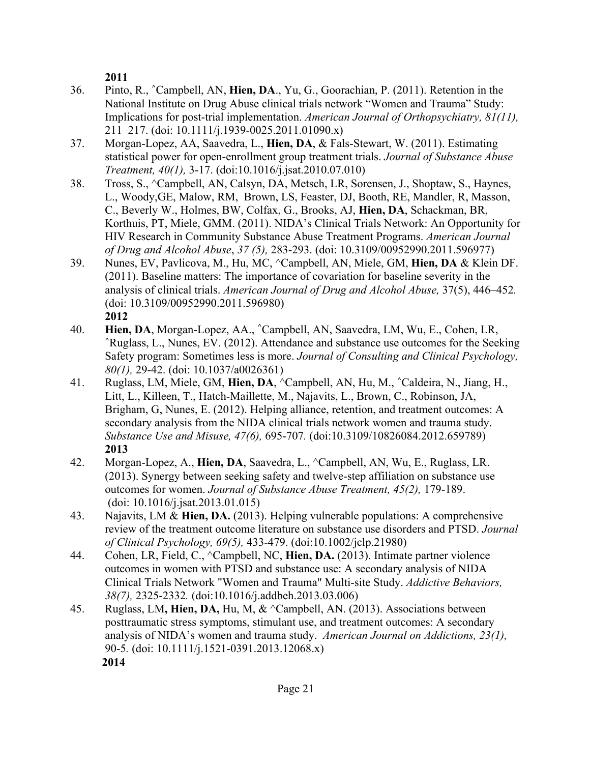**2011**

36. Pinto, R., ˆCampbell, AN, **Hien, DA**., Yu, G., Goorachian, P. (2011). Retention in the National Institute on Drug Abuse clinical trials network "Women and Trauma" Study: Implications for post-trial implementation. *American Journal of Orthopsychiatry, 81(11),* 211–217. (doi: 10.1111/j.1939-0025.2011.01090.x)
37. Morgan-Lopez, AA, Saavedra, L., **Hien, DA**, & Fals-Stewart, W. (2011). Estimating statistical power for open-enrollment group treatment trials. *Journal of Substance Abuse Treatment, 40(1),* 3-17. (doi:10.1016/j.jsat.2010.07.010)
38. Tross, S., ^Campbell, AN, Calsyn, DA, Metsch, LR, Sorensen, J., Shoptaw, S., Haynes, L., Woody,GE, Malow, RM, Brown, LS, Feaster, DJ, Booth, RE, Mandler, R, Masson, C., Beverly W., Holmes, BW, Colfax, G., Brooks, AJ, **Hien, DA**, Schackman, BR, Korthuis, PT, Miele, GMM. (2011). NIDA's Clinical Trials Network: An Opportunity for HIV Research in Community Substance Abuse Treatment Programs. *American Journal of Drug and Alcohol Abuse*, *37 (5),* 283-293. (doi: 10.3109/00952990.2011.596977)
39. Nunes, EV, Pavlicova, M., Hu, MC, ^Campbell, AN, Miele, GM, **Hien, DA** & Klein DF. (2011). Baseline matters: The importance of covariation for baseline severity in the analysis of clinical trials. *American Journal of Drug and Alcohol Abuse,* 37(5), 446–452*.* (doi: 10.3109/00952990.2011.596980)

**2012**

40. **Hien, DA**, Morgan-Lopez, AA., ˆCampbell, AN, Saavedra, LM, Wu, E., Cohen, LR, ˆRuglass, L., Nunes, EV. (2012). Attendance and substance use outcomes for the Seeking Safety program: Sometimes less is more. *Journal of Consulting and Clinical Psychology, 80(1),* 29-42. (doi: 10.1037/a0026361)
41. Ruglass, LM, Miele, GM, **Hien, DA**, ^Campbell, AN, Hu, M., ˆCaldeira, N., Jiang, H., Litt, L., Killeen, T., Hatch-Maillette, M., Najavits, L., Brown, C., Robinson, JA, Brigham, G, Nunes, E. (2012). Helping alliance, retention, and treatment outcomes: A secondary analysis from the NIDA clinical trials network women and trauma study. *Substance Use and Misuse, 47(6),* 695-707*.* (doi:10.3109/10826084.2012.659789)

**2013**

42. Morgan-Lopez, A., **Hien, DA**, Saavedra, L., ^Campbell, AN, Wu, E., Ruglass, LR. (2013). Synergy between seeking safety and twelve-step affiliation on substance use outcomes for women. *Journal of Substance Abuse Treatment, 45(2),* 179-189. (doi: 10.1016/j.jsat.2013.01.015)
43. Najavits, LM & **Hien, DA.** (2013). Helping vulnerable populations: A comprehensive review of the treatment outcome literature on substance use disorders and PTSD. *Journal of Clinical Psychology, 69(5),* 433-479. (doi:10.1002/jclp.21980)
44. Cohen, LR, Field, C., ^Campbell, NC, **Hien, DA.** (2013). Intimate partner violence outcomes in women with PTSD and substance use: A secondary analysis of NIDA Clinical Trials Network "Women and Trauma" Multi-site Study. *Addictive Behaviors, 38(7),* 2325-2332*.* (doi:10.1016/j.addbeh.2013.03.006)
45. Ruglass, LM**, Hien, DA,** Hu, M, & ^Campbell, AN. (2013). Associations between posttraumatic stress symptoms, stimulant use, and treatment outcomes: A secondary analysis of NIDA's women and trauma study. *American Journal on Addictions, 23(1),* 90-5*.* (doi: 10.1111/j.1521-0391.2013.12068.x)

**2014**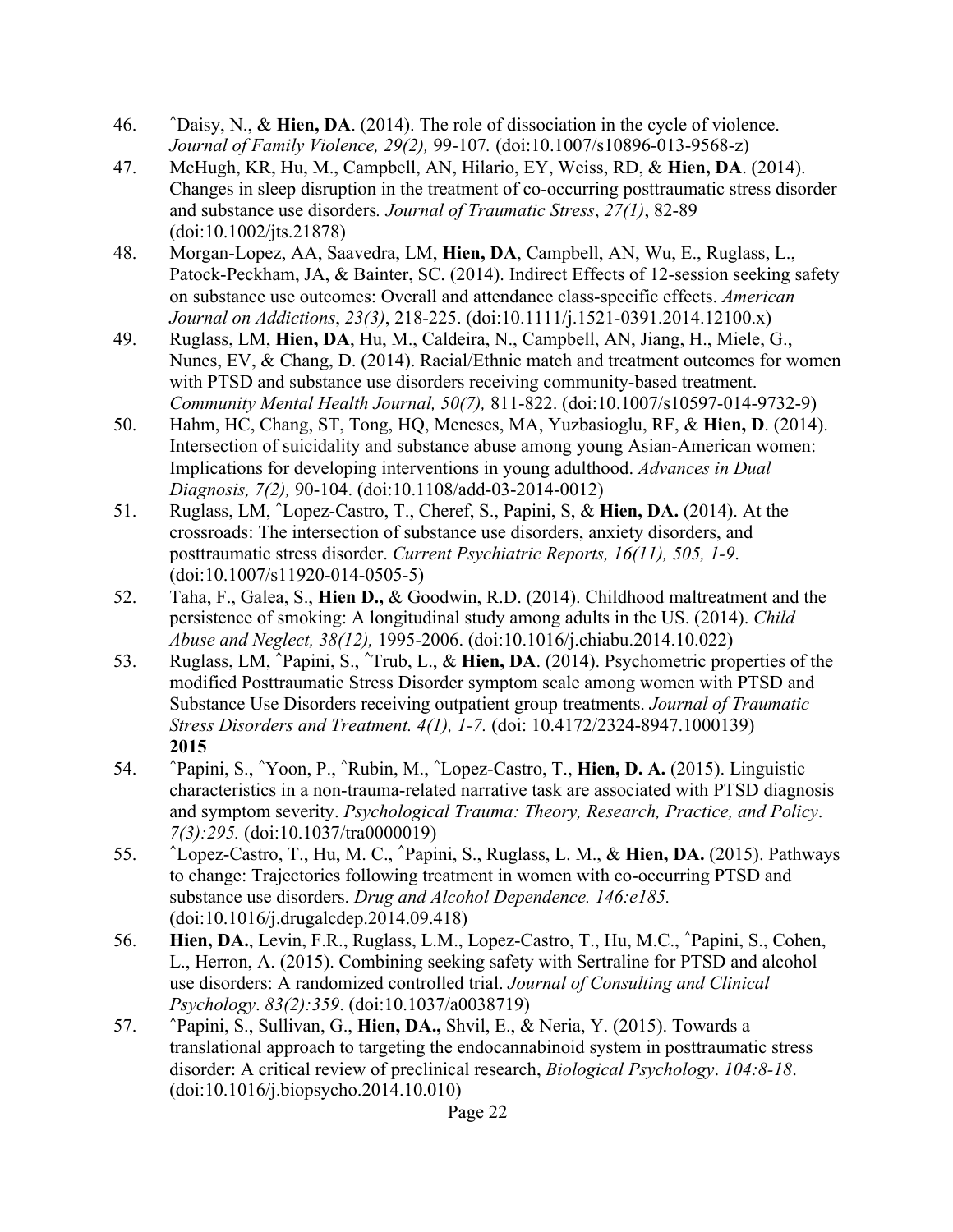46. ^Daisy, N., & **Hien, DA**. (2014). The role of dissociation in the cycle of violence. *Journal of Family Violence, 29(2),* 99-107. (doi:10.1007/s10896-013-9568-z)
47. McHugh, KR, Hu, M., Campbell, AN, Hilario, EY, Weiss, RD, & **Hien, DA**. (2014). Changes in sleep disruption in the treatment of co-occurring posttraumatic stress disorder and substance use disorders*. Journal of Traumatic Stress*, *27(1)*, 82-89 (doi:10.1002/jts.21878)
48. Morgan-Lopez, AA, Saavedra, LM, **Hien, DA**, Campbell, AN, Wu, E., Ruglass, L., Patock-Peckham, JA, & Bainter, SC. (2014). Indirect Effects of 12-session seeking safety on substance use outcomes: Overall and attendance class-specific effects. *American Journal on Addictions*, *23(3)*, 218-225. (doi:10.1111/j.1521-0391.2014.12100.x)
49. Ruglass, LM, **Hien, DA**, Hu, M., Caldeira, N., Campbell, AN, Jiang, H., Miele, G., Nunes, EV, & Chang, D. (2014). Racial/Ethnic match and treatment outcomes for women with PTSD and substance use disorders receiving community-based treatment. *Community Mental Health Journal, 50(7),* 811-822. (doi:10.1007/s10597-014-9732-9)
50. Hahm, HC, Chang, ST, Tong, HQ, Meneses, MA, Yuzbasioglu, RF, & **Hien, D**. (2014). Intersection of suicidality and substance abuse among young Asian-American women: Implications for developing interventions in young adulthood. *Advances in Dual Diagnosis, 7(2),* 90-104. (doi:10.1108/add-03-2014-0012)
51. Ruglass, LM, ^Lopez-Castro, T., Cheref, S., Papini, S, & **Hien, DA.** (2014). At the crossroads: The intersection of substance use disorders, anxiety disorders, and posttraumatic stress disorder. *Current Psychiatric Reports, 16(11), 505, 1-9*. (doi:10.1007/s11920-014-0505-5)
52. Taha, F., Galea, S., **Hien D.,** & Goodwin, R.D. (2014). Childhood maltreatment and the persistence of smoking: A longitudinal study among adults in the US. (2014). *Child Abuse and Neglect, 38(12),* 1995-2006. (doi:10.1016/j.chiabu.2014.10.022)
53. Ruglass, LM, ^Papini, S., ^Trub, L., & **Hien, DA**. (2014). Psychometric properties of the modified Posttraumatic Stress Disorder symptom scale among women with PTSD and Substance Use Disorders receiving outpatient group treatments. *Journal of Traumatic Stress Disorders and Treatment. 4(1), 1-7.* (doi: 10.4172/2324-8947.1000139)

**2015**

54. ^Papini, S., ^Yoon, P., ^Rubin, M., ^Lopez-Castro, T., **Hien, D. A.** (2015). Linguistic characteristics in a non-trauma-related narrative task are associated with PTSD diagnosis and symptom severity. *Psychological Trauma: Theory, Research, Practice, and Policy*. *7(3):295.* (doi:10.1037/tra0000019)
55. ^Lopez-Castro, T., Hu, M. C., ^Papini, S., Ruglass, L. M., & **Hien, DA.** (2015). Pathways to change: Trajectories following treatment in women with co-occurring PTSD and substance use disorders. *Drug and Alcohol Dependence. 146:e185.* (doi:10.1016/j.drugalcdep.2014.09.418)
56. **Hien, DA.**, Levin, F.R., Ruglass, L.M., Lopez-Castro, T., Hu, M.C., ^Papini, S., Cohen, L., Herron, A. (2015). Combining seeking safety with Sertraline for PTSD and alcohol use disorders: A randomized controlled trial. *Journal of Consulting and Clinical Psychology*. *83(2):359*. (doi:10.1037/a0038719)
57. ^Papini, S., Sullivan, G., **Hien, DA.,** Shvil, E., & Neria, Y. (2015). Towards a translational approach to targeting the endocannabinoid system in posttraumatic stress disorder: A critical review of preclinical research, *Biological Psychology*. *104:8-18*. (doi:10.1016/j.biopsycho.2014.10.010)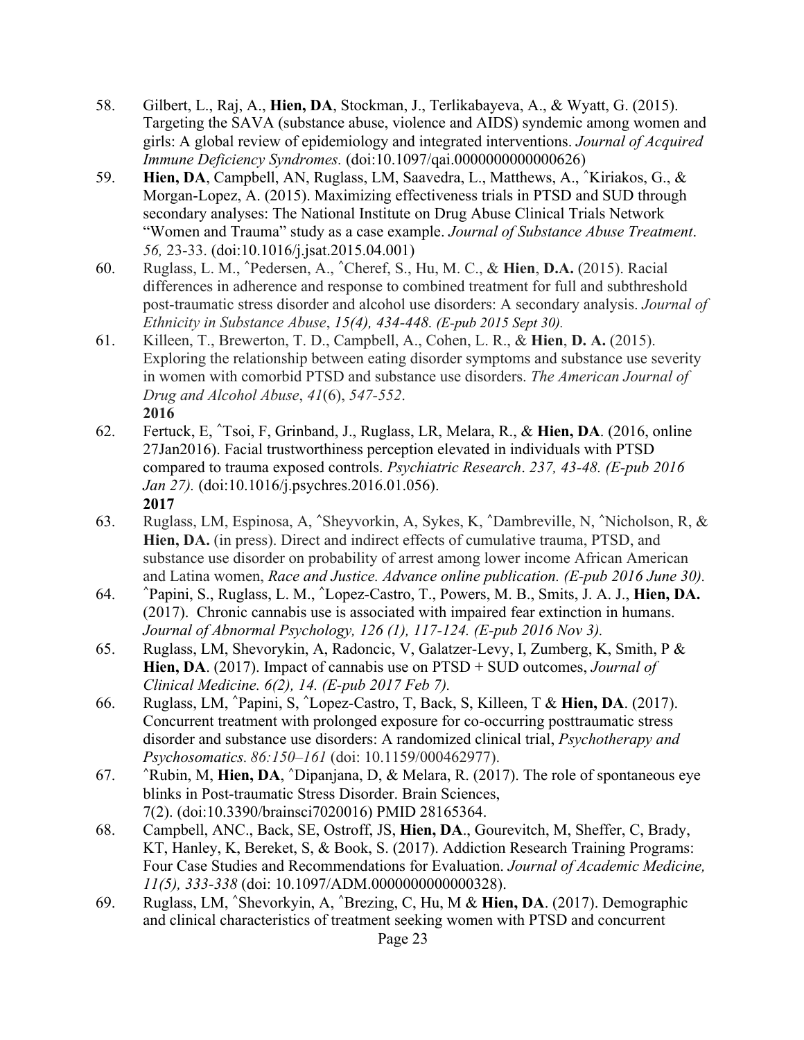58. Gilbert, L., Raj, A., **Hien, DA**, Stockman, J., Terlikabayeva, A., & Wyatt, G. (2015). Targeting the SAVA (substance abuse, violence and AIDS) syndemic among women and girls: A global review of epidemiology and integrated interventions. *Journal of Acquired Immune Deficiency Syndromes.* (doi:10.1097/qai.0000000000000626)
59. **Hien, DA**, Campbell, AN, Ruglass, LM, Saavedra, L., Matthews, A., ˆKiriakos, G., & Morgan-Lopez, A. (2015). Maximizing effectiveness trials in PTSD and SUD through secondary analyses: The National Institute on Drug Abuse Clinical Trials Network "Women and Trauma" study as a case example. *Journal of Substance Abuse Treatment*. *56,* 23-33. (doi:10.1016/j.jsat.2015.04.001)
60. Ruglass, L. M., ˆPedersen, A., ˆCheref, S., Hu, M. C., & **Hien**, **D.A.** (2015). Racial differences in adherence and response to combined treatment for full and subthreshold post-traumatic stress disorder and alcohol use disorders: A secondary analysis. *Journal of Ethnicity in Substance Abuse*, *15(4), 434-448. (E-pub 2015 Sept 30).*
61. Killeen, T., Brewerton, T. D., Campbell, A., Cohen, L. R., & **Hien**, **D. A.** (2015). Exploring the relationship between eating disorder symptoms and substance use severity in women with comorbid PTSD and substance use disorders. *The American Journal of Drug and Alcohol Abuse*, *41*(6), *547-552*.

**2016**

62. Fertuck, E, ˆTsoi, F, Grinband, J., Ruglass, LR, Melara, R., & **Hien, DA**. (2016, online 27Jan2016). Facial trustworthiness perception elevated in individuals with PTSD compared to trauma exposed controls. *Psychiatric Research*. *237, 43-48. (E-pub 2016 Jan 27).* (doi:10.1016/j.psychres.2016.01.056).

**2017**

63. Ruglass, LM, Espinosa, A, ˆSheyvorkin, A, Sykes, K, ˆDambreville, N, ˆNicholson, R, & **Hien, DA.** (in press). Direct and indirect effects of cumulative trauma, PTSD, and substance use disorder on probability of arrest among lower income African American and Latina women, *Race and Justice. Advance online publication. (E-pub 2016 June 30).*
64. ˆPapini, S., Ruglass, L. M., ˆLopez-Castro, T., Powers, M. B., Smits, J. A. J., **Hien, DA.** (2017). Chronic cannabis use is associated with impaired fear extinction in humans. *Journal of Abnormal Psychology, 126 (1), 117-124. (E-pub 2016 Nov 3).*
65. Ruglass, LM, Shevorykin, A, Radoncic, V, Galatzer-Levy, I, Zumberg, K, Smith, P & **Hien, DA**. (2017). Impact of cannabis use on PTSD + SUD outcomes, *Journal of Clinical Medicine. 6(2), 14. (E-pub 2017 Feb 7).*
66. Ruglass, LM, ˆPapini, S, ˆLopez-Castro, T, Back, S, Killeen, T & **Hien, DA**. (2017). Concurrent treatment with prolonged exposure for co-occurring posttraumatic stress disorder and substance use disorders: A randomized clinical trial, *Psychotherapy and Psychosomatics*. *86:150–161* (doi: 10.1159/000462977).
67. ˆRubin, M, **Hien, DA**, ˆDipanjana, D, & Melara, R. (2017). The role of spontaneous eye blinks in Post-traumatic Stress Disorder. Brain Sciences, 7(2). (doi:10.3390/brainsci7020016) PMID 28165364.
68. Campbell, ANC., Back, SE, Ostroff, JS, **Hien, DA**., Gourevitch, M, Sheffer, C, Brady, KT, Hanley, K, Bereket, S, & Book, S. (2017). Addiction Research Training Programs: Four Case Studies and Recommendations for Evaluation. *Journal of Academic Medicine, 11(5), 333-338* (doi: 10.1097/ADM.0000000000000328).
69. Ruglass, LM, ˆShevorkyin, A, ˆBrezing, C, Hu, M & **Hien, DA**. (2017). Demographic and clinical characteristics of treatment seeking women with PTSD and concurrent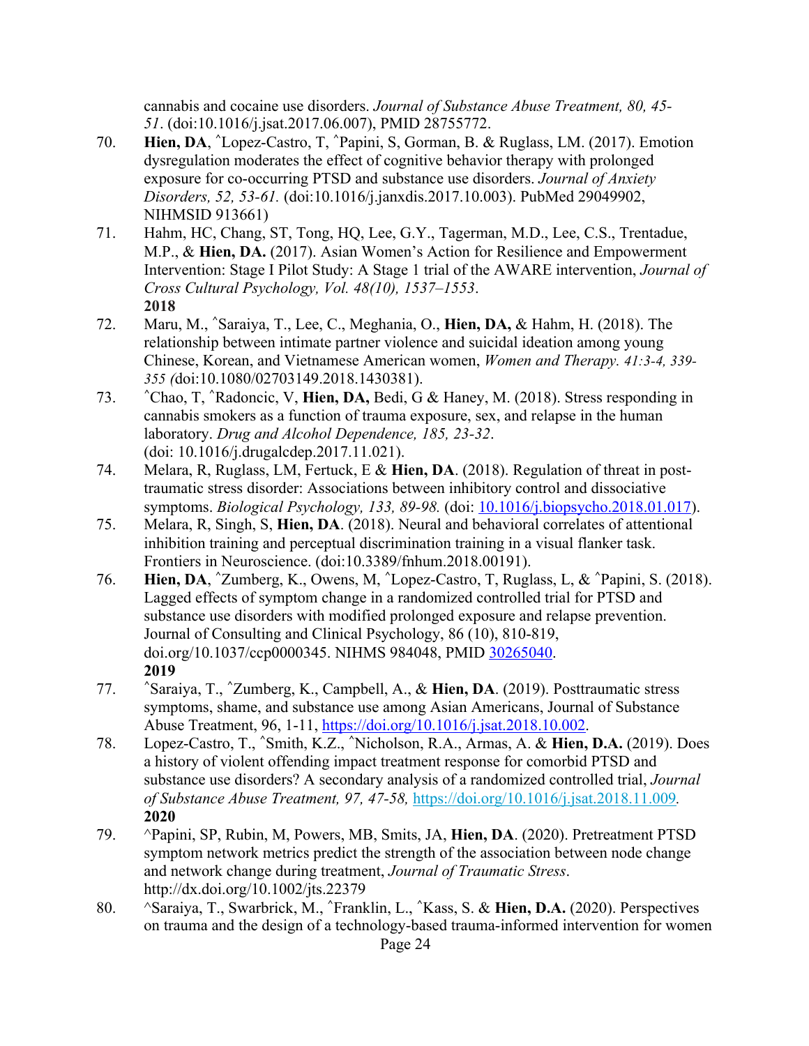cannabis and cocaine use disorders. *Journal of Substance Abuse Treatment, 80, 45-51*. (doi:10.1016/j.jsat.2017.06.007), PMID 28755772.

70. **Hien, DA**, ^Lopez-Castro, T, ^Papini, S, Gorman, B. & Ruglass, LM. (2017). Emotion dysregulation moderates the effect of cognitive behavior therapy with prolonged exposure for co-occurring PTSD and substance use disorders. *Journal of Anxiety Disorders, 52, 53-61.* (doi:10.1016/j.janxdis.2017.10.003). PubMed 29049902, NIHMSID 913661)
71. Hahm, HC, Chang, ST, Tong, HQ, Lee, G.Y., Tagerman, M.D., Lee, C.S., Trentadue, M.P., & **Hien, DA.** (2017). Asian Women's Action for Resilience and Empowerment Intervention: Stage I Pilot Study: A Stage 1 trial of the AWARE intervention, *Journal of Cross Cultural Psychology, Vol. 48(10), 1537–1553*.

**2018**

72. Maru, M., ^Saraiya, T., Lee, C., Meghania, O., **Hien, DA,** & Hahm, H. (2018). The relationship between intimate partner violence and suicidal ideation among young Chinese, Korean, and Vietnamese American women, *Women and Therapy. 41:3-4, 339-355 (*doi:10.1080/02703149.2018.1430381).
73. ^Chao, T, ^Radoncic, V, **Hien, DA,** Bedi, G & Haney, M. (2018). Stress responding in cannabis smokers as a function of trauma exposure, sex, and relapse in the human laboratory. *Drug and Alcohol Dependence, 185, 23-32*. (doi: 10.1016/j.drugalcdep.2017.11.021).
74. Melara, R, Ruglass, LM, Fertuck, E & **Hien, DA**. (2018). Regulation of threat in post-traumatic stress disorder: Associations between inhibitory control and dissociative symptoms. *Biological Psychology, 133, 89-98.* (doi: 10.1016/j.biopsycho.2018.01.017).
75. Melara, R, Singh, S, **Hien, DA**. (2018). Neural and behavioral correlates of attentional inhibition training and perceptual discrimination training in a visual flanker task. Frontiers in Neuroscience. (doi:10.3389/fnhum.2018.00191).
76. **Hien, DA**, ^Zumberg, K., Owens, M, ^Lopez-Castro, T, Ruglass, L, & ^Papini, S. (2018). Lagged effects of symptom change in a randomized controlled trial for PTSD and substance use disorders with modified prolonged exposure and relapse prevention. Journal of Consulting and Clinical Psychology, 86 (10), 810-819, doi.org/10.1037/ccp0000345. NIHMS 984048, PMID 30265040.

**2019**

77. ^Saraiya, T., ^Zumberg, K., Campbell, A., & **Hien, DA**. (2019). Posttraumatic stress symptoms, shame, and substance use among Asian Americans, Journal of Substance Abuse Treatment, 96, 1-11, https://doi.org/10.1016/j.jsat.2018.10.002.
78. Lopez-Castro, T., ^Smith, K.Z., ^Nicholson, R.A., Armas, A. & **Hien, D.A.** (2019). Does a history of violent offending impact treatment response for comorbid PTSD and substance use disorders? A secondary analysis of a randomized controlled trial, *Journal of Substance Abuse Treatment, 97, 47-58,* https://doi.org/10.1016/j.jsat.2018.11.009.

**2020**

79. ^Papini, SP, Rubin, M, Powers, MB, Smits, JA, **Hien, DA**. (2020). Pretreatment PTSD symptom network metrics predict the strength of the association between node change and network change during treatment, *Journal of Traumatic Stress*. http://dx.doi.org/10.1002/jts.22379
80. ^Saraiya, T., Swarbrick, M., ^Franklin, L., ^Kass, S. & **Hien, D.A.** (2020). Perspectives on trauma and the design of a technology-based trauma-informed intervention for women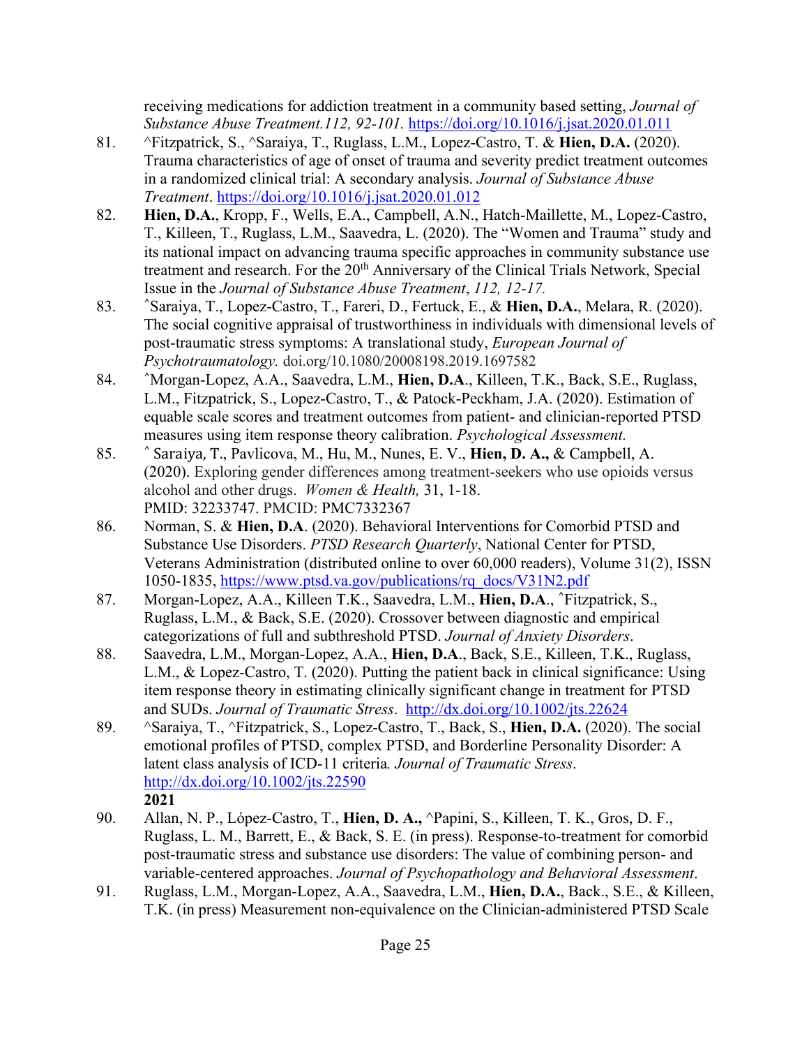receiving medications for addiction treatment in a community based setting, *Journal of Substance Abuse Treatment.112, 92-101.* https://doi.org/10.1016/j.jsat.2020.01.011

81. ^Fitzpatrick, S., ^Saraiya, T., Ruglass, L.M., Lopez-Castro, T. & **Hien, D.A.** (2020). Trauma characteristics of age of onset of trauma and severity predict treatment outcomes in a randomized clinical trial: A secondary analysis. *Journal of Substance Abuse Treatment*. https://doi.org/10.1016/j.jsat.2020.01.012

82. **Hien, D.A.**, Kropp, F., Wells, E.A., Campbell, A.N., Hatch-Maillette, M., Lopez-Castro, T., Killeen, T., Ruglass, L.M., Saavedra, L. (2020). The "Women and Trauma" study and its national impact on advancing trauma specific approaches in community substance use treatment and research. For the 20th Anniversary of the Clinical Trials Network, Special Issue in the *Journal of Substance Abuse Treatment*, *112, 12-17.*

83. ^Saraiya, T., Lopez-Castro, T., Fareri, D., Fertuck, E., & **Hien, D.A.**, Melara, R. (2020). The social cognitive appraisal of trustworthiness in individuals with dimensional levels of post-traumatic stress symptoms: A translational study, *European Journal of Psychotraumatology.* doi.org/10.1080/20008198.2019.1697582

84. ^Morgan-Lopez, A.A., Saavedra, L.M., **Hien, D.A**., Killeen, T.K., Back, S.E., Ruglass, L.M., Fitzpatrick, S., Lopez-Castro, T., & Patock-Peckham, J.A. (2020). Estimation of equable scale scores and treatment outcomes from patient- and clinician-reported PTSD measures using item response theory calibration. *Psychological Assessment.*

85. ^ Saraiya, T., Pavlicova, M., Hu, M., Nunes, E. V., **Hien, D. A.,** & Campbell, A. (2020). Exploring gender differences among treatment-seekers who use opioids versus alcohol and other drugs. *Women & Health,* 31, 1-18. PMID: 32233747. PMCID: PMC7332367

86. Norman, S. & **Hien, D.A**. (2020). Behavioral Interventions for Comorbid PTSD and Substance Use Disorders. *PTSD Research Quarterly*, National Center for PTSD, Veterans Administration (distributed online to over 60,000 readers), Volume 31(2), ISSN 1050-1835, https://www.ptsd.va.gov/publications/rq_docs/V31N2.pdf

87. Morgan-Lopez, A.A., Killeen T.K., Saavedra, L.M., **Hien, D.A**., ^Fitzpatrick, S., Ruglass, L.M., & Back, S.E. (2020). Crossover between diagnostic and empirical categorizations of full and subthreshold PTSD. *Journal of Anxiety Disorders*.

88. Saavedra, L.M., Morgan-Lopez, A.A., **Hien, D.A**., Back, S.E., Killeen, T.K., Ruglass, L.M., & Lopez-Castro, T. (2020). Putting the patient back in clinical significance: Using item response theory in estimating clinically significant change in treatment for PTSD and SUDs. *Journal of Traumatic Stress*. http://dx.doi.org/10.1002/jts.22624

89. ^Saraiya, T., ^Fitzpatrick, S., Lopez-Castro, T., Back, S., **Hien, D.A.** (2020). The social emotional profiles of PTSD, complex PTSD, and Borderline Personality Disorder: A latent class analysis of ICD-11 criteria*. Journal of Traumatic Stress*. http://dx.doi.org/10.1002/jts.22590

**2021**

90. Allan, N. P., López-Castro, T., **Hien, D. A.,** ^Papini, S., Killeen, T. K., Gros, D. F., Ruglass, L. M., Barrett, E., & Back, S. E. (in press). Response-to-treatment for comorbid post-traumatic stress and substance use disorders: The value of combining person- and variable-centered approaches. *Journal of Psychopathology and Behavioral Assessment*.

91. Ruglass, L.M., Morgan-Lopez, A.A., Saavedra, L.M., **Hien, D.A.**, Back., S.E., & Killeen, T.K. (in press) Measurement non-equivalence on the Clinician-administered PTSD Scale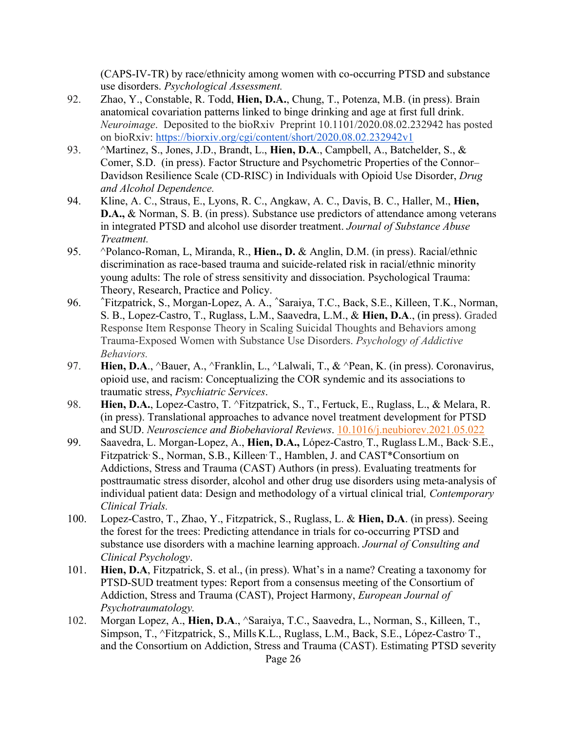(CAPS-IV-TR) by race/ethnicity among women with co-occurring PTSD and substance use disorders. *Psychological Assessment.*

92. Zhao, Y., Constable, R. Todd, **Hien, D.A.**, Chung, T., Potenza, M.B. (in press). Brain anatomical covariation patterns linked to binge drinking and age at first full drink. *Neuroimage*. Deposited to the bioRxiv Preprint 10.1101/2020.08.02.232942 has posted on bioRxiv: https://biorxiv.org/cgi/content/short/2020.08.02.232942v1

93. ^Martinez, S., Jones, J.D., Brandt, L., **Hien, D.A**., Campbell, A., Batchelder, S., & Comer, S.D. (in press). Factor Structure and Psychometric Properties of the Connor–Davidson Resilience Scale (CD-RISC) in Individuals with Opioid Use Disorder, *Drug and Alcohol Dependence.*

94. Kline, A. C., Straus, E., Lyons, R. C., Angkaw, A. C., Davis, B. C., Haller, M., **Hien, D.A.,** & Norman, S. B. (in press). Substance use predictors of attendance among veterans in integrated PTSD and alcohol use disorder treatment. *Journal of Substance Abuse Treatment.*

95. ^Polanco-Roman, L, Miranda, R., **Hien., D.** & Anglin, D.M. (in press). Racial/ethnic discrimination as race-based trauma and suicide-related risk in racial/ethnic minority young adults: The role of stress sensitivity and dissociation. Psychological Trauma: Theory, Research, Practice and Policy.

96. ^Fitzpatrick, S., Morgan-Lopez, A. A., ^Saraiya, T.C., Back, S.E., Killeen, T.K., Norman, S. B., Lopez-Castro, T., Ruglass, L.M., Saavedra, L.M., & **Hien, D.A**., (in press). Graded Response Item Response Theory in Scaling Suicidal Thoughts and Behaviors among Trauma-Exposed Women with Substance Use Disorders. *Psychology of Addictive Behaviors.*

97. **Hien, D.A**., ^Bauer, A., ^Franklin, L., ^Lalwali, T., & ^Pean, K. (in press). Coronavirus, opioid use, and racism: Conceptualizing the COR syndemic and its associations to traumatic stress, *Psychiatric Services*.

98. **Hien, D.A.**, Lopez-Castro, T. ^Fitzpatrick, S., T., Fertuck, E., Ruglass, L., & Melara, R. (in press). Translational approaches to advance novel treatment development for PTSD and SUD. *Neuroscience and Biobehavioral Reviews*. 10.1016/j.neubiorev.2021.05.022

99. Saavedra, L. Morgan-Lopez, A., **Hien, D.A.,** López-Castro, T., Ruglass L.M., Back, S.E., Fitzpatrick, S., Norman, S.B., Killeen, T., Hamblen, J. and CAST*Consortium on Addictions, Stress and Trauma (CAST) Authors (in press). Evaluating treatments for posttraumatic stress disorder, alcohol and other drug use disorders using meta-analysis of individual patient data: Design and methodology of a virtual clinical trial*, Contemporary Clinical Trials.*

100. Lopez-Castro, T., Zhao, Y., Fitzpatrick, S., Ruglass, L. & **Hien, D.A**. (in press). Seeing the forest for the trees: Predicting attendance in trials for co-occurring PTSD and substance use disorders with a machine learning approach. *Journal of Consulting and Clinical Psychology*.

101. **Hien, D.A**, Fitzpatrick, S. et al., (in press). What's in a name? Creating a taxonomy for PTSD-SUD treatment types: Report from a consensus meeting of the Consortium of Addiction, Stress and Trauma (CAST), Project Harmony, *European Journal of Psychotraumatology.*

102. Morgan Lopez, A., **Hien, D.A**., ^Saraiya, T.C., Saavedra, L., Norman, S., Killeen, T., Simpson, T., ^Fitzpatrick, S., Mills K.L., Ruglass, L.M., Back, S.E., López-Castro, T., and the Consortium on Addiction, Stress and Trauma (CAST). Estimating PTSD severity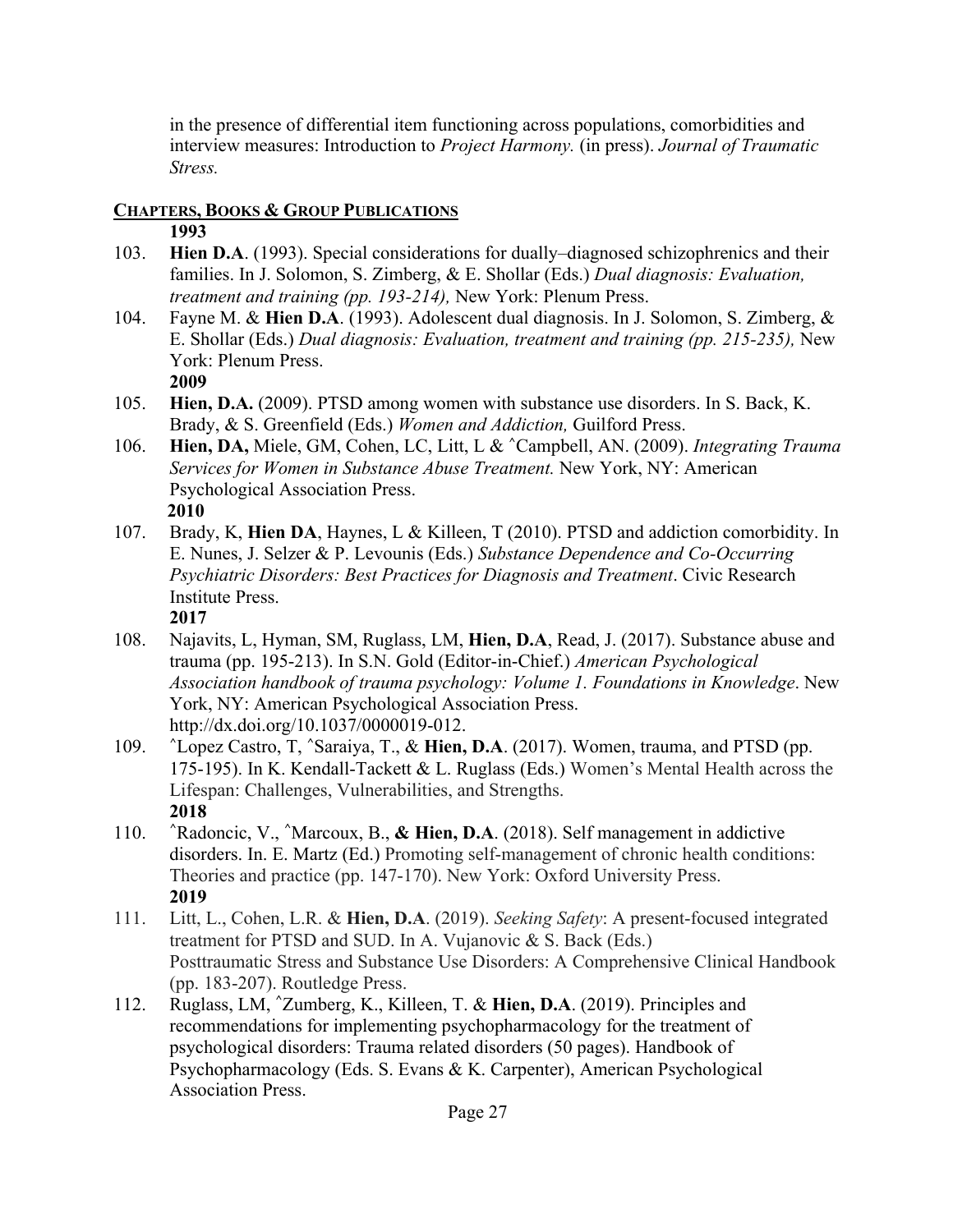in the presence of differential item functioning across populations, comorbidities and interview measures: Introduction to *Project Harmony.* (in press). *Journal of Traumatic Stress.*

## CHAPTERS, BOOKS & GROUP PUBLICATIONS

**1993**

103. **Hien D.A**. (1993). Special considerations for dually–diagnosed schizophrenics and their families. In J. Solomon, S. Zimberg, & E. Shollar (Eds.) *Dual diagnosis: Evaluation, treatment and training (pp. 193-214),* New York: Plenum Press.
104. Fayne M. & **Hien D.A**. (1993). Adolescent dual diagnosis. In J. Solomon, S. Zimberg, & E. Shollar (Eds.) *Dual diagnosis: Evaluation, treatment and training (pp. 215-235),* New York: Plenum Press.

**2009**

105. **Hien, D.A.** (2009). PTSD among women with substance use disorders. In S. Back, K. Brady, & S. Greenfield (Eds.) *Women and Addiction,* Guilford Press.
106. **Hien, DA,** Miele, GM, Cohen, LC, Litt, L & ˆCampbell, AN. (2009). *Integrating Trauma Services for Women in Substance Abuse Treatment.* New York, NY: American Psychological Association Press.

**2010**

107. Brady, K, **Hien DA**, Haynes, L & Killeen, T (2010). PTSD and addiction comorbidity. In E. Nunes, J. Selzer & P. Levounis (Eds.) *Substance Dependence and Co-Occurring Psychiatric Disorders: Best Practices for Diagnosis and Treatment*. Civic Research Institute Press.

**2017**

108. Najavits, L, Hyman, SM, Ruglass, LM, **Hien, D.A**, Read, J. (2017). Substance abuse and trauma (pp. 195-213). In S.N. Gold (Editor-in-Chief.) *American Psychological Association handbook of trauma psychology: Volume 1. Foundations in Knowledge*. New York, NY: American Psychological Association Press. http://dx.doi.org/10.1037/0000019-012.
109. ˆLopez Castro, T, ˆSaraiya, T., & **Hien, D.A**. (2017). Women, trauma, and PTSD (pp. 175-195). In K. Kendall-Tackett & L. Ruglass (Eds.) Women's Mental Health across the Lifespan: Challenges, Vulnerabilities, and Strengths.

**2018**

110. ˆRadoncic, V., ˆMarcoux, B., **& Hien, D.A**. (2018). Self management in addictive disorders. In. E. Martz (Ed.) Promoting self-management of chronic health conditions: Theories and practice (pp. 147-170). New York: Oxford University Press.

**2019**

111. Litt, L., Cohen, L.R. & **Hien, D.A**. (2019). *Seeking Safety*: A present-focused integrated treatment for PTSD and SUD. In A. Vujanovic & S. Back (Eds.) Posttraumatic Stress and Substance Use Disorders: A Comprehensive Clinical Handbook (pp. 183-207). Routledge Press.
112. Ruglass, LM, ˆZumberg, K., Killeen, T. & **Hien, D.A**. (2019). Principles and recommendations for implementing psychopharmacology for the treatment of psychological disorders: Trauma related disorders (50 pages). Handbook of Psychopharmacology (Eds. S. Evans & K. Carpenter), American Psychological Association Press.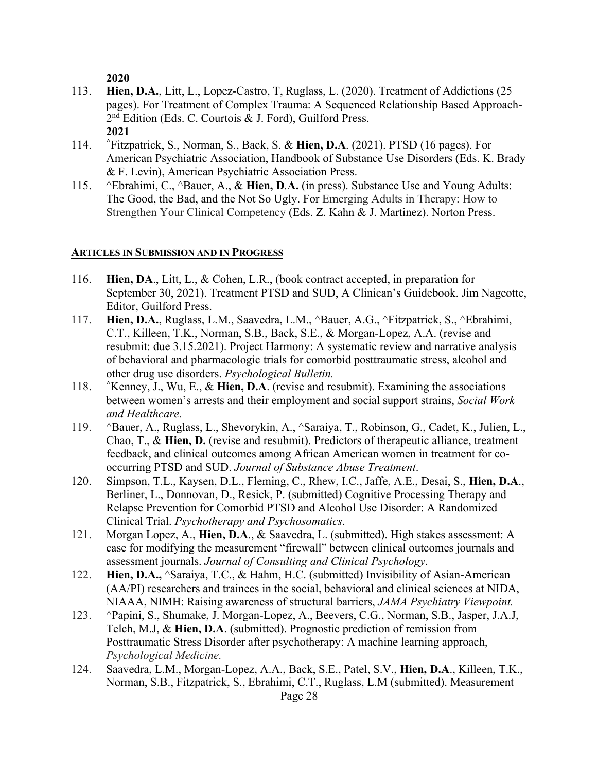**2020**

113. **Hien, D.A.**, Litt, L., Lopez-Castro, T, Ruglass, L. (2020). Treatment of Addictions (25 pages). For Treatment of Complex Trauma: A Sequenced Relationship Based Approach- 2nd Edition (Eds. C. Courtois & J. Ford), Guilford Press.

**2021**

114. ^Fitzpatrick, S., Norman, S., Back, S. & **Hien, D.A**. (2021). PTSD (16 pages). For American Psychiatric Association, Handbook of Substance Use Disorders (Eds. K. Brady & F. Levin), American Psychiatric Association Press.
115. ^Ebrahimi, C., ^Bauer, A., & **Hien, D.A.** (in press). Substance Use and Young Adults: The Good, the Bad, and the Not So Ugly. For Emerging Adults in Therapy: How to Strengthen Your Clinical Competency (Eds. Z. Kahn & J. Martinez). Norton Press.

## ARTICLES IN SUBMISSION AND IN PROGRESS

116. **Hien, DA**., Litt, L., & Cohen, L.R., (book contract accepted, in preparation for September 30, 2021). Treatment PTSD and SUD, A Clinican's Guidebook. Jim Nageotte, Editor, Guilford Press.
117. **Hien, D.A.**, Ruglass, L.M., Saavedra, L.M., ^Bauer, A.G., ^Fitzpatrick, S., ^Ebrahimi, C.T., Killeen, T.K., Norman, S.B., Back, S.E., & Morgan-Lopez, A.A. (revise and resubmit: due 3.15.2021). Project Harmony: A systematic review and narrative analysis of behavioral and pharmacologic trials for comorbid posttraumatic stress, alcohol and other drug use disorders. *Psychological Bulletin.*
118. ^Kenney, J., Wu, E., & **Hien, D.A**. (revise and resubmit). Examining the associations between women's arrests and their employment and social support strains, *Social Work and Healthcare.*
119. ^Bauer, A., Ruglass, L., Shevorykin, A., ^Saraiya, T., Robinson, G., Cadet, K., Julien, L., Chao, T., & **Hien, D.** (revise and resubmit). Predictors of therapeutic alliance, treatment feedback, and clinical outcomes among African American women in treatment for co-occurring PTSD and SUD. *Journal of Substance Abuse Treatment*.
120. Simpson, T.L., Kaysen, D.L., Fleming, C., Rhew, I.C., Jaffe, A.E., Desai, S., **Hien, D.A**., Berliner, L., Donnovan, D., Resick, P. (submitted) Cognitive Processing Therapy and Relapse Prevention for Comorbid PTSD and Alcohol Use Disorder: A Randomized Clinical Trial. *Psychotherapy and Psychosomatics*.
121. Morgan Lopez, A., **Hien, D.A**., & Saavedra, L. (submitted). High stakes assessment: A case for modifying the measurement "firewall" between clinical outcomes journals and assessment journals. *Journal of Consulting and Clinical Psychology*.
122. **Hien, D.A.,** ^Saraiya, T.C., & Hahm, H.C. (submitted) Invisibility of Asian-American (AA/PI) researchers and trainees in the social, behavioral and clinical sciences at NIDA, NIAAA, NIMH: Raising awareness of structural barriers, *JAMA Psychiatry Viewpoint.*
123. ^Papini, S., Shumake, J. Morgan-Lopez, A., Beevers, C.G., Norman, S.B., Jasper, J.A.J, Telch, M.J, & **Hien, D.A**. (submitted). Prognostic prediction of remission from Posttraumatic Stress Disorder after psychotherapy: A machine learning approach, *Psychological Medicine.*
124. Saavedra, L.M., Morgan-Lopez, A.A., Back, S.E., Patel, S.V., **Hien, D.A**., Killeen, T.K., Norman, S.B., Fitzpatrick, S., Ebrahimi, C.T., Ruglass, L.M (submitted). Measurement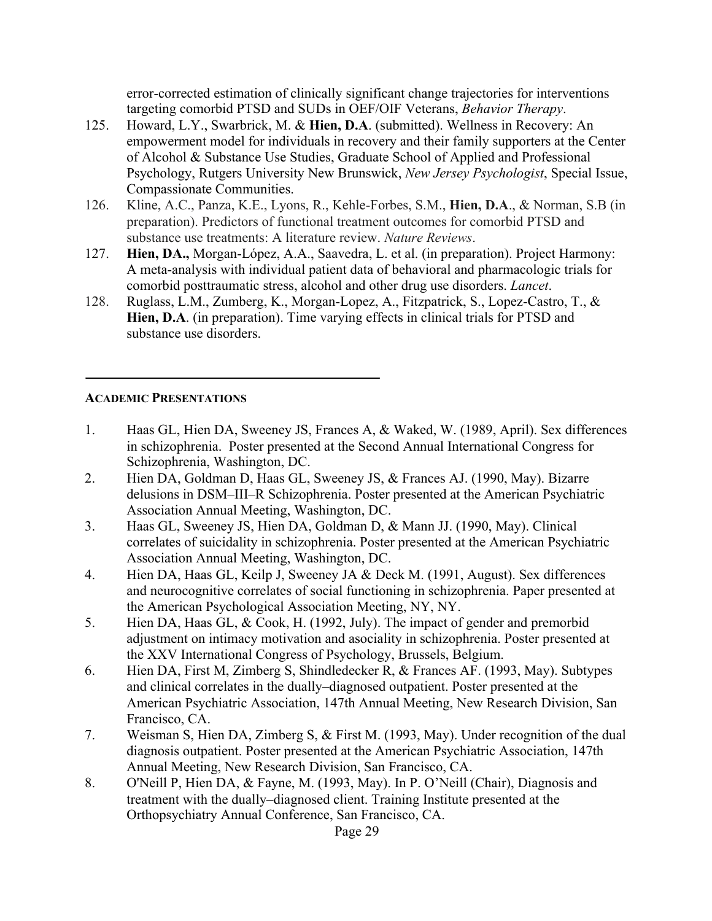error-corrected estimation of clinically significant change trajectories for interventions targeting comorbid PTSD and SUDs in OEF/OIF Veterans, *Behavior Therapy*.

125. Howard, L.Y., Swarbrick, M. & **Hien, D.A**. (submitted). Wellness in Recovery: An empowerment model for individuals in recovery and their family supporters at the Center of Alcohol & Substance Use Studies, Graduate School of Applied and Professional Psychology, Rutgers University New Brunswick, *New Jersey Psychologist*, Special Issue, Compassionate Communities.

126. Kline, A.C., Panza, K.E., Lyons, R., Kehle-Forbes, S.M., **Hien, D.A**., & Norman, S.B (in preparation). Predictors of functional treatment outcomes for comorbid PTSD and substance use treatments: A literature review. *Nature Reviews*.

127. **Hien, DA.,** Morgan-López, A.A., Saavedra, L. et al. (in preparation). Project Harmony: A meta-analysis with individual patient data of behavioral and pharmacologic trials for comorbid posttraumatic stress, alcohol and other drug use disorders. *Lancet*.

128. Ruglass, L.M., Zumberg, K., Morgan-Lopez, A., Fitzpatrick, S., Lopez-Castro, T., & **Hien, D.A**. (in preparation). Time varying effects in clinical trials for PTSD and substance use disorders.

---

## ACADEMIC PRESENTATIONS

1. Haas GL, Hien DA, Sweeney JS, Frances A, & Waked, W. (1989, April). Sex differences in schizophrenia. Poster presented at the Second Annual International Congress for Schizophrenia, Washington, DC.

2. Hien DA, Goldman D, Haas GL, Sweeney JS, & Frances AJ. (1990, May). Bizarre delusions in DSM–III–R Schizophrenia. Poster presented at the American Psychiatric Association Annual Meeting, Washington, DC.

3. Haas GL, Sweeney JS, Hien DA, Goldman D, & Mann JJ. (1990, May). Clinical correlates of suicidality in schizophrenia. Poster presented at the American Psychiatric Association Annual Meeting, Washington, DC.

4. Hien DA, Haas GL, Keilp J, Sweeney JA & Deck M. (1991, August). Sex differences and neurocognitive correlates of social functioning in schizophrenia. Paper presented at the American Psychological Association Meeting, NY, NY.

5. Hien DA, Haas GL, & Cook, H. (1992, July). The impact of gender and premorbid adjustment on intimacy motivation and asociality in schizophrenia. Poster presented at the XXV International Congress of Psychology, Brussels, Belgium.

6. Hien DA, First M, Zimberg S, Shindledecker R, & Frances AF. (1993, May). Subtypes and clinical correlates in the dually–diagnosed outpatient. Poster presented at the American Psychiatric Association, 147th Annual Meeting, New Research Division, San Francisco, CA.

7. Weisman S, Hien DA, Zimberg S, & First M. (1993, May). Under recognition of the dual diagnosis outpatient. Poster presented at the American Psychiatric Association, 147th Annual Meeting, New Research Division, San Francisco, CA.

8. O'Neill P, Hien DA, & Fayne, M. (1993, May). In P. O'Neill (Chair), Diagnosis and treatment with the dually–diagnosed client. Training Institute presented at the Orthopsychiatry Annual Conference, San Francisco, CA.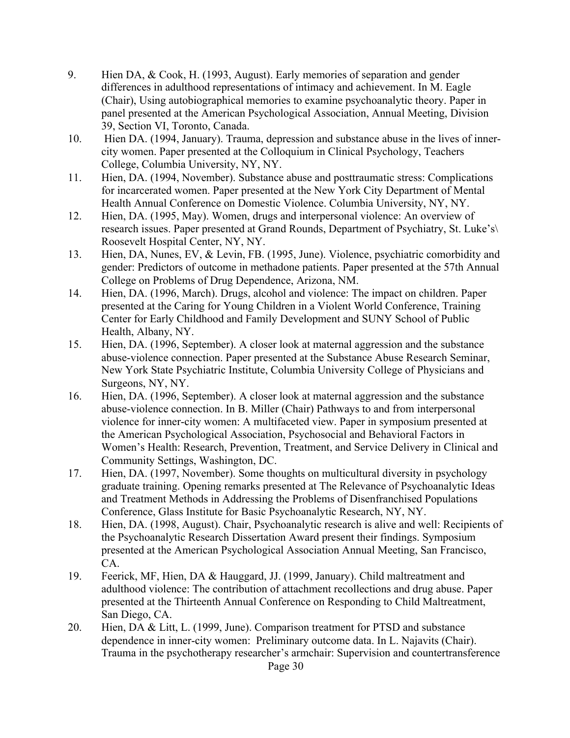9. Hien DA, & Cook, H. (1993, August). Early memories of separation and gender differences in adulthood representations of intimacy and achievement. In M. Eagle (Chair), Using autobiographical memories to examine psychoanalytic theory. Paper in panel presented at the American Psychological Association, Annual Meeting, Division 39, Section VI, Toronto, Canada.
10. Hien DA. (1994, January). Trauma, depression and substance abuse in the lives of inner-city women. Paper presented at the Colloquium in Clinical Psychology, Teachers College, Columbia University, NY, NY.
11. Hien, DA. (1994, November). Substance abuse and posttraumatic stress: Complications for incarcerated women. Paper presented at the New York City Department of Mental Health Annual Conference on Domestic Violence. Columbia University, NY, NY.
12. Hien, DA. (1995, May). Women, drugs and interpersonal violence: An overview of research issues. Paper presented at Grand Rounds, Department of Psychiatry, St. Luke's\ Roosevelt Hospital Center, NY, NY.
13. Hien, DA, Nunes, EV, & Levin, FB. (1995, June). Violence, psychiatric comorbidity and gender: Predictors of outcome in methadone patients. Paper presented at the 57th Annual College on Problems of Drug Dependence, Arizona, NM.
14. Hien, DA. (1996, March). Drugs, alcohol and violence: The impact on children. Paper presented at the Caring for Young Children in a Violent World Conference, Training Center for Early Childhood and Family Development and SUNY School of Public Health, Albany, NY.
15. Hien, DA. (1996, September). A closer look at maternal aggression and the substance abuse-violence connection. Paper presented at the Substance Abuse Research Seminar, New York State Psychiatric Institute, Columbia University College of Physicians and Surgeons, NY, NY.
16. Hien, DA. (1996, September). A closer look at maternal aggression and the substance abuse-violence connection. In B. Miller (Chair) Pathways to and from interpersonal violence for inner-city women: A multifaceted view. Paper in symposium presented at the American Psychological Association, Psychosocial and Behavioral Factors in Women's Health: Research, Prevention, Treatment, and Service Delivery in Clinical and Community Settings, Washington, DC.
17. Hien, DA. (1997, November). Some thoughts on multicultural diversity in psychology graduate training. Opening remarks presented at The Relevance of Psychoanalytic Ideas and Treatment Methods in Addressing the Problems of Disenfranchised Populations Conference, Glass Institute for Basic Psychoanalytic Research, NY, NY.
18. Hien, DA. (1998, August). Chair, Psychoanalytic research is alive and well: Recipients of the Psychoanalytic Research Dissertation Award present their findings. Symposium presented at the American Psychological Association Annual Meeting, San Francisco, CA.
19. Feerick, MF, Hien, DA & Hauggard, JJ. (1999, January). Child maltreatment and adulthood violence: The contribution of attachment recollections and drug abuse. Paper presented at the Thirteenth Annual Conference on Responding to Child Maltreatment, San Diego, CA.
20. Hien, DA & Litt, L. (1999, June). Comparison treatment for PTSD and substance dependence in inner-city women: Preliminary outcome data. In L. Najavits (Chair). Trauma in the psychotherapy researcher's armchair: Supervision and countertransference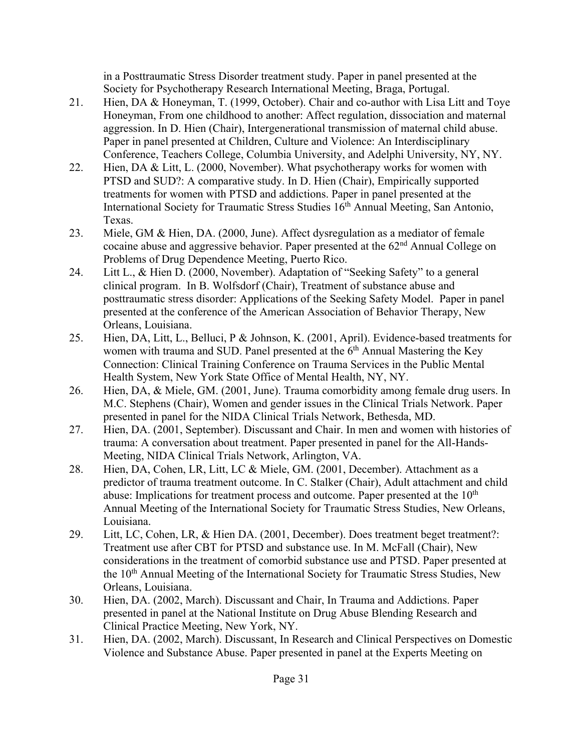in a Posttraumatic Stress Disorder treatment study. Paper in panel presented at the Society for Psychotherapy Research International Meeting, Braga, Portugal.

21. Hien, DA & Honeyman, T. (1999, October). Chair and co-author with Lisa Litt and Toye Honeyman, From one childhood to another: Affect regulation, dissociation and maternal aggression. In D. Hien (Chair), Intergenerational transmission of maternal child abuse. Paper in panel presented at Children, Culture and Violence: An Interdisciplinary Conference, Teachers College, Columbia University, and Adelphi University, NY, NY.
22. Hien, DA & Litt, L. (2000, November). What psychotherapy works for women with PTSD and SUD?: A comparative study. In D. Hien (Chair), Empirically supported treatments for women with PTSD and addictions. Paper in panel presented at the International Society for Traumatic Stress Studies 16th Annual Meeting, San Antonio, Texas.
23. Miele, GM & Hien, DA. (2000, June). Affect dysregulation as a mediator of female cocaine abuse and aggressive behavior. Paper presented at the 62nd Annual College on Problems of Drug Dependence Meeting, Puerto Rico.
24. Litt L., & Hien D. (2000, November). Adaptation of "Seeking Safety" to a general clinical program. In B. Wolfsdorf (Chair), Treatment of substance abuse and posttraumatic stress disorder: Applications of the Seeking Safety Model. Paper in panel presented at the conference of the American Association of Behavior Therapy, New Orleans, Louisiana.
25. Hien, DA, Litt, L., Belluci, P & Johnson, K. (2001, April). Evidence-based treatments for women with trauma and SUD. Panel presented at the 6th Annual Mastering the Key Connection: Clinical Training Conference on Trauma Services in the Public Mental Health System, New York State Office of Mental Health, NY, NY.
26. Hien, DA, & Miele, GM. (2001, June). Trauma comorbidity among female drug users. In M.C. Stephens (Chair), Women and gender issues in the Clinical Trials Network. Paper presented in panel for the NIDA Clinical Trials Network, Bethesda, MD.
27. Hien, DA. (2001, September). Discussant and Chair. In men and women with histories of trauma: A conversation about treatment. Paper presented in panel for the All-Hands-Meeting, NIDA Clinical Trials Network, Arlington, VA.
28. Hien, DA, Cohen, LR, Litt, LC & Miele, GM. (2001, December). Attachment as a predictor of trauma treatment outcome. In C. Stalker (Chair), Adult attachment and child abuse: Implications for treatment process and outcome. Paper presented at the 10th Annual Meeting of the International Society for Traumatic Stress Studies, New Orleans, Louisiana.
29. Litt, LC, Cohen, LR, & Hien DA. (2001, December). Does treatment beget treatment?: Treatment use after CBT for PTSD and substance use. In M. McFall (Chair), New considerations in the treatment of comorbid substance use and PTSD. Paper presented at the 10th Annual Meeting of the International Society for Traumatic Stress Studies, New Orleans, Louisiana.
30. Hien, DA. (2002, March). Discussant and Chair, In Trauma and Addictions. Paper presented in panel at the National Institute on Drug Abuse Blending Research and Clinical Practice Meeting, New York, NY.
31. Hien, DA. (2002, March). Discussant, In Research and Clinical Perspectives on Domestic Violence and Substance Abuse. Paper presented in panel at the Experts Meeting on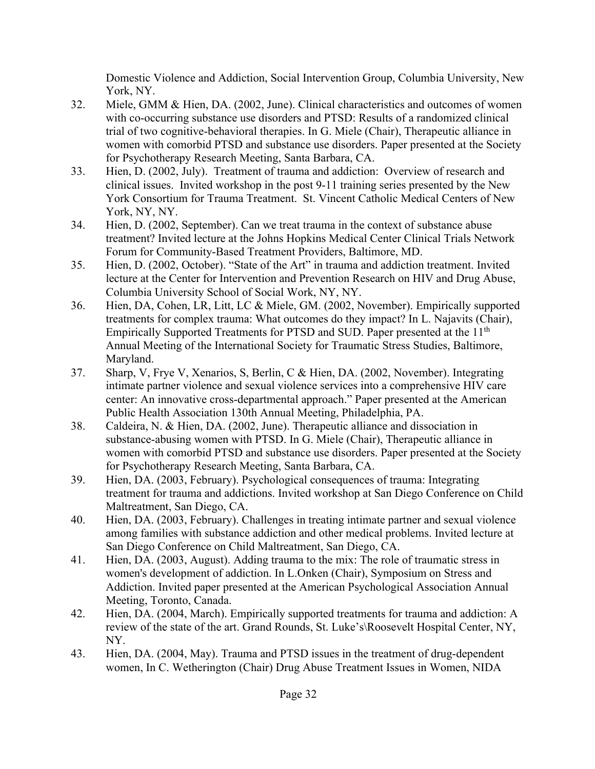Domestic Violence and Addiction, Social Intervention Group, Columbia University, New York, NY.

32. Miele, GMM & Hien, DA. (2002, June). Clinical characteristics and outcomes of women with co-occurring substance use disorders and PTSD: Results of a randomized clinical trial of two cognitive-behavioral therapies. In G. Miele (Chair), Therapeutic alliance in women with comorbid PTSD and substance use disorders. Paper presented at the Society for Psychotherapy Research Meeting, Santa Barbara, CA.
33. Hien, D. (2002, July). Treatment of trauma and addiction: Overview of research and clinical issues. Invited workshop in the post 9-11 training series presented by the New York Consortium for Trauma Treatment. St. Vincent Catholic Medical Centers of New York, NY, NY.
34. Hien, D. (2002, September). Can we treat trauma in the context of substance abuse treatment? Invited lecture at the Johns Hopkins Medical Center Clinical Trials Network Forum for Community-Based Treatment Providers, Baltimore, MD.
35. Hien, D. (2002, October). "State of the Art" in trauma and addiction treatment. Invited lecture at the Center for Intervention and Prevention Research on HIV and Drug Abuse, Columbia University School of Social Work, NY, NY.
36. Hien, DA, Cohen, LR, Litt, LC & Miele, GM. (2002, November). Empirically supported treatments for complex trauma: What outcomes do they impact? In L. Najavits (Chair), Empirically Supported Treatments for PTSD and SUD. Paper presented at the 11th Annual Meeting of the International Society for Traumatic Stress Studies, Baltimore, Maryland.
37. Sharp, V, Frye V, Xenarios, S, Berlin, C & Hien, DA. (2002, November). Integrating intimate partner violence and sexual violence services into a comprehensive HIV care center: An innovative cross-departmental approach." Paper presented at the American Public Health Association 130th Annual Meeting, Philadelphia, PA.
38. Caldeira, N. & Hien, DA. (2002, June). Therapeutic alliance and dissociation in substance-abusing women with PTSD. In G. Miele (Chair), Therapeutic alliance in women with comorbid PTSD and substance use disorders. Paper presented at the Society for Psychotherapy Research Meeting, Santa Barbara, CA.
39. Hien, DA. (2003, February). Psychological consequences of trauma: Integrating treatment for trauma and addictions. Invited workshop at San Diego Conference on Child Maltreatment, San Diego, CA.
40. Hien, DA. (2003, February). Challenges in treating intimate partner and sexual violence among families with substance addiction and other medical problems. Invited lecture at San Diego Conference on Child Maltreatment, San Diego, CA.
41. Hien, DA. (2003, August). Adding trauma to the mix: The role of traumatic stress in women's development of addiction. In L.Onken (Chair), Symposium on Stress and Addiction. Invited paper presented at the American Psychological Association Annual Meeting, Toronto, Canada.
42. Hien, DA. (2004, March). Empirically supported treatments for trauma and addiction: A review of the state of the art. Grand Rounds, St. Luke's\Roosevelt Hospital Center, NY, NY.
43. Hien, DA. (2004, May). Trauma and PTSD issues in the treatment of drug-dependent women, In C. Wetherington (Chair) Drug Abuse Treatment Issues in Women, NIDA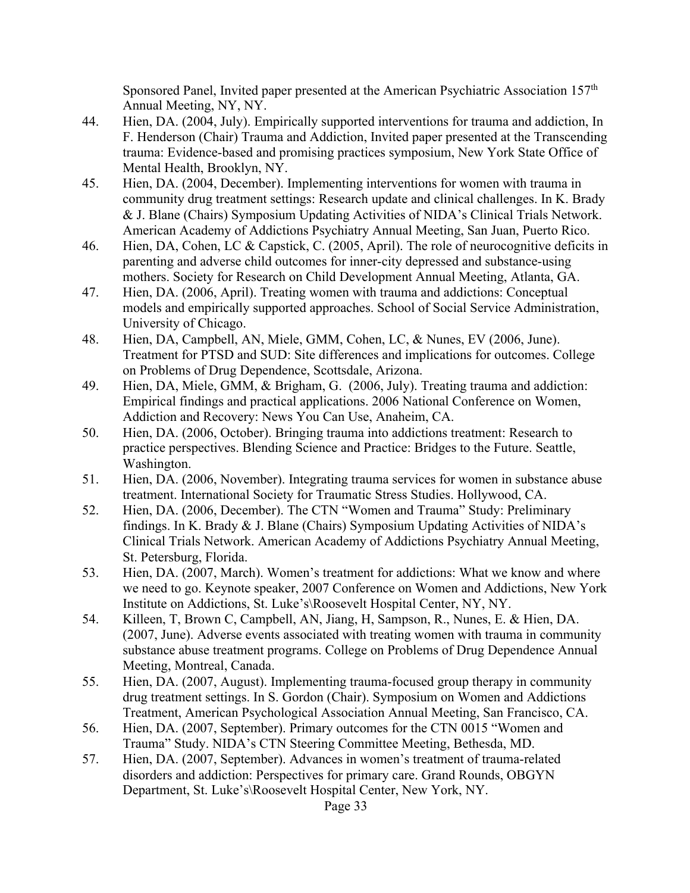Sponsored Panel, Invited paper presented at the American Psychiatric Association 157th Annual Meeting, NY, NY.

44. Hien, DA. (2004, July). Empirically supported interventions for trauma and addiction, In F. Henderson (Chair) Trauma and Addiction, Invited paper presented at the Transcending trauma: Evidence-based and promising practices symposium, New York State Office of Mental Health, Brooklyn, NY.
45. Hien, DA. (2004, December). Implementing interventions for women with trauma in community drug treatment settings: Research update and clinical challenges. In K. Brady & J. Blane (Chairs) Symposium Updating Activities of NIDA's Clinical Trials Network. American Academy of Addictions Psychiatry Annual Meeting, San Juan, Puerto Rico.
46. Hien, DA, Cohen, LC & Capstick, C. (2005, April). The role of neurocognitive deficits in parenting and adverse child outcomes for inner-city depressed and substance-using mothers. Society for Research on Child Development Annual Meeting, Atlanta, GA.
47. Hien, DA. (2006, April). Treating women with trauma and addictions: Conceptual models and empirically supported approaches. School of Social Service Administration, University of Chicago.
48. Hien, DA, Campbell, AN, Miele, GMM, Cohen, LC, & Nunes, EV (2006, June). Treatment for PTSD and SUD: Site differences and implications for outcomes. College on Problems of Drug Dependence, Scottsdale, Arizona.
49. Hien, DA, Miele, GMM, & Brigham, G. (2006, July). Treating trauma and addiction: Empirical findings and practical applications. 2006 National Conference on Women, Addiction and Recovery: News You Can Use, Anaheim, CA.
50. Hien, DA. (2006, October). Bringing trauma into addictions treatment: Research to practice perspectives. Blending Science and Practice: Bridges to the Future. Seattle, Washington.
51. Hien, DA. (2006, November). Integrating trauma services for women in substance abuse treatment. International Society for Traumatic Stress Studies. Hollywood, CA.
52. Hien, DA. (2006, December). The CTN "Women and Trauma" Study: Preliminary findings. In K. Brady & J. Blane (Chairs) Symposium Updating Activities of NIDA's Clinical Trials Network. American Academy of Addictions Psychiatry Annual Meeting, St. Petersburg, Florida.
53. Hien, DA. (2007, March). Women's treatment for addictions: What we know and where we need to go. Keynote speaker, 2007 Conference on Women and Addictions, New York Institute on Addictions, St. Luke's\Roosevelt Hospital Center, NY, NY.
54. Killeen, T, Brown C, Campbell, AN, Jiang, H, Sampson, R., Nunes, E. & Hien, DA. (2007, June). Adverse events associated with treating women with trauma in community substance abuse treatment programs. College on Problems of Drug Dependence Annual Meeting, Montreal, Canada.
55. Hien, DA. (2007, August). Implementing trauma-focused group therapy in community drug treatment settings. In S. Gordon (Chair). Symposium on Women and Addictions Treatment, American Psychological Association Annual Meeting, San Francisco, CA.
56. Hien, DA. (2007, September). Primary outcomes for the CTN 0015 "Women and Trauma" Study. NIDA's CTN Steering Committee Meeting, Bethesda, MD.
57. Hien, DA. (2007, September). Advances in women's treatment of trauma-related disorders and addiction: Perspectives for primary care. Grand Rounds, OBGYN Department, St. Luke's\Roosevelt Hospital Center, New York, NY.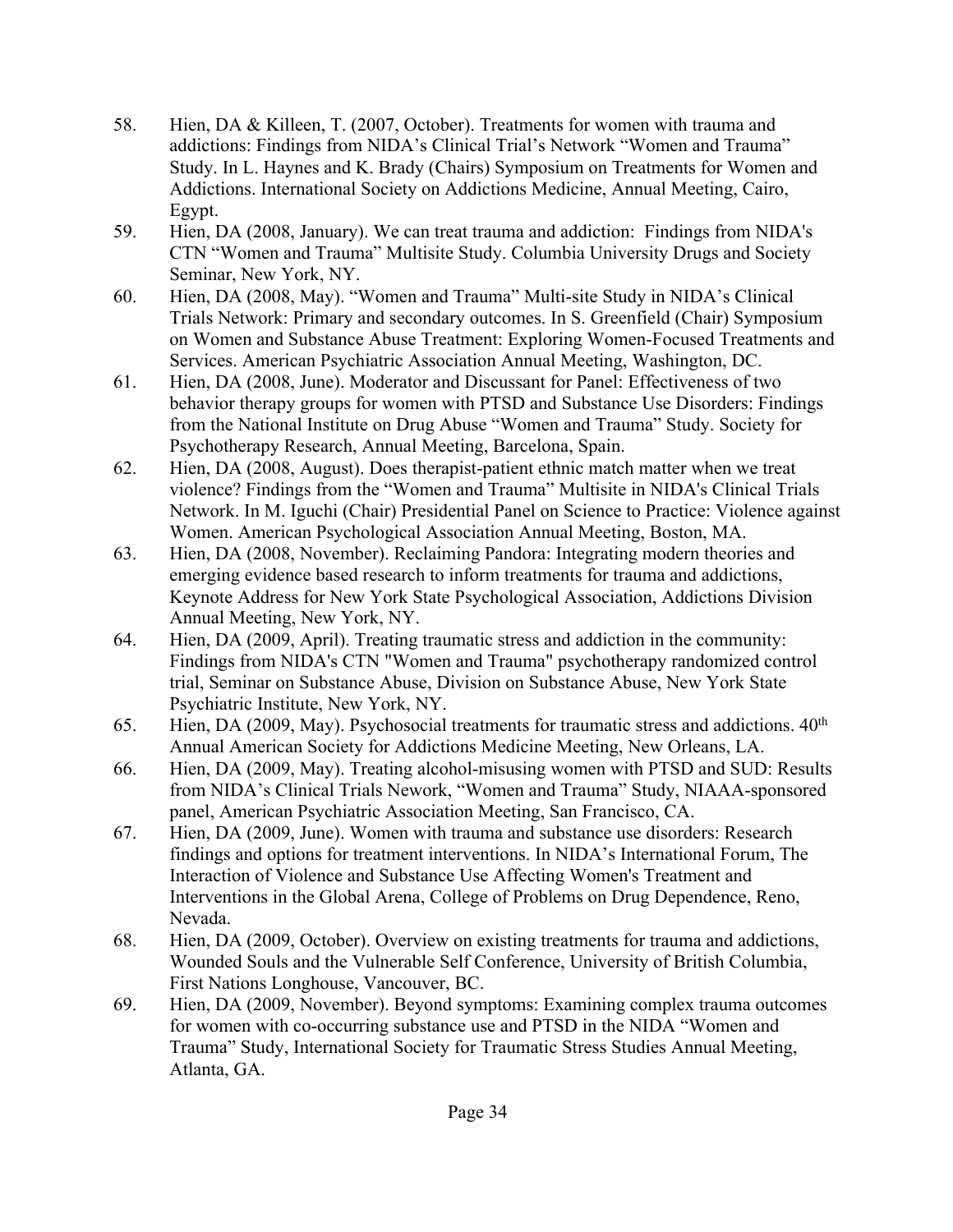58. Hien, DA & Killeen, T. (2007, October). Treatments for women with trauma and addictions: Findings from NIDA's Clinical Trial's Network "Women and Trauma" Study. In L. Haynes and K. Brady (Chairs) Symposium on Treatments for Women and Addictions. International Society on Addictions Medicine, Annual Meeting, Cairo, Egypt.
59. Hien, DA (2008, January). We can treat trauma and addiction: Findings from NIDA's CTN "Women and Trauma" Multisite Study. Columbia University Drugs and Society Seminar, New York, NY.
60. Hien, DA (2008, May). "Women and Trauma" Multi-site Study in NIDA's Clinical Trials Network: Primary and secondary outcomes. In S. Greenfield (Chair) Symposium on Women and Substance Abuse Treatment: Exploring Women-Focused Treatments and Services. American Psychiatric Association Annual Meeting, Washington, DC.
61. Hien, DA (2008, June). Moderator and Discussant for Panel: Effectiveness of two behavior therapy groups for women with PTSD and Substance Use Disorders: Findings from the National Institute on Drug Abuse "Women and Trauma" Study. Society for Psychotherapy Research, Annual Meeting, Barcelona, Spain.
62. Hien, DA (2008, August). Does therapist-patient ethnic match matter when we treat violence? Findings from the "Women and Trauma" Multisite in NIDA's Clinical Trials Network. In M. Iguchi (Chair) Presidential Panel on Science to Practice: Violence against Women. American Psychological Association Annual Meeting, Boston, MA.
63. Hien, DA (2008, November). Reclaiming Pandora: Integrating modern theories and emerging evidence based research to inform treatments for trauma and addictions, Keynote Address for New York State Psychological Association, Addictions Division Annual Meeting, New York, NY.
64. Hien, DA (2009, April). Treating traumatic stress and addiction in the community: Findings from NIDA's CTN "Women and Trauma" psychotherapy randomized control trial, Seminar on Substance Abuse, Division on Substance Abuse, New York State Psychiatric Institute, New York, NY.
65. Hien, DA (2009, May). Psychosocial treatments for traumatic stress and addictions. 40th Annual American Society for Addictions Medicine Meeting, New Orleans, LA.
66. Hien, DA (2009, May). Treating alcohol-misusing women with PTSD and SUD: Results from NIDA's Clinical Trials Nework, "Women and Trauma" Study, NIAAA-sponsored panel, American Psychiatric Association Meeting, San Francisco, CA.
67. Hien, DA (2009, June). Women with trauma and substance use disorders: Research findings and options for treatment interventions. In NIDA's International Forum, The Interaction of Violence and Substance Use Affecting Women's Treatment and Interventions in the Global Arena, College of Problems on Drug Dependence, Reno, Nevada.
68. Hien, DA (2009, October). Overview on existing treatments for trauma and addictions, Wounded Souls and the Vulnerable Self Conference, University of British Columbia, First Nations Longhouse, Vancouver, BC.
69. Hien, DA (2009, November). Beyond symptoms: Examining complex trauma outcomes for women with co-occurring substance use and PTSD in the NIDA "Women and Trauma" Study, International Society for Traumatic Stress Studies Annual Meeting, Atlanta, GA.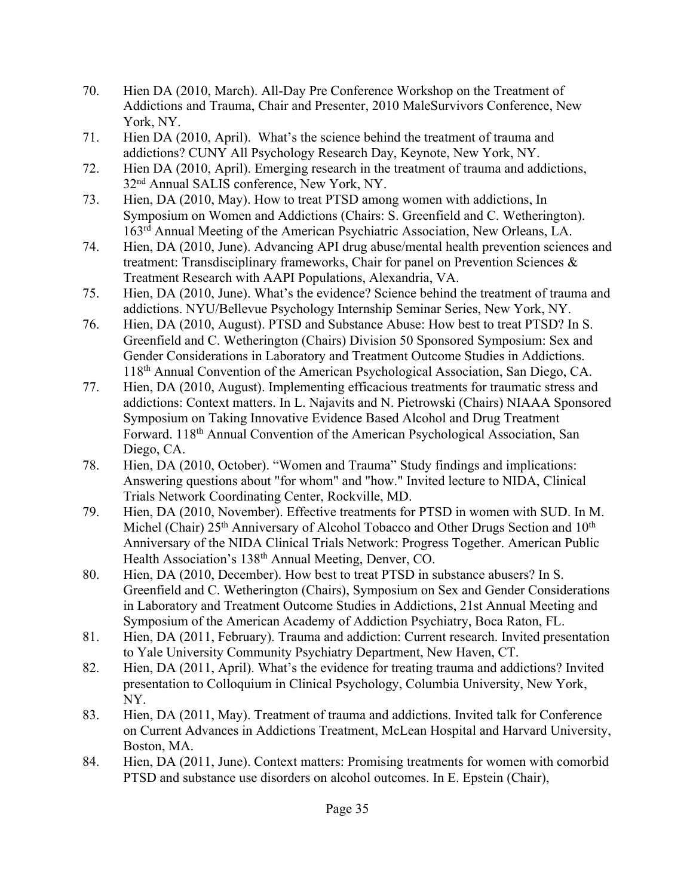70. Hien DA (2010, March). All-Day Pre Conference Workshop on the Treatment of Addictions and Trauma, Chair and Presenter, 2010 MaleSurvivors Conference, New York, NY.
71. Hien DA (2010, April). What's the science behind the treatment of trauma and addictions? CUNY All Psychology Research Day, Keynote, New York, NY.
72. Hien DA (2010, April). Emerging research in the treatment of trauma and addictions, 32nd Annual SALIS conference, New York, NY.
73. Hien, DA (2010, May). How to treat PTSD among women with addictions, In Symposium on Women and Addictions (Chairs: S. Greenfield and C. Wetherington). 163rd Annual Meeting of the American Psychiatric Association, New Orleans, LA.
74. Hien, DA (2010, June). Advancing API drug abuse/mental health prevention sciences and treatment: Transdisciplinary frameworks, Chair for panel on Prevention Sciences & Treatment Research with AAPI Populations, Alexandria, VA.
75. Hien, DA (2010, June). What's the evidence? Science behind the treatment of trauma and addictions. NYU/Bellevue Psychology Internship Seminar Series, New York, NY.
76. Hien, DA (2010, August). PTSD and Substance Abuse: How best to treat PTSD? In S. Greenfield and C. Wetherington (Chairs) Division 50 Sponsored Symposium: Sex and Gender Considerations in Laboratory and Treatment Outcome Studies in Addictions. 118th Annual Convention of the American Psychological Association, San Diego, CA.
77. Hien, DA (2010, August). Implementing efficacious treatments for traumatic stress and addictions: Context matters. In L. Najavits and N. Pietrowski (Chairs) NIAAA Sponsored Symposium on Taking Innovative Evidence Based Alcohol and Drug Treatment Forward. 118th Annual Convention of the American Psychological Association, San Diego, CA.
78. Hien, DA (2010, October). "Women and Trauma" Study findings and implications: Answering questions about "for whom" and "how." Invited lecture to NIDA, Clinical Trials Network Coordinating Center, Rockville, MD.
79. Hien, DA (2010, November). Effective treatments for PTSD in women with SUD. In M. Michel (Chair) 25th Anniversary of Alcohol Tobacco and Other Drugs Section and 10th Anniversary of the NIDA Clinical Trials Network: Progress Together. American Public Health Association's 138th Annual Meeting, Denver, CO.
80. Hien, DA (2010, December). How best to treat PTSD in substance abusers? In S. Greenfield and C. Wetherington (Chairs), Symposium on Sex and Gender Considerations in Laboratory and Treatment Outcome Studies in Addictions, 21st Annual Meeting and Symposium of the American Academy of Addiction Psychiatry, Boca Raton, FL.
81. Hien, DA (2011, February). Trauma and addiction: Current research. Invited presentation to Yale University Community Psychiatry Department, New Haven, CT.
82. Hien, DA (2011, April). What's the evidence for treating trauma and addictions? Invited presentation to Colloquium in Clinical Psychology, Columbia University, New York, NY.
83. Hien, DA (2011, May). Treatment of trauma and addictions. Invited talk for Conference on Current Advances in Addictions Treatment, McLean Hospital and Harvard University, Boston, MA.
84. Hien, DA (2011, June). Context matters: Promising treatments for women with comorbid PTSD and substance use disorders on alcohol outcomes. In E. Epstein (Chair),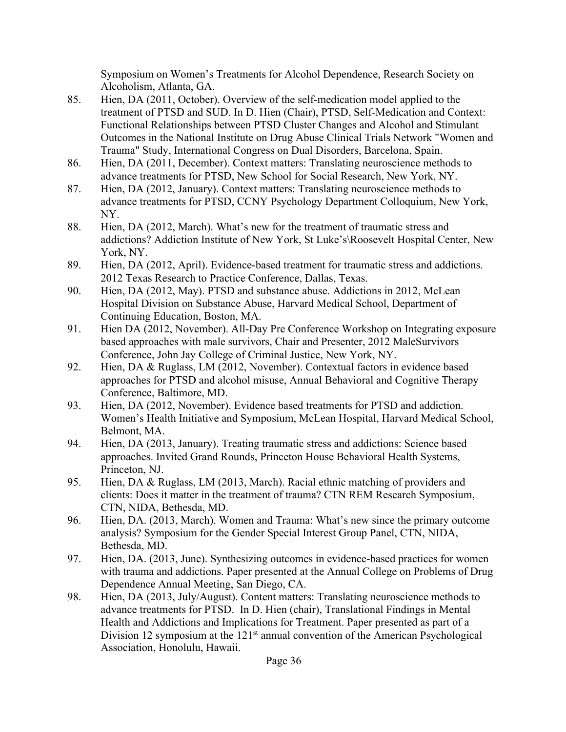Symposium on Women's Treatments for Alcohol Dependence, Research Society on Alcoholism, Atlanta, GA.

85. Hien, DA (2011, October). Overview of the self-medication model applied to the treatment of PTSD and SUD. In D. Hien (Chair), PTSD, Self-Medication and Context: Functional Relationships between PTSD Cluster Changes and Alcohol and Stimulant Outcomes in the National Institute on Drug Abuse Clinical Trials Network "Women and Trauma" Study, International Congress on Dual Disorders, Barcelona, Spain.
86. Hien, DA (2011, December). Context matters: Translating neuroscience methods to advance treatments for PTSD, New School for Social Research, New York, NY.
87. Hien, DA (2012, January). Context matters: Translating neuroscience methods to advance treatments for PTSD, CCNY Psychology Department Colloquium, New York, NY.
88. Hien, DA (2012, March). What's new for the treatment of traumatic stress and addictions? Addiction Institute of New York, St Luke's\Roosevelt Hospital Center, New York, NY.
89. Hien, DA (2012, April). Evidence-based treatment for traumatic stress and addictions. 2012 Texas Research to Practice Conference, Dallas, Texas.
90. Hien, DA (2012, May). PTSD and substance abuse. Addictions in 2012, McLean Hospital Division on Substance Abuse, Harvard Medical School, Department of Continuing Education, Boston, MA.
91. Hien DA (2012, November). All-Day Pre Conference Workshop on Integrating exposure based approaches with male survivors, Chair and Presenter, 2012 MaleSurvivors Conference, John Jay College of Criminal Justice, New York, NY.
92. Hien, DA & Ruglass, LM (2012, November). Contextual factors in evidence based approaches for PTSD and alcohol misuse, Annual Behavioral and Cognitive Therapy Conference, Baltimore, MD.
93. Hien, DA (2012, November). Evidence based treatments for PTSD and addiction. Women's Health Initiative and Symposium, McLean Hospital, Harvard Medical School, Belmont, MA.
94. Hien, DA (2013, January). Treating traumatic stress and addictions: Science based approaches. Invited Grand Rounds, Princeton House Behavioral Health Systems, Princeton, NJ.
95. Hien, DA & Ruglass, LM (2013, March). Racial ethnic matching of providers and clients: Does it matter in the treatment of trauma? CTN REM Research Symposium, CTN, NIDA, Bethesda, MD.
96. Hien, DA. (2013, March). Women and Trauma: What's new since the primary outcome analysis? Symposium for the Gender Special Interest Group Panel, CTN, NIDA, Bethesda, MD.
97. Hien, DA. (2013, June). Synthesizing outcomes in evidence-based practices for women with trauma and addictions. Paper presented at the Annual College on Problems of Drug Dependence Annual Meeting, San Diego, CA.
98. Hien, DA (2013, July/August). Content matters: Translating neuroscience methods to advance treatments for PTSD. In D. Hien (chair), Translational Findings in Mental Health and Addictions and Implications for Treatment. Paper presented as part of a Division 12 symposium at the 121st annual convention of the American Psychological Association, Honolulu, Hawaii.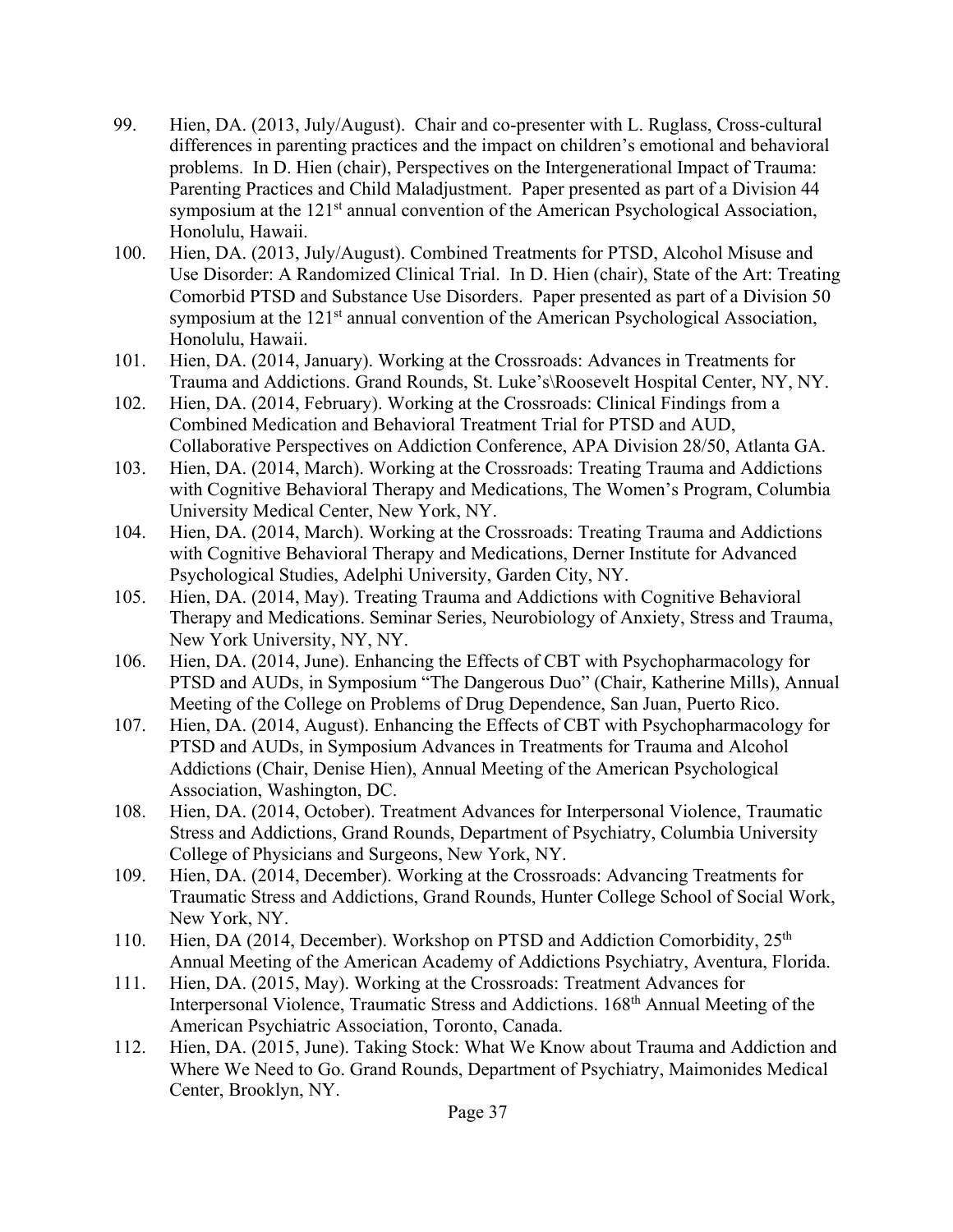99. Hien, DA. (2013, July/August). Chair and co-presenter with L. Ruglass, Cross-cultural differences in parenting practices and the impact on children's emotional and behavioral problems. In D. Hien (chair), Perspectives on the Intergenerational Impact of Trauma: Parenting Practices and Child Maladjustment. Paper presented as part of a Division 44 symposium at the 121st annual convention of the American Psychological Association, Honolulu, Hawaii.
100. Hien, DA. (2013, July/August). Combined Treatments for PTSD, Alcohol Misuse and Use Disorder: A Randomized Clinical Trial. In D. Hien (chair), State of the Art: Treating Comorbid PTSD and Substance Use Disorders. Paper presented as part of a Division 50 symposium at the 121st annual convention of the American Psychological Association, Honolulu, Hawaii.
101. Hien, DA. (2014, January). Working at the Crossroads: Advances in Treatments for Trauma and Addictions. Grand Rounds, St. Luke's\Roosevelt Hospital Center, NY, NY.
102. Hien, DA. (2014, February). Working at the Crossroads: Clinical Findings from a Combined Medication and Behavioral Treatment Trial for PTSD and AUD, Collaborative Perspectives on Addiction Conference, APA Division 28/50, Atlanta GA.
103. Hien, DA. (2014, March). Working at the Crossroads: Treating Trauma and Addictions with Cognitive Behavioral Therapy and Medications, The Women's Program, Columbia University Medical Center, New York, NY.
104. Hien, DA. (2014, March). Working at the Crossroads: Treating Trauma and Addictions with Cognitive Behavioral Therapy and Medications, Derner Institute for Advanced Psychological Studies, Adelphi University, Garden City, NY.
105. Hien, DA. (2014, May). Treating Trauma and Addictions with Cognitive Behavioral Therapy and Medications. Seminar Series, Neurobiology of Anxiety, Stress and Trauma, New York University, NY, NY.
106. Hien, DA. (2014, June). Enhancing the Effects of CBT with Psychopharmacology for PTSD and AUDs, in Symposium "The Dangerous Duo" (Chair, Katherine Mills), Annual Meeting of the College on Problems of Drug Dependence, San Juan, Puerto Rico.
107. Hien, DA. (2014, August). Enhancing the Effects of CBT with Psychopharmacology for PTSD and AUDs, in Symposium Advances in Treatments for Trauma and Alcohol Addictions (Chair, Denise Hien), Annual Meeting of the American Psychological Association, Washington, DC.
108. Hien, DA. (2014, October). Treatment Advances for Interpersonal Violence, Traumatic Stress and Addictions, Grand Rounds, Department of Psychiatry, Columbia University College of Physicians and Surgeons, New York, NY.
109. Hien, DA. (2014, December). Working at the Crossroads: Advancing Treatments for Traumatic Stress and Addictions, Grand Rounds, Hunter College School of Social Work, New York, NY.
110. Hien, DA (2014, December). Workshop on PTSD and Addiction Comorbidity, 25th Annual Meeting of the American Academy of Addictions Psychiatry, Aventura, Florida.
111. Hien, DA. (2015, May). Working at the Crossroads: Treatment Advances for Interpersonal Violence, Traumatic Stress and Addictions. 168th Annual Meeting of the American Psychiatric Association, Toronto, Canada.
112. Hien, DA. (2015, June). Taking Stock: What We Know about Trauma and Addiction and Where We Need to Go. Grand Rounds, Department of Psychiatry, Maimonides Medical Center, Brooklyn, NY.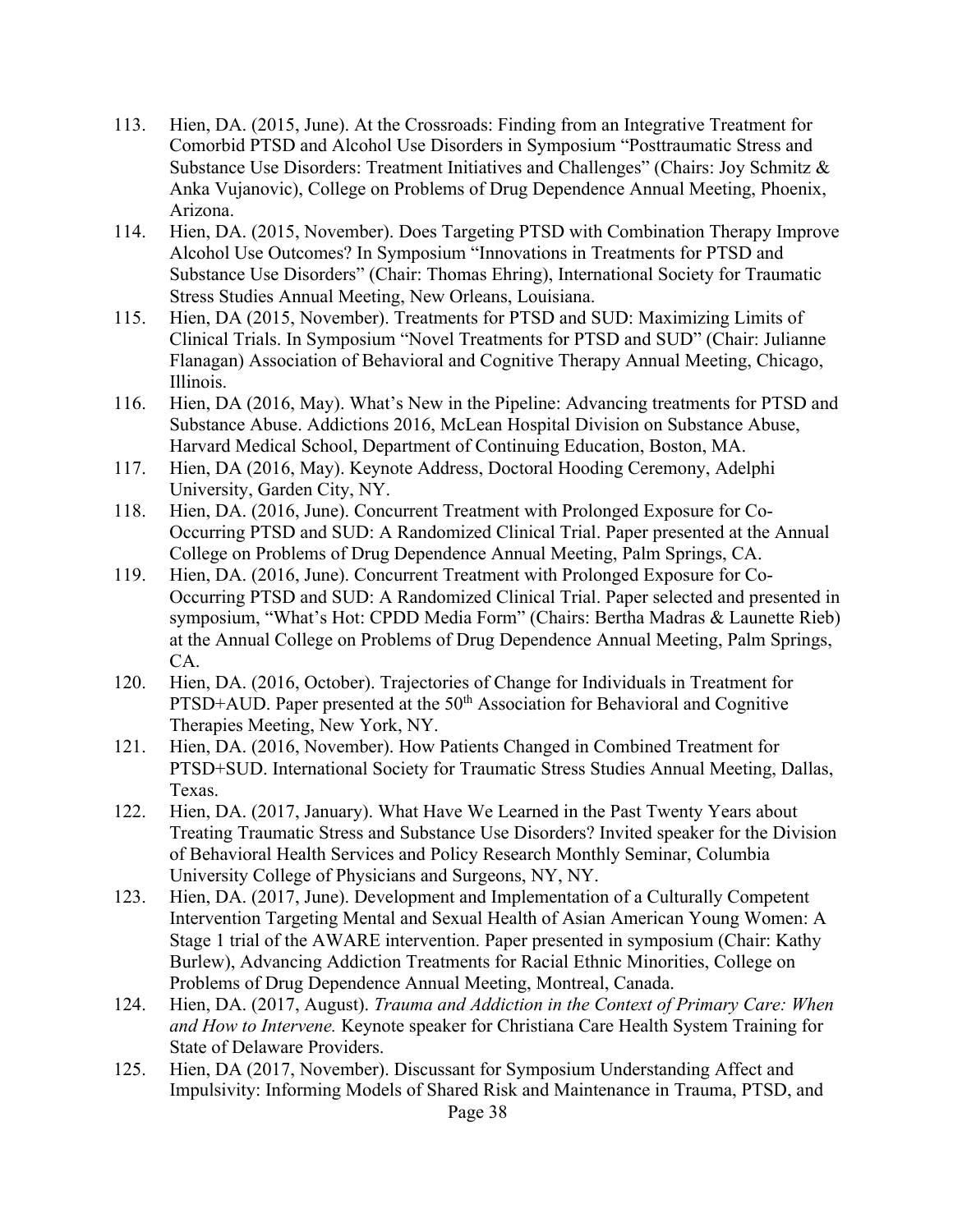113. Hien, DA. (2015, June). At the Crossroads: Finding from an Integrative Treatment for Comorbid PTSD and Alcohol Use Disorders in Symposium "Posttraumatic Stress and Substance Use Disorders: Treatment Initiatives and Challenges" (Chairs: Joy Schmitz & Anka Vujanovic), College on Problems of Drug Dependence Annual Meeting, Phoenix, Arizona.
114. Hien, DA. (2015, November). Does Targeting PTSD with Combination Therapy Improve Alcohol Use Outcomes? In Symposium "Innovations in Treatments for PTSD and Substance Use Disorders" (Chair: Thomas Ehring), International Society for Traumatic Stress Studies Annual Meeting, New Orleans, Louisiana.
115. Hien, DA (2015, November). Treatments for PTSD and SUD: Maximizing Limits of Clinical Trials. In Symposium "Novel Treatments for PTSD and SUD" (Chair: Julianne Flanagan) Association of Behavioral and Cognitive Therapy Annual Meeting, Chicago, Illinois.
116. Hien, DA (2016, May). What's New in the Pipeline: Advancing treatments for PTSD and Substance Abuse. Addictions 2016, McLean Hospital Division on Substance Abuse, Harvard Medical School, Department of Continuing Education, Boston, MA.
117. Hien, DA (2016, May). Keynote Address, Doctoral Hooding Ceremony, Adelphi University, Garden City, NY.
118. Hien, DA. (2016, June). Concurrent Treatment with Prolonged Exposure for Co-Occurring PTSD and SUD: A Randomized Clinical Trial. Paper presented at the Annual College on Problems of Drug Dependence Annual Meeting, Palm Springs, CA.
119. Hien, DA. (2016, June). Concurrent Treatment with Prolonged Exposure for Co-Occurring PTSD and SUD: A Randomized Clinical Trial. Paper selected and presented in symposium, "What's Hot: CPDD Media Form" (Chairs: Bertha Madras & Launette Rieb) at the Annual College on Problems of Drug Dependence Annual Meeting, Palm Springs, CA.
120. Hien, DA. (2016, October). Trajectories of Change for Individuals in Treatment for PTSD+AUD. Paper presented at the 50th Association for Behavioral and Cognitive Therapies Meeting, New York, NY.
121. Hien, DA. (2016, November). How Patients Changed in Combined Treatment for PTSD+SUD. International Society for Traumatic Stress Studies Annual Meeting, Dallas, Texas.
122. Hien, DA. (2017, January). What Have We Learned in the Past Twenty Years about Treating Traumatic Stress and Substance Use Disorders? Invited speaker for the Division of Behavioral Health Services and Policy Research Monthly Seminar, Columbia University College of Physicians and Surgeons, NY, NY.
123. Hien, DA. (2017, June). Development and Implementation of a Culturally Competent Intervention Targeting Mental and Sexual Health of Asian American Young Women: A Stage 1 trial of the AWARE intervention. Paper presented in symposium (Chair: Kathy Burlew), Advancing Addiction Treatments for Racial Ethnic Minorities, College on Problems of Drug Dependence Annual Meeting, Montreal, Canada.
124. Hien, DA. (2017, August). *Trauma and Addiction in the Context of Primary Care: When and How to Intervene.* Keynote speaker for Christiana Care Health System Training for State of Delaware Providers.
125. Hien, DA (2017, November). Discussant for Symposium Understanding Affect and Impulsivity: Informing Models of Shared Risk and Maintenance in Trauma, PTSD, and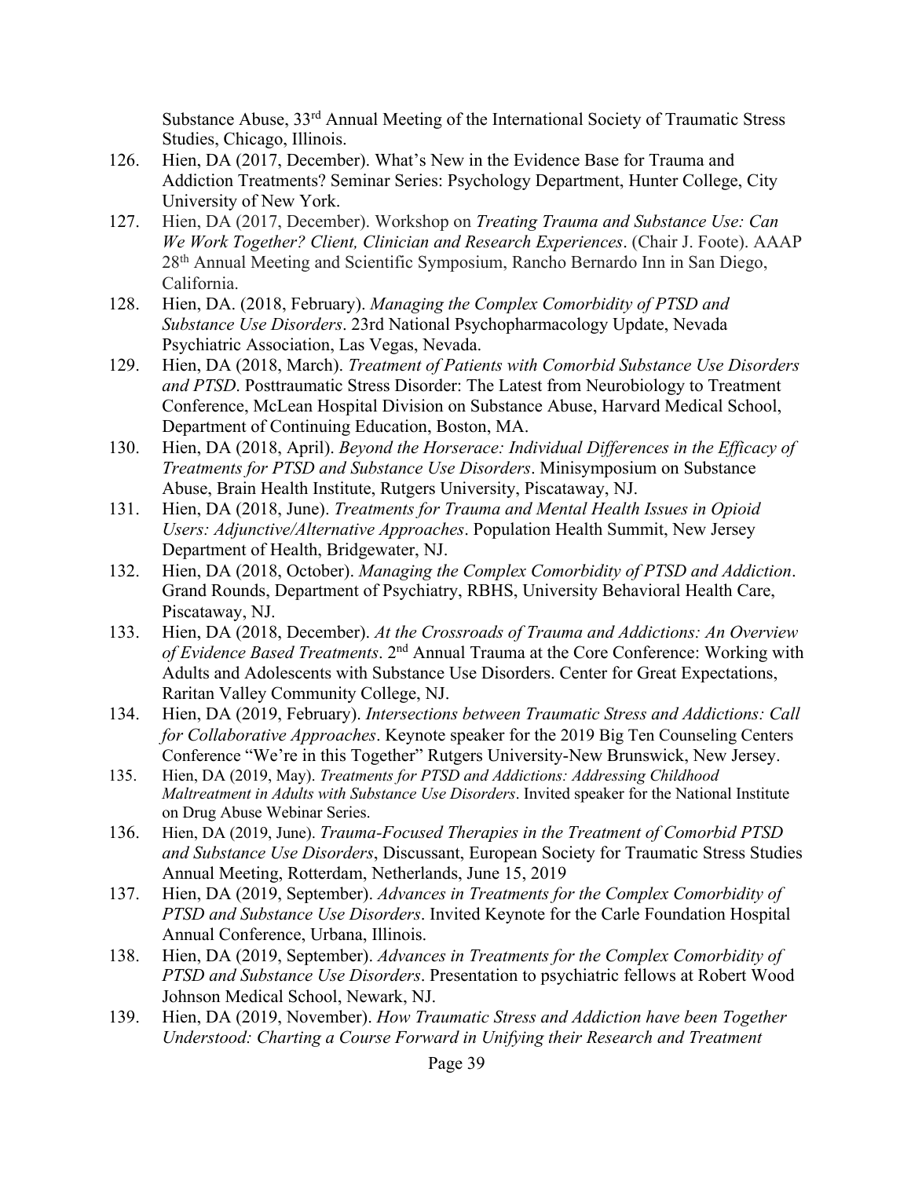Substance Abuse, 33rd Annual Meeting of the International Society of Traumatic Stress Studies, Chicago, Illinois.

126. Hien, DA (2017, December). What's New in the Evidence Base for Trauma and Addiction Treatments? Seminar Series: Psychology Department, Hunter College, City University of New York.
127. Hien, DA (2017, December). Workshop on *Treating Trauma and Substance Use: Can We Work Together? Client, Clinician and Research Experiences*. (Chair J. Foote). AAAP 28th Annual Meeting and Scientific Symposium, Rancho Bernardo Inn in San Diego, California.
128. Hien, DA. (2018, February). *Managing the Complex Comorbidity of PTSD and Substance Use Disorders*. 23rd National Psychopharmacology Update, Nevada Psychiatric Association, Las Vegas, Nevada.
129. Hien, DA (2018, March). *Treatment of Patients with Comorbid Substance Use Disorders and PTSD*. Posttraumatic Stress Disorder: The Latest from Neurobiology to Treatment Conference, McLean Hospital Division on Substance Abuse, Harvard Medical School, Department of Continuing Education, Boston, MA.
130. Hien, DA (2018, April). *Beyond the Horserace: Individual Differences in the Efficacy of Treatments for PTSD and Substance Use Disorders*. Minisymposium on Substance Abuse, Brain Health Institute, Rutgers University, Piscataway, NJ.
131. Hien, DA (2018, June). *Treatments for Trauma and Mental Health Issues in Opioid Users: Adjunctive/Alternative Approaches*. Population Health Summit, New Jersey Department of Health, Bridgewater, NJ.
132. Hien, DA (2018, October). *Managing the Complex Comorbidity of PTSD and Addiction*. Grand Rounds, Department of Psychiatry, RBHS, University Behavioral Health Care, Piscataway, NJ.
133. Hien, DA (2018, December). *At the Crossroads of Trauma and Addictions: An Overview of Evidence Based Treatments*. 2nd Annual Trauma at the Core Conference: Working with Adults and Adolescents with Substance Use Disorders. Center for Great Expectations, Raritan Valley Community College, NJ.
134. Hien, DA (2019, February). *Intersections between Traumatic Stress and Addictions: Call for Collaborative Approaches*. Keynote speaker for the 2019 Big Ten Counseling Centers Conference "We're in this Together" Rutgers University-New Brunswick, New Jersey.
135. Hien, DA (2019, May). *Treatments for PTSD and Addictions: Addressing Childhood Maltreatment in Adults with Substance Use Disorders*. Invited speaker for the National Institute on Drug Abuse Webinar Series.
136. Hien, DA (2019, June). *Trauma-Focused Therapies in the Treatment of Comorbid PTSD and Substance Use Disorders*, Discussant, European Society for Traumatic Stress Studies Annual Meeting, Rotterdam, Netherlands, June 15, 2019
137. Hien, DA (2019, September). *Advances in Treatments for the Complex Comorbidity of PTSD and Substance Use Disorders*. Invited Keynote for the Carle Foundation Hospital Annual Conference, Urbana, Illinois.
138. Hien, DA (2019, September). *Advances in Treatments for the Complex Comorbidity of PTSD and Substance Use Disorders*. Presentation to psychiatric fellows at Robert Wood Johnson Medical School, Newark, NJ.
139. Hien, DA (2019, November). *How Traumatic Stress and Addiction have been Together Understood: Charting a Course Forward in Unifying their Research and Treatment*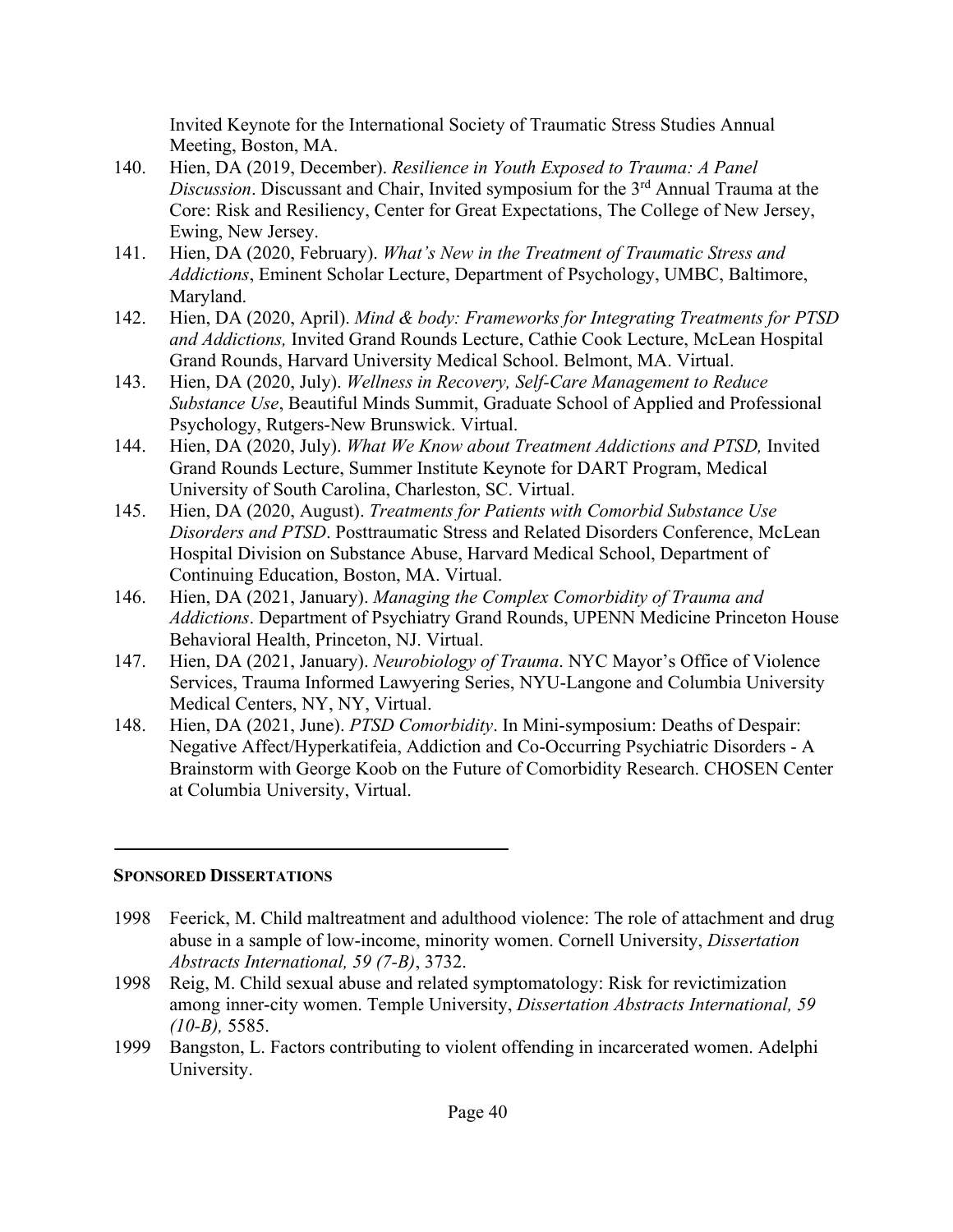Invited Keynote for the International Society of Traumatic Stress Studies Annual Meeting, Boston, MA.

140. Hien, DA (2019, December). *Resilience in Youth Exposed to Trauma: A Panel Discussion*. Discussant and Chair, Invited symposium for the 3rd Annual Trauma at the Core: Risk and Resiliency, Center for Great Expectations, The College of New Jersey, Ewing, New Jersey.
141. Hien, DA (2020, February). *What's New in the Treatment of Traumatic Stress and Addictions*, Eminent Scholar Lecture, Department of Psychology, UMBC, Baltimore, Maryland.
142. Hien, DA (2020, April). *Mind & body: Frameworks for Integrating Treatments for PTSD and Addictions,* Invited Grand Rounds Lecture, Cathie Cook Lecture, McLean Hospital Grand Rounds, Harvard University Medical School. Belmont, MA. Virtual.
143. Hien, DA (2020, July). *Wellness in Recovery, Self-Care Management to Reduce Substance Use*, Beautiful Minds Summit, Graduate School of Applied and Professional Psychology, Rutgers-New Brunswick. Virtual.
144. Hien, DA (2020, July). *What We Know about Treatment Addictions and PTSD,* Invited Grand Rounds Lecture, Summer Institute Keynote for DART Program, Medical University of South Carolina, Charleston, SC. Virtual.
145. Hien, DA (2020, August). *Treatments for Patients with Comorbid Substance Use Disorders and PTSD*. Posttraumatic Stress and Related Disorders Conference, McLean Hospital Division on Substance Abuse, Harvard Medical School, Department of Continuing Education, Boston, MA. Virtual.
146. Hien, DA (2021, January). *Managing the Complex Comorbidity of Trauma and Addictions*. Department of Psychiatry Grand Rounds, UPENN Medicine Princeton House Behavioral Health, Princeton, NJ. Virtual.
147. Hien, DA (2021, January). *Neurobiology of Trauma*. NYC Mayor's Office of Violence Services, Trauma Informed Lawyering Series, NYU-Langone and Columbia University Medical Centers, NY, NY, Virtual.
148. Hien, DA (2021, June). *PTSD Comorbidity*. In Mini-symposium: Deaths of Despair: Negative Affect/Hyperkatifeia, Addiction and Co-Occurring Psychiatric Disorders - A Brainstorm with George Koob on the Future of Comorbidity Research. CHOSEN Center at Columbia University, Virtual.

---

**SPONSORED DISSERTATIONS**

1998 Feerick, M. Child maltreatment and adulthood violence: The role of attachment and drug abuse in a sample of low-income, minority women. Cornell University, *Dissertation Abstracts International, 59 (7-B)*, 3732.

1998 Reig, M. Child sexual abuse and related symptomatology: Risk for revictimization among inner-city women. Temple University, *Dissertation Abstracts International, 59 (10-B),* 5585.

1999 Bangston, L. Factors contributing to violent offending in incarcerated women. Adelphi University.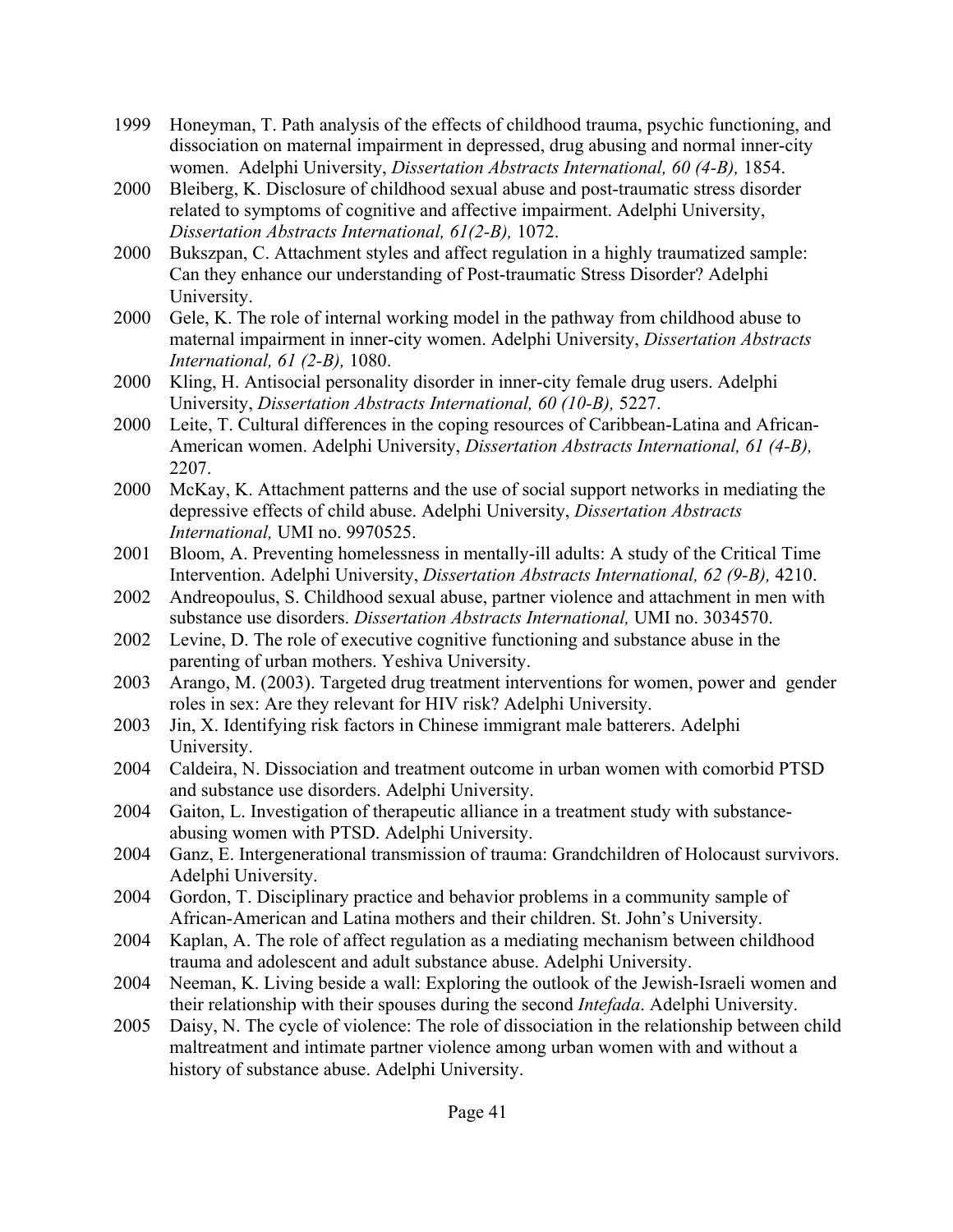1999 Honeyman, T. Path analysis of the effects of childhood trauma, psychic functioning, and dissociation on maternal impairment in depressed, drug abusing and normal inner-city women. Adelphi University, *Dissertation Abstracts International, 60 (4-B),* 1854.

2000 Bleiberg, K. Disclosure of childhood sexual abuse and post-traumatic stress disorder related to symptoms of cognitive and affective impairment. Adelphi University, *Dissertation Abstracts International, 61(2-B),* 1072.

2000 Bukszpan, C. Attachment styles and affect regulation in a highly traumatized sample: Can they enhance our understanding of Post-traumatic Stress Disorder? Adelphi University.

2000 Gele, K. The role of internal working model in the pathway from childhood abuse to maternal impairment in inner-city women. Adelphi University, *Dissertation Abstracts International, 61 (2-B),* 1080.

2000 Kling, H. Antisocial personality disorder in inner-city female drug users. Adelphi University, *Dissertation Abstracts International, 60 (10-B),* 5227.

2000 Leite, T. Cultural differences in the coping resources of Caribbean-Latina and African-American women. Adelphi University, *Dissertation Abstracts International, 61 (4-B),* 2207.

2000 McKay, K. Attachment patterns and the use of social support networks in mediating the depressive effects of child abuse. Adelphi University, *Dissertation Abstracts International,* UMI no. 9970525.

2001 Bloom, A. Preventing homelessness in mentally-ill adults: A study of the Critical Time Intervention. Adelphi University, *Dissertation Abstracts International, 62 (9-B),* 4210.

2002 Andreopoulus, S. Childhood sexual abuse, partner violence and attachment in men with substance use disorders. *Dissertation Abstracts International,* UMI no. 3034570.

2002 Levine, D. The role of executive cognitive functioning and substance abuse in the parenting of urban mothers. Yeshiva University.

2003 Arango, M. (2003). Targeted drug treatment interventions for women, power and gender roles in sex: Are they relevant for HIV risk? Adelphi University.

2003 Jin, X. Identifying risk factors in Chinese immigrant male batterers. Adelphi University.

2004 Caldeira, N. Dissociation and treatment outcome in urban women with comorbid PTSD and substance use disorders. Adelphi University.

2004 Gaiton, L. Investigation of therapeutic alliance in a treatment study with substance-abusing women with PTSD. Adelphi University.

2004 Ganz, E. Intergenerational transmission of trauma: Grandchildren of Holocaust survivors. Adelphi University.

2004 Gordon, T. Disciplinary practice and behavior problems in a community sample of African-American and Latina mothers and their children. St. John's University.

2004 Kaplan, A. The role of affect regulation as a mediating mechanism between childhood trauma and adolescent and adult substance abuse. Adelphi University.

2004 Neeman, K. Living beside a wall: Exploring the outlook of the Jewish-Israeli women and their relationship with their spouses during the second *Intefada*. Adelphi University.

2005 Daisy, N. The cycle of violence: The role of dissociation in the relationship between child maltreatment and intimate partner violence among urban women with and without a history of substance abuse. Adelphi University.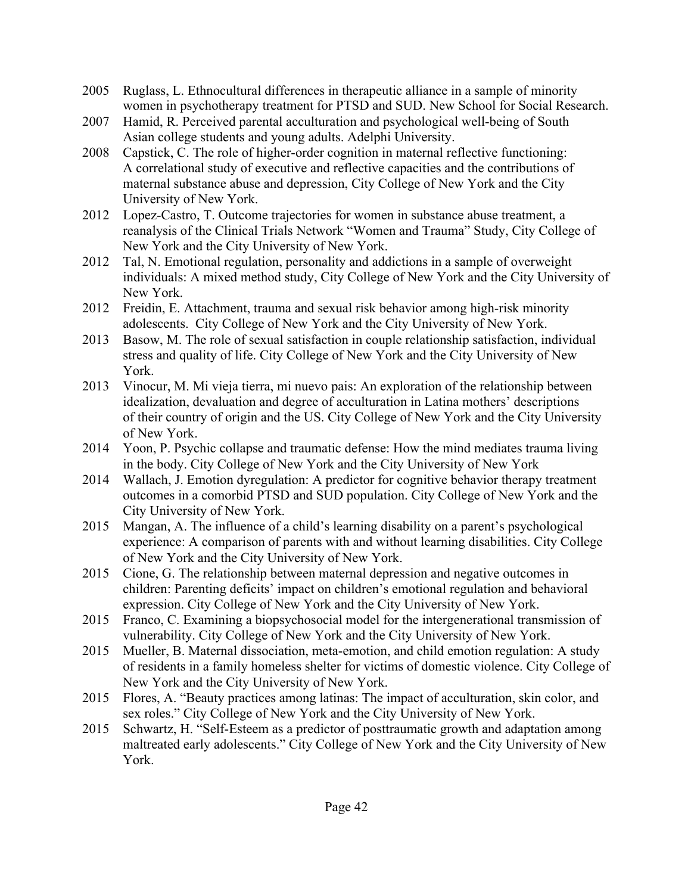2005 Ruglass, L. Ethnocultural differences in therapeutic alliance in a sample of minority women in psychotherapy treatment for PTSD and SUD. New School for Social Research.

2007 Hamid, R. Perceived parental acculturation and psychological well-being of South Asian college students and young adults. Adelphi University.

2008 Capstick, C. The role of higher-order cognition in maternal reflective functioning: A correlational study of executive and reflective capacities and the contributions of maternal substance abuse and depression, City College of New York and the City University of New York.

2012 Lopez-Castro, T. Outcome trajectories for women in substance abuse treatment, a reanalysis of the Clinical Trials Network "Women and Trauma" Study, City College of New York and the City University of New York.

2012 Tal, N. Emotional regulation, personality and addictions in a sample of overweight individuals: A mixed method study, City College of New York and the City University of New York.

2012 Freidin, E. Attachment, trauma and sexual risk behavior among high-risk minority adolescents. City College of New York and the City University of New York.

2013 Basow, M. The role of sexual satisfaction in couple relationship satisfaction, individual stress and quality of life. City College of New York and the City University of New York.

2013 Vinocur, M. Mi vieja tierra, mi nuevo pais: An exploration of the relationship between idealization, devaluation and degree of acculturation in Latina mothers' descriptions of their country of origin and the US. City College of New York and the City University of New York.

2014 Yoon, P. Psychic collapse and traumatic defense: How the mind mediates trauma living in the body. City College of New York and the City University of New York

2014 Wallach, J. Emotion dyregulation: A predictor for cognitive behavior therapy treatment outcomes in a comorbid PTSD and SUD population. City College of New York and the City University of New York.

2015 Mangan, A. The influence of a child's learning disability on a parent's psychological experience: A comparison of parents with and without learning disabilities. City College of New York and the City University of New York.

2015 Cione, G. The relationship between maternal depression and negative outcomes in children: Parenting deficits' impact on children's emotional regulation and behavioral expression. City College of New York and the City University of New York.

2015 Franco, C. Examining a biopsychosocial model for the intergenerational transmission of vulnerability. City College of New York and the City University of New York.

2015 Mueller, B. Maternal dissociation, meta-emotion, and child emotion regulation: A study of residents in a family homeless shelter for victims of domestic violence. City College of New York and the City University of New York.

2015 Flores, A. "Beauty practices among latinas: The impact of acculturation, skin color, and sex roles." City College of New York and the City University of New York.

2015 Schwartz, H. "Self-Esteem as a predictor of posttraumatic growth and adaptation among maltreated early adolescents." City College of New York and the City University of New York.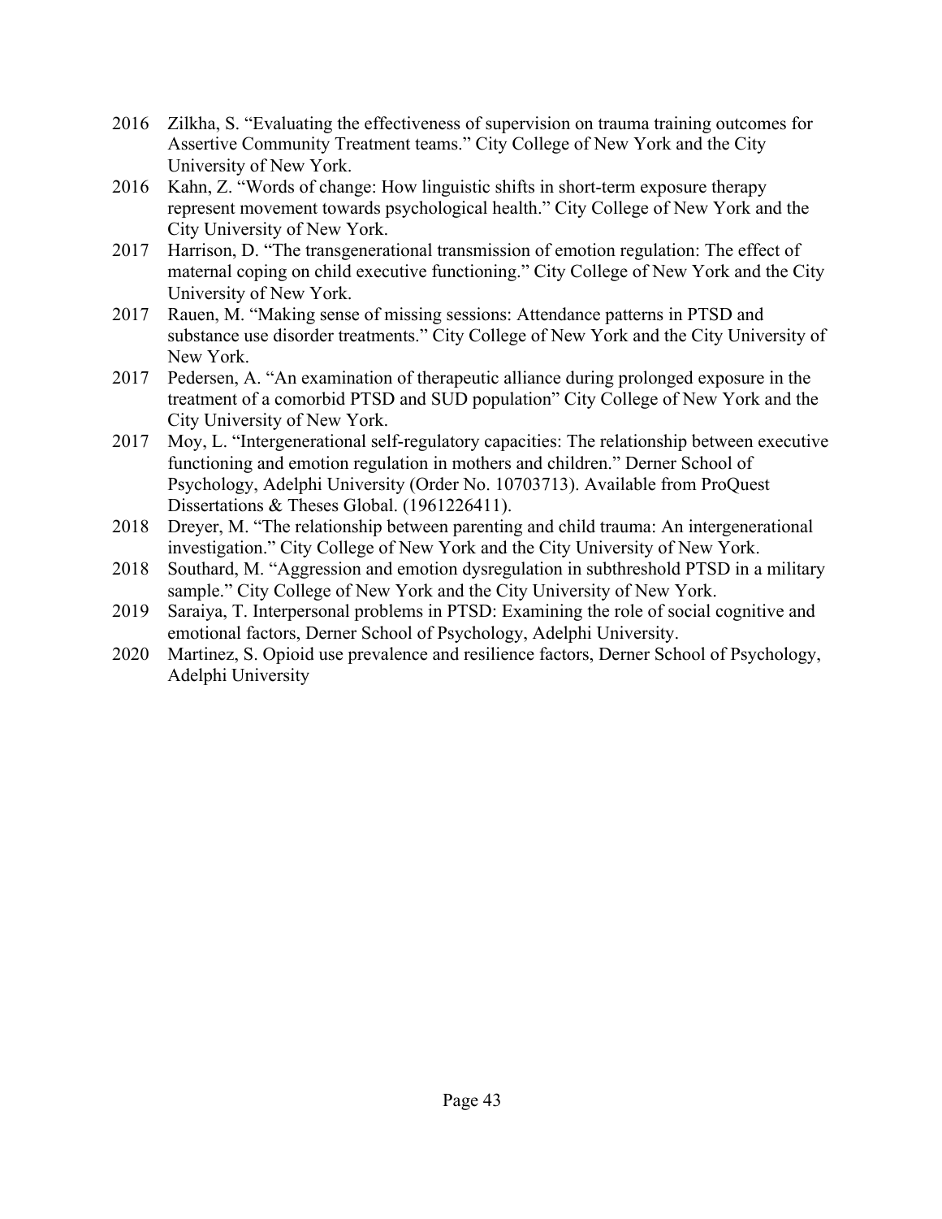2016 Zilkha, S. "Evaluating the effectiveness of supervision on trauma training outcomes for Assertive Community Treatment teams." City College of New York and the City University of New York.

2016 Kahn, Z. "Words of change: How linguistic shifts in short-term exposure therapy represent movement towards psychological health." City College of New York and the City University of New York.

2017 Harrison, D. "The transgenerational transmission of emotion regulation: The effect of maternal coping on child executive functioning." City College of New York and the City University of New York.

2017 Rauen, M. "Making sense of missing sessions: Attendance patterns in PTSD and substance use disorder treatments." City College of New York and the City University of New York.

2017 Pedersen, A. "An examination of therapeutic alliance during prolonged exposure in the treatment of a comorbid PTSD and SUD population" City College of New York and the City University of New York.

2017 Moy, L. "Intergenerational self-regulatory capacities: The relationship between executive functioning and emotion regulation in mothers and children." Derner School of Psychology, Adelphi University (Order No. 10703713). Available from ProQuest Dissertations & Theses Global. (1961226411).

2018 Dreyer, M. "The relationship between parenting and child trauma: An intergenerational investigation." City College of New York and the City University of New York.

2018 Southard, M. "Aggression and emotion dysregulation in subthreshold PTSD in a military sample." City College of New York and the City University of New York.

2019 Saraiya, T. Interpersonal problems in PTSD: Examining the role of social cognitive and emotional factors, Derner School of Psychology, Adelphi University.

2020 Martinez, S. Opioid use prevalence and resilience factors, Derner School of Psychology, Adelphi University